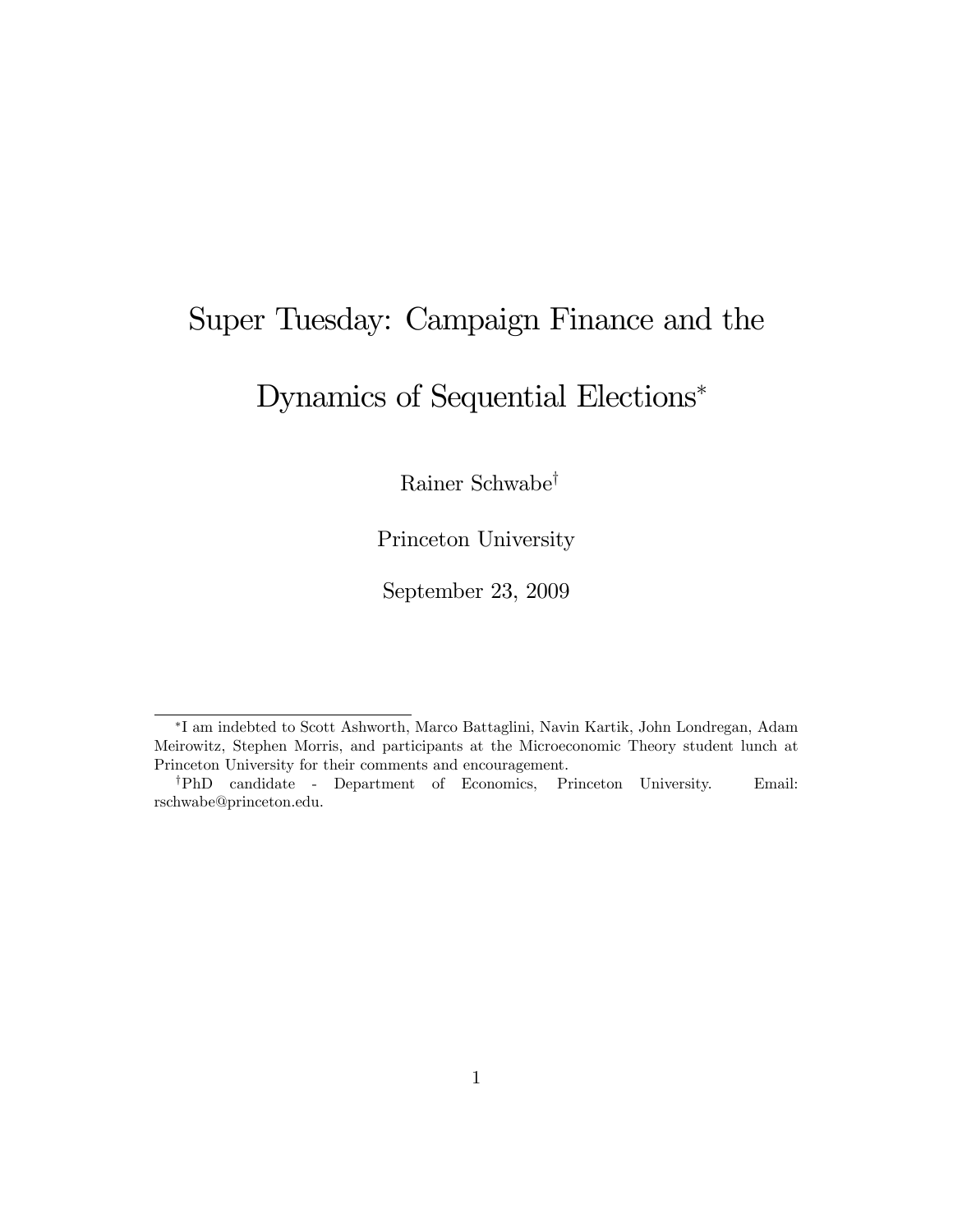# Super Tuesday: Campaign Finance and the Dynamics of Sequential Elections[*]

Rainer Schwabe[†]

Princeton University

September 23, 2009

[*] I am indebted to Scott Ashworth, Marco Battaglini, Navin Kartik, John Londregan, Adam Meirowitz, Stephen Morris, and participants at the Microeconomic Theory student lunch at Princeton University for their comments and encouragement.

[†] PhD candidate - Department of Economics, Princeton University. Email: rschwabe@princeton.edu.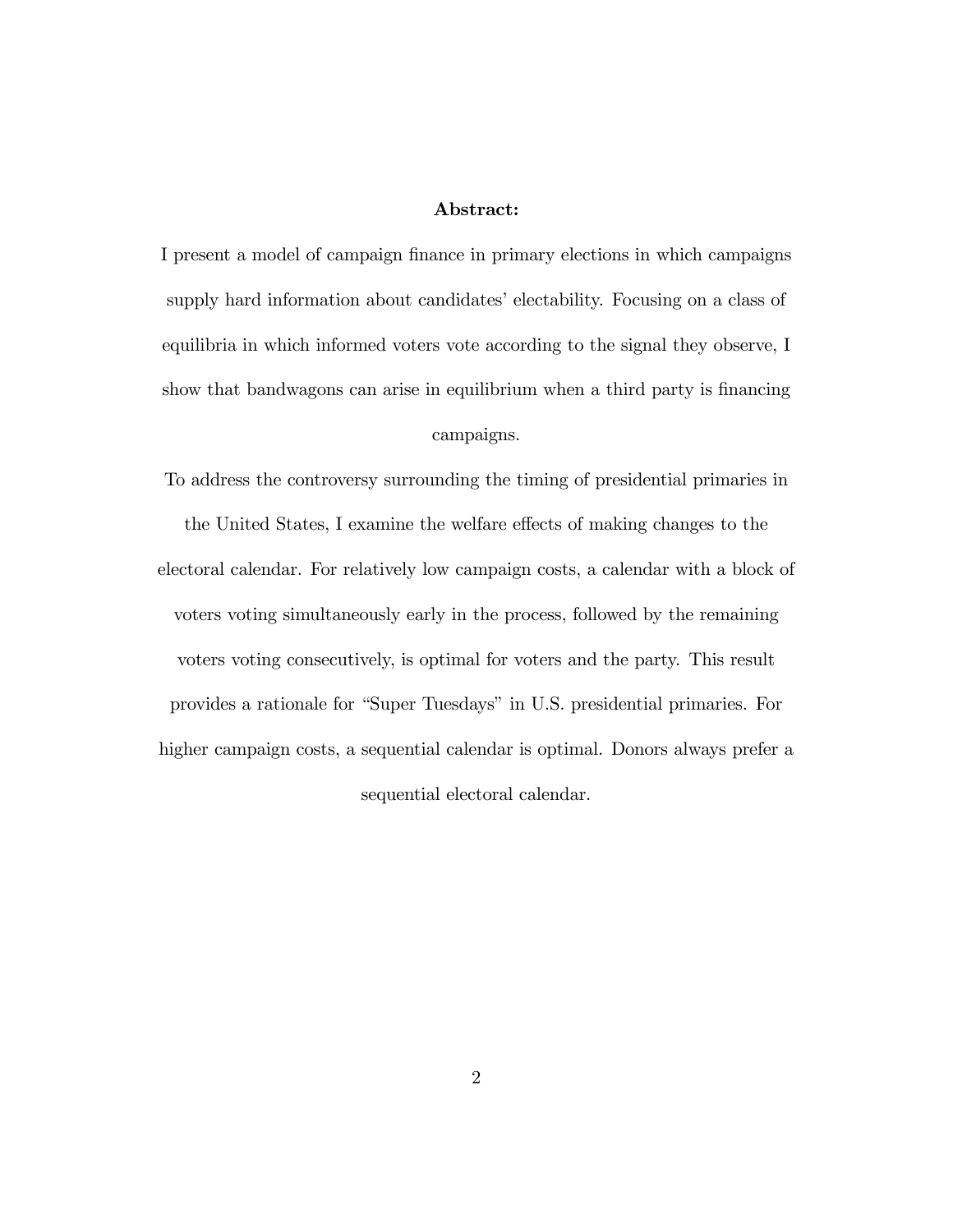**Abstract:**

I present a model of campaign finance in primary elections in which campaigns supply hard information about candidates' electability. Focusing on a class of equilibria in which informed voters vote according to the signal they observe, I show that bandwagons can arise in equilibrium when a third party is financing campaigns.

To address the controversy surrounding the timing of presidential primaries in the United States, I examine the welfare effects of making changes to the electoral calendar. For relatively low campaign costs, a calendar with a block of voters voting simultaneously early in the process, followed by the remaining voters voting consecutively, is optimal for voters and the party. This result provides a rationale for "Super Tuesdays" in U.S. presidential primaries. For higher campaign costs, a sequential calendar is optimal. Donors always prefer a sequential electoral calendar.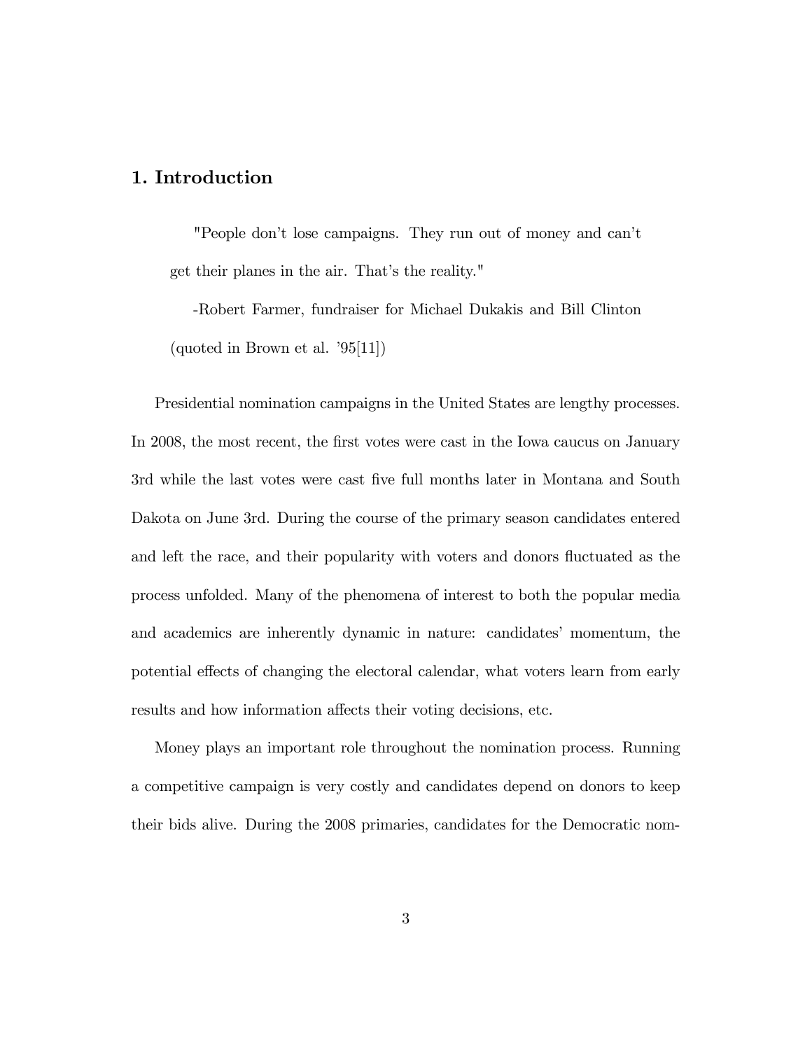## 1. Introduction

> "People don't lose campaigns. They run out of money and can't get their planes in the air. That's the reality."
>
> -Robert Farmer, fundraiser for Michael Dukakis and Bill Clinton (quoted in Brown et al. '95[11])

Presidential nomination campaigns in the United States are lengthy processes. In 2008, the most recent, the first votes were cast in the Iowa caucus on January 3rd while the last votes were cast five full months later in Montana and South Dakota on June 3rd. During the course of the primary season candidates entered and left the race, and their popularity with voters and donors fluctuated as the process unfolded. Many of the phenomena of interest to both the popular media and academics are inherently dynamic in nature: candidates' momentum, the potential effects of changing the electoral calendar, what voters learn from early results and how information affects their voting decisions, etc.

Money plays an important role throughout the nomination process. Running a competitive campaign is very costly and candidates depend on donors to keep their bids alive. During the 2008 primaries, candidates for the Democratic nom-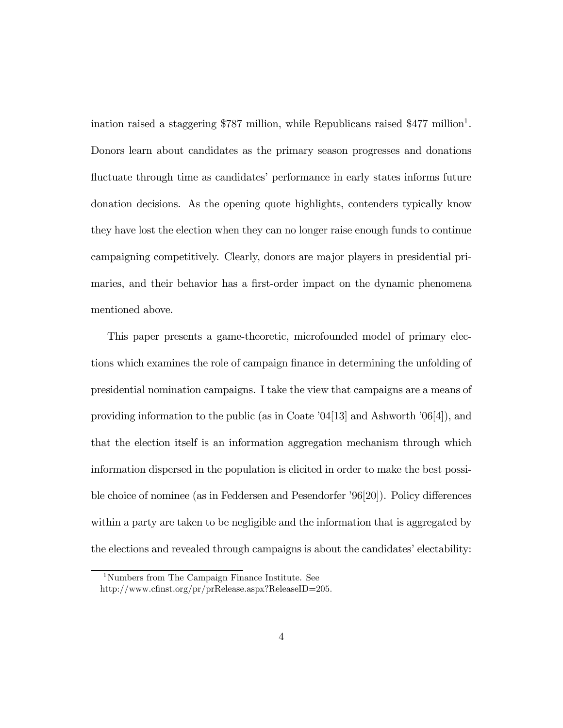ination raised a staggering \$787 million, while Republicans raised \$477 million[1]. Donors learn about candidates as the primary season progresses and donations fluctuate through time as candidates' performance in early states informs future donation decisions. As the opening quote highlights, contenders typically know they have lost the election when they can no longer raise enough funds to continue campaigning competitively. Clearly, donors are major players in presidential primaries, and their behavior has a first-order impact on the dynamic phenomena mentioned above.

This paper presents a game-theoretic, microfounded model of primary elections which examines the role of campaign finance in determining the unfolding of presidential nomination campaigns. I take the view that campaigns are a means of providing information to the public (as in Coate '04[13] and Ashworth '06[4]), and that the election itself is an information aggregation mechanism through which information dispersed in the population is elicited in order to make the best possible choice of nominee (as in Feddersen and Pesendorfer '96[20]). Policy differences within a party are taken to be negligible and the information that is aggregated by the elections and revealed through campaigns is about the candidates' electability:

---

[1] Numbers from The Campaign Finance Institute. See http://www.cfinst.org/pr/prRelease.aspx?ReleaseID=205.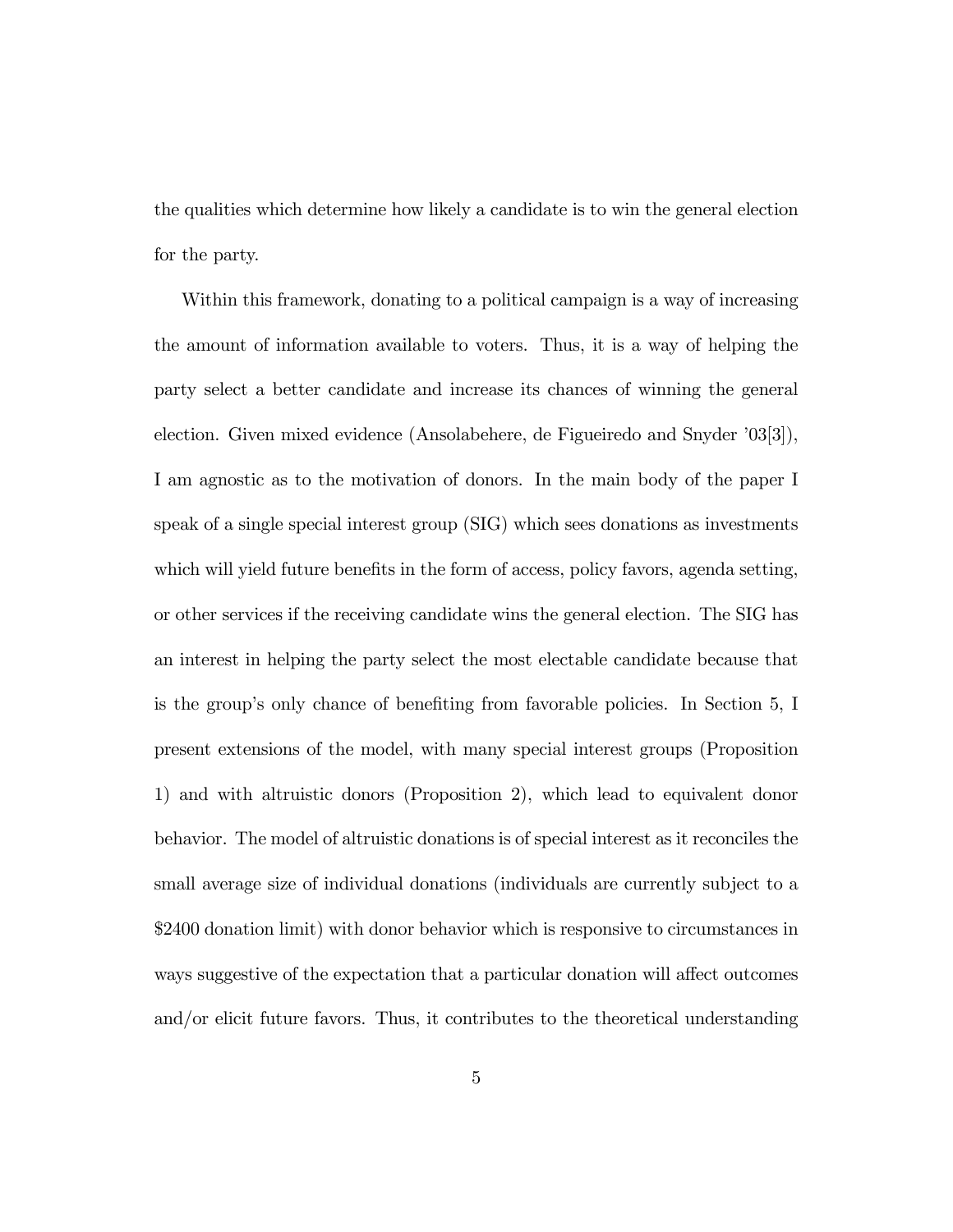the qualities which determine how likely a candidate is to win the general election for the party.

Within this framework, donating to a political campaign is a way of increasing the amount of information available to voters. Thus, it is a way of helping the party select a better candidate and increase its chances of winning the general election. Given mixed evidence (Ansolabehere, de Figueiredo and Snyder '03[3]), I am agnostic as to the motivation of donors. In the main body of the paper I speak of a single special interest group (SIG) which sees donations as investments which will yield future benefits in the form of access, policy favors, agenda setting, or other services if the receiving candidate wins the general election. The SIG has an interest in helping the party select the most electable candidate because that is the group's only chance of benefiting from favorable policies. In Section 5, I present extensions of the model, with many special interest groups (Proposition 1) and with altruistic donors (Proposition 2), which lead to equivalent donor behavior. The model of altruistic donations is of special interest as it reconciles the small average size of individual donations (individuals are currently subject to a $2400 donation limit) with donor behavior which is responsive to circumstances in ways suggestive of the expectation that a particular donation will affect outcomes and/or elicit future favors. Thus, it contributes to the theoretical understanding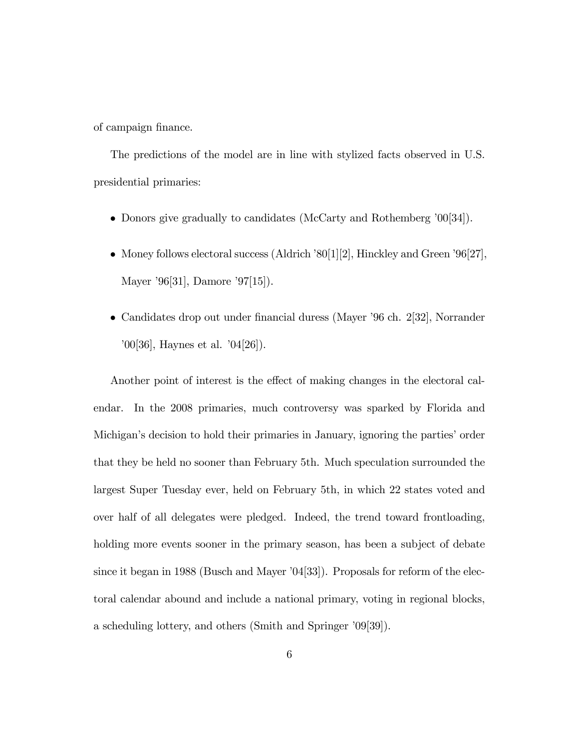of campaign finance.

The predictions of the model are in line with stylized facts observed in U.S. presidential primaries:

- Donors give gradually to candidates (McCarty and Rothemberg '00[34]).
- Money follows electoral success (Aldrich '80[1][2], Hinckley and Green '96[27], Mayer '96[31], Damore '97[15]).
- Candidates drop out under financial duress (Mayer '96 ch. 2[32], Norrander '00[36], Haynes et al. '04[26]).

Another point of interest is the effect of making changes in the electoral calendar. In the 2008 primaries, much controversy was sparked by Florida and Michigan's decision to hold their primaries in January, ignoring the parties' order that they be held no sooner than February 5th. Much speculation surrounded the largest Super Tuesday ever, held on February 5th, in which 22 states voted and over half of all delegates were pledged. Indeed, the trend toward frontloading, holding more events sooner in the primary season, has been a subject of debate since it began in 1988 (Busch and Mayer '04[33]). Proposals for reform of the electoral calendar abound and include a national primary, voting in regional blocks, a scheduling lottery, and others (Smith and Springer '09[39]).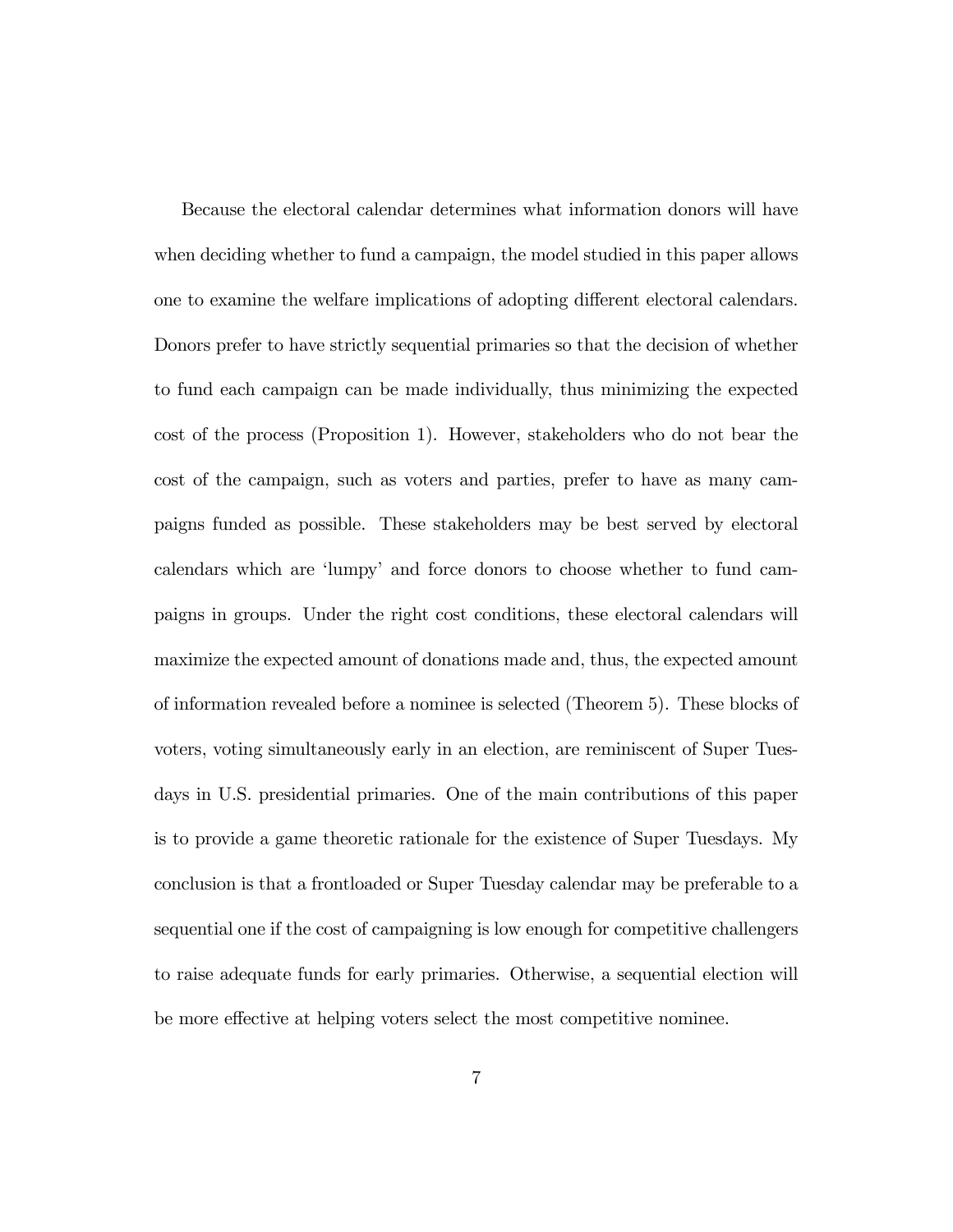Because the electoral calendar determines what information donors will have when deciding whether to fund a campaign, the model studied in this paper allows one to examine the welfare implications of adopting different electoral calendars. Donors prefer to have strictly sequential primaries so that the decision of whether to fund each campaign can be made individually, thus minimizing the expected cost of the process (Proposition 1). However, stakeholders who do not bear the cost of the campaign, such as voters and parties, prefer to have as many campaigns funded as possible. These stakeholders may be best served by electoral calendars which are 'lumpy' and force donors to choose whether to fund campaigns in groups. Under the right cost conditions, these electoral calendars will maximize the expected amount of donations made and, thus, the expected amount of information revealed before a nominee is selected (Theorem 5). These blocks of voters, voting simultaneously early in an election, are reminiscent of Super Tuesdays in U.S. presidential primaries. One of the main contributions of this paper is to provide a game theoretic rationale for the existence of Super Tuesdays. My conclusion is that a frontloaded or Super Tuesday calendar may be preferable to a sequential one if the cost of campaigning is low enough for competitive challengers to raise adequate funds for early primaries. Otherwise, a sequential election will be more effective at helping voters select the most competitive nominee.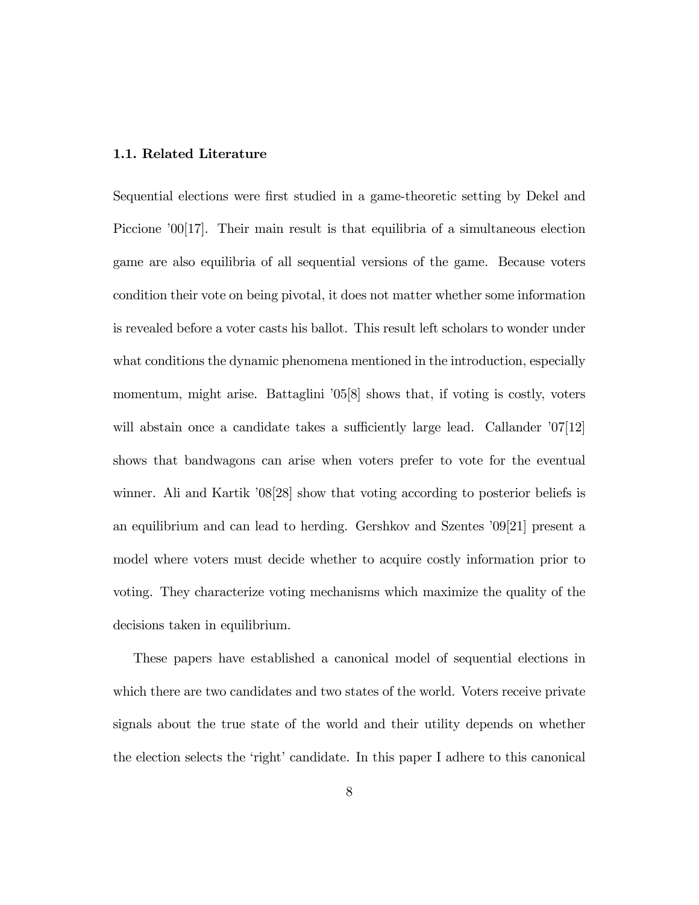### 1.1. Related Literature

Sequential elections were first studied in a game-theoretic setting by Dekel and Piccione '00[17]. Their main result is that equilibria of a simultaneous election game are also equilibria of all sequential versions of the game. Because voters condition their vote on being pivotal, it does not matter whether some information is revealed before a voter casts his ballot. This result left scholars to wonder under what conditions the dynamic phenomena mentioned in the introduction, especially momentum, might arise. Battaglini '05[8] shows that, if voting is costly, voters will abstain once a candidate takes a sufficiently large lead. Callander '07[12] shows that bandwagons can arise when voters prefer to vote for the eventual winner. Ali and Kartik '08[28] show that voting according to posterior beliefs is an equilibrium and can lead to herding. Gershkov and Szentes '09[21] present a model where voters must decide whether to acquire costly information prior to voting. They characterize voting mechanisms which maximize the quality of the decisions taken in equilibrium.

These papers have established a canonical model of sequential elections in which there are two candidates and two states of the world. Voters receive private signals about the true state of the world and their utility depends on whether the election selects the 'right' candidate. In this paper I adhere to this canonical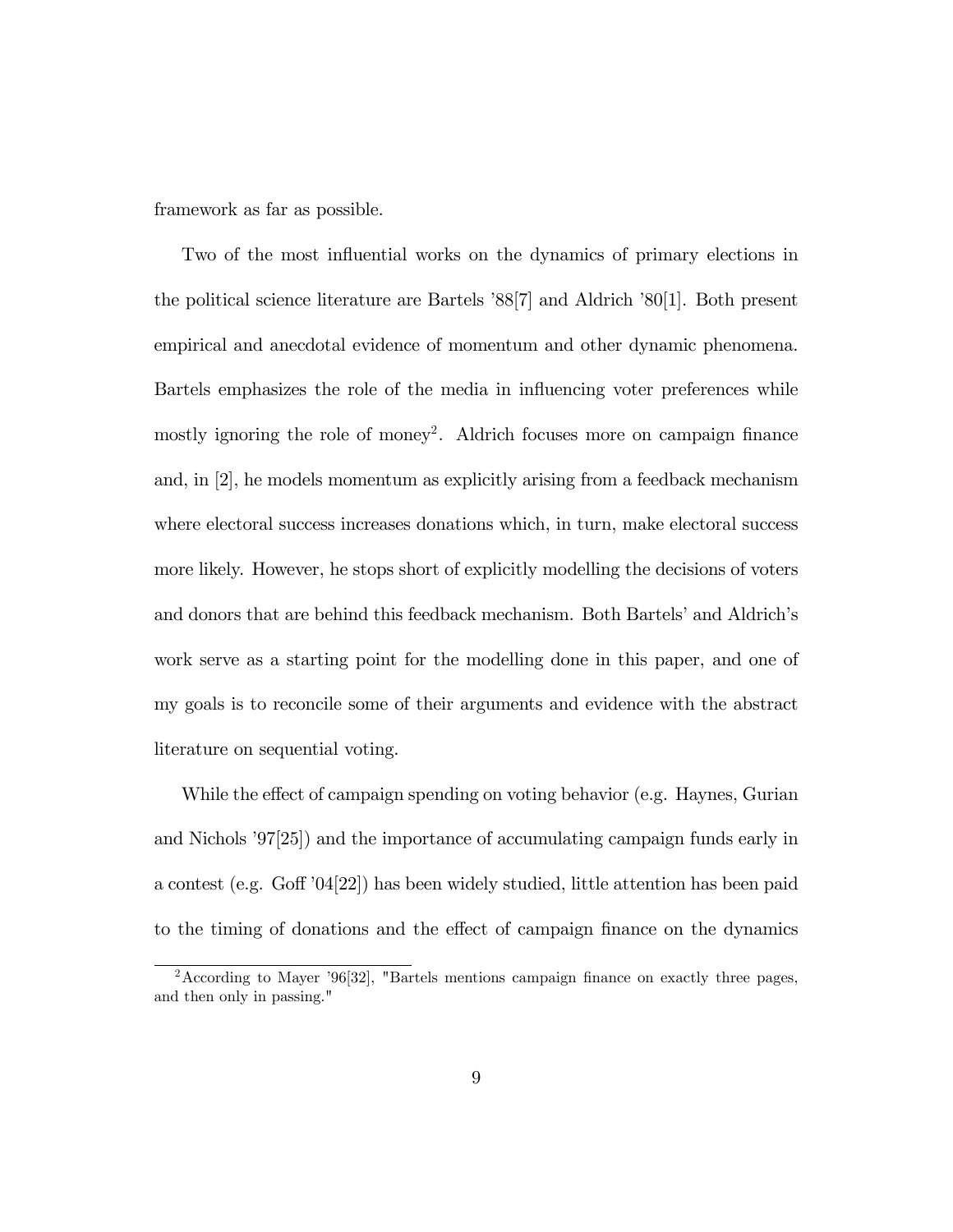framework as far as possible.

Two of the most influential works on the dynamics of primary elections in the political science literature are Bartels '88[7] and Aldrich '80[1]. Both present empirical and anecdotal evidence of momentum and other dynamic phenomena. Bartels emphasizes the role of the media in influencing voter preferences while mostly ignoring the role of money[2]. Aldrich focuses more on campaign finance and, in [2], he models momentum as explicitly arising from a feedback mechanism where electoral success increases donations which, in turn, make electoral success more likely. However, he stops short of explicitly modelling the decisions of voters and donors that are behind this feedback mechanism. Both Bartels' and Aldrich's work serve as a starting point for the modelling done in this paper, and one of my goals is to reconcile some of their arguments and evidence with the abstract literature on sequential voting.

While the effect of campaign spending on voting behavior (e.g. Haynes, Gurian and Nichols '97[25]) and the importance of accumulating campaign funds early in a contest (e.g. Goff '04[22]) has been widely studied, little attention has been paid to the timing of donations and the effect of campaign finance on the dynamics

[2] According to Mayer '96[32], "Bartels mentions campaign finance on exactly three pages, and then only in passing."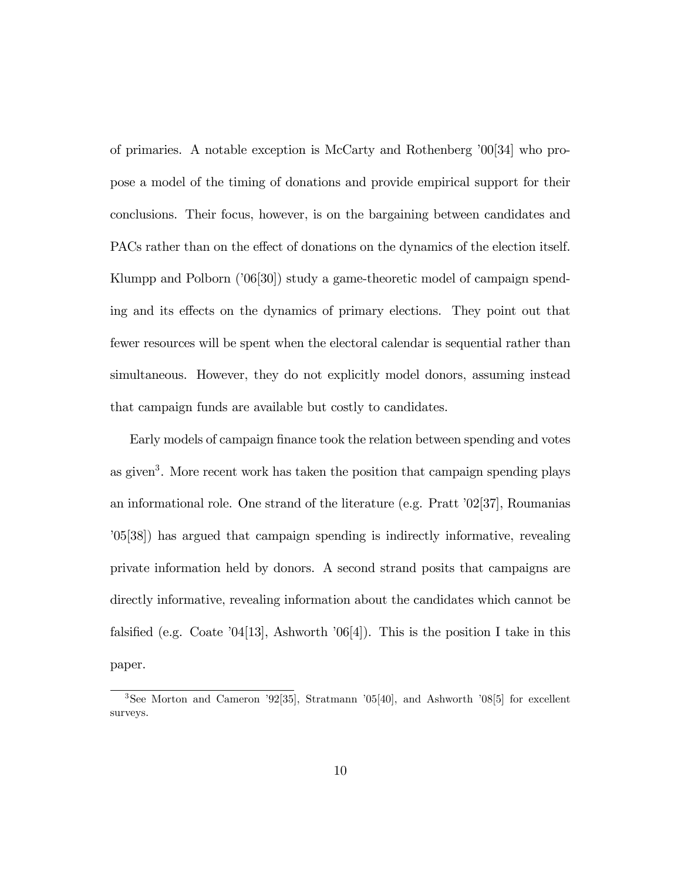of primaries. A notable exception is McCarty and Rothenberg '00[34] who propose a model of the timing of donations and provide empirical support for their conclusions. Their focus, however, is on the bargaining between candidates and PACs rather than on the effect of donations on the dynamics of the election itself. Klumpp and Polborn ('06[30]) study a game-theoretic model of campaign spending and its effects on the dynamics of primary elections. They point out that fewer resources will be spent when the electoral calendar is sequential rather than simultaneous. However, they do not explicitly model donors, assuming instead that campaign funds are available but costly to candidates.

Early models of campaign finance took the relation between spending and votes as given[3]. More recent work has taken the position that campaign spending plays an informational role. One strand of the literature (e.g. Pratt '02[37], Roumanias '05[38]) has argued that campaign spending is indirectly informative, revealing private information held by donors. A second strand posits that campaigns are directly informative, revealing information about the candidates which cannot be falsified (e.g. Coate '04[13], Ashworth '06[4]). This is the position I take in this paper.

[3] See Morton and Cameron '92[35], Stratmann '05[40], and Ashworth '08[5] for excellent surveys.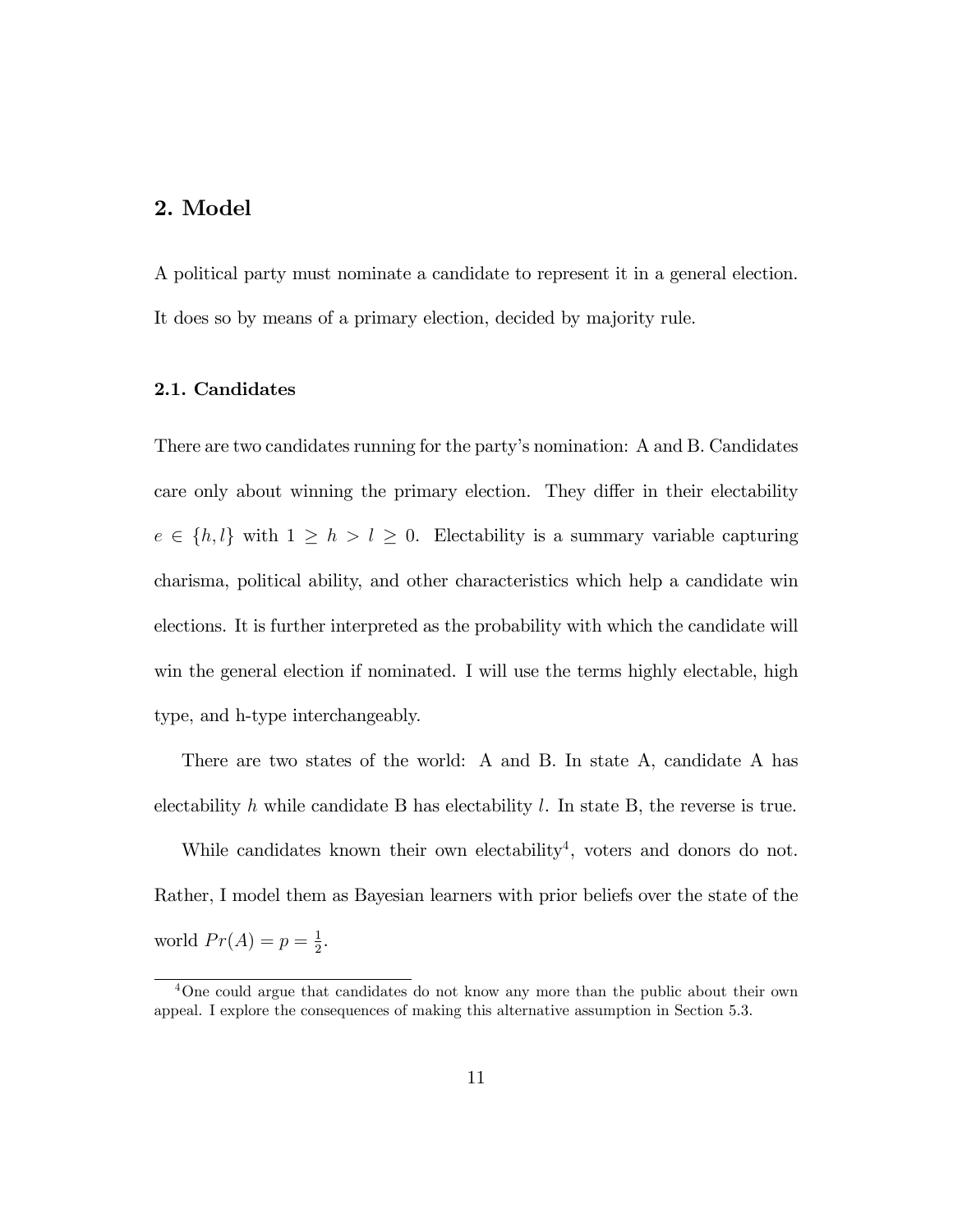## 2. Model

A political party must nominate a candidate to represent it in a general election. It does so by means of a primary election, decided by majority rule.

### 2.1. Candidates

There are two candidates running for the party's nomination: A and B. Candidates care only about winning the primary election. They differ in their electability $e \in \{h, l\}$ with $1 \geq h > l \geq 0$. Electability is a summary variable capturing charisma, political ability, and other characteristics which help a candidate win elections. It is further interpreted as the probability with which the candidate will win the general election if nominated. I will use the terms highly electable, high type, and h-type interchangeably.

There are two states of the world: A and B. In state A, candidate A has electability $h$ while candidate B has electability $l$. In state B, the reverse is true.

While candidates known their own electability[4], voters and donors do not. Rather, I model them as Bayesian learners with prior beliefs over the state of the world $Pr(A) = p = \frac{1}{2}$.

[4] One could argue that candidates do not know any more than the public about their own appeal. I explore the consequences of making this alternative assumption in Section 5.3.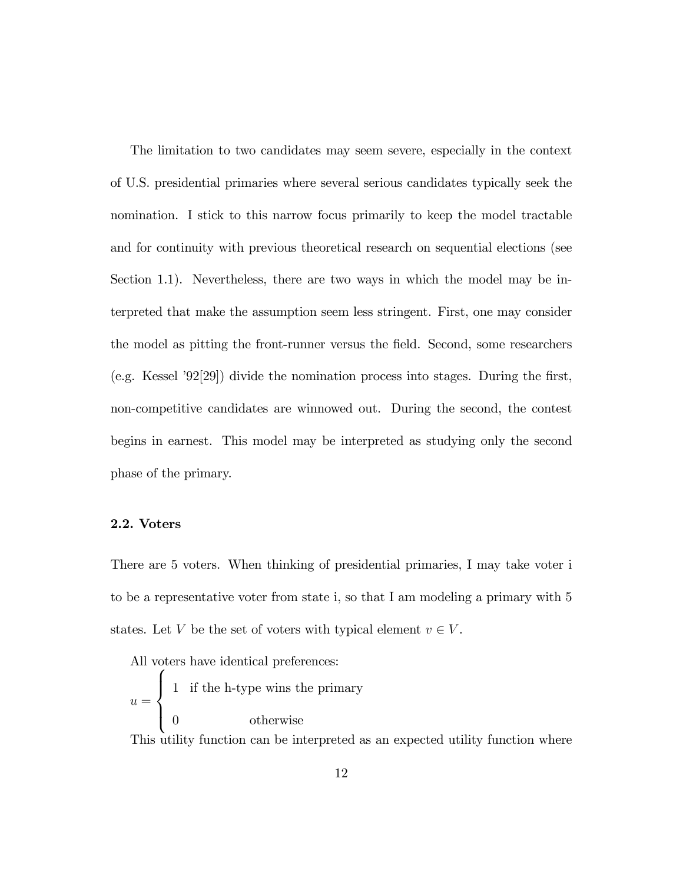The limitation to two candidates may seem severe, especially in the context of U.S. presidential primaries where several serious candidates typically seek the nomination. I stick to this narrow focus primarily to keep the model tractable and for continuity with previous theoretical research on sequential elections (see Section 1.1). Nevertheless, there are two ways in which the model may be interpreted that make the assumption seem less stringent. First, one may consider the model as pitting the front-runner versus the field. Second, some researchers (e.g. Kessel '92[29]) divide the nomination process into stages. During the first, non-competitive candidates are winnowed out. During the second, the contest begins in earnest. This model may be interpreted as studying only the second phase of the primary.

### 2.2. Voters

There are 5 voters. When thinking of presidential primaries, I may take voter i to be a representative voter from state i, so that I am modeling a primary with 5 states. Let $V$ be the set of voters with typical element $v \in V$.

All voters have identical preferences:

$$u = \begin{cases} 1 & \text{if the h-type wins the primary} \\ 0 & \text{otherwise} \end{cases}$$

This utility function can be interpreted as an expected utility function where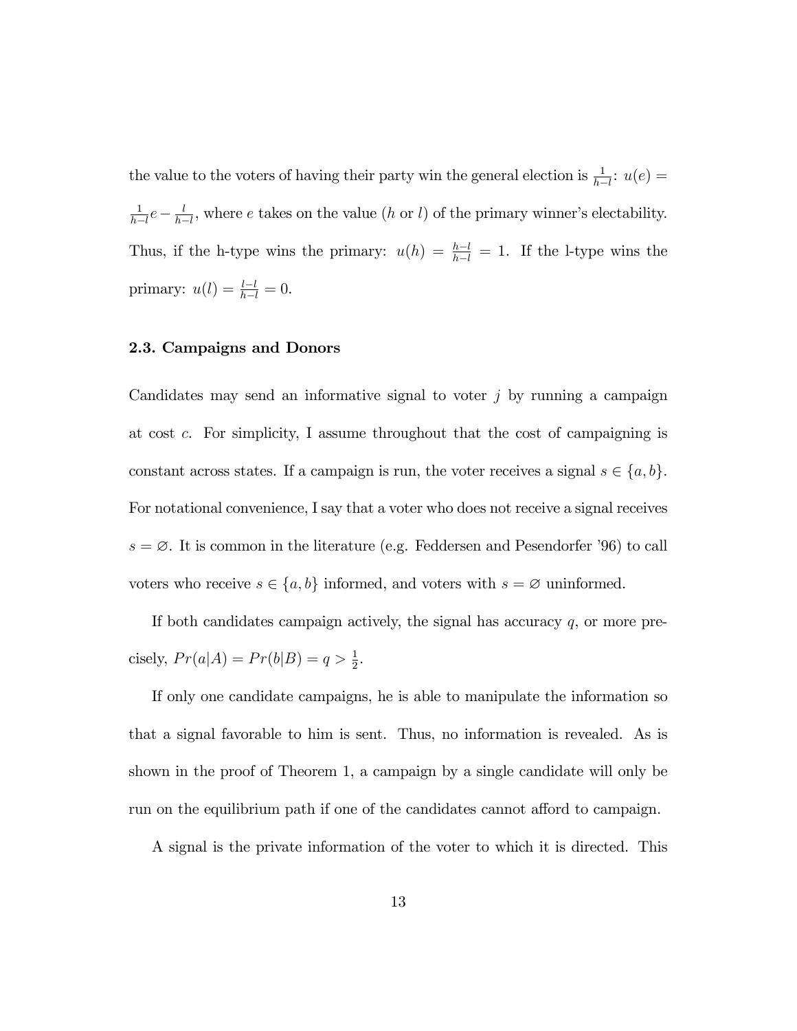the value to the voters of having their party win the general election is $\frac{1}{h-l}$: $u(e) = \frac{1}{h-l}e - \frac{l}{h-l}$, where $e$ takes on the value ($h$ or $l$) of the primary winner's electability. Thus, if the h-type wins the primary: $u(h) = \frac{h-l}{h-l} = 1$. If the l-type wins the primary: $u(l) = \frac{l-l}{h-l} = 0$.

### 2.3. Campaigns and Donors

Candidates may send an informative signal to voter $j$ by running a campaign at cost $c$. For simplicity, I assume throughout that the cost of campaigning is constant across states. If a campaign is run, the voter receives a signal $s \in \{a, b\}$. For notational convenience, I say that a voter who does not receive a signal receives $s = \varnothing$. It is common in the literature (e.g. Feddersen and Pesendorfer '96) to call voters who receive $s \in \{a, b\}$ informed, and voters with $s = \varnothing$ uninformed.

If both candidates campaign actively, the signal has accuracy $q$, or more precisely, $Pr(a|A) = Pr(b|B) = q > \frac{1}{2}$.

If only one candidate campaigns, he is able to manipulate the information so that a signal favorable to him is sent. Thus, no information is revealed. As is shown in the proof of Theorem 1, a campaign by a single candidate will only be run on the equilibrium path if one of the candidates cannot afford to campaign.

A signal is the private information of the voter to which it is directed. This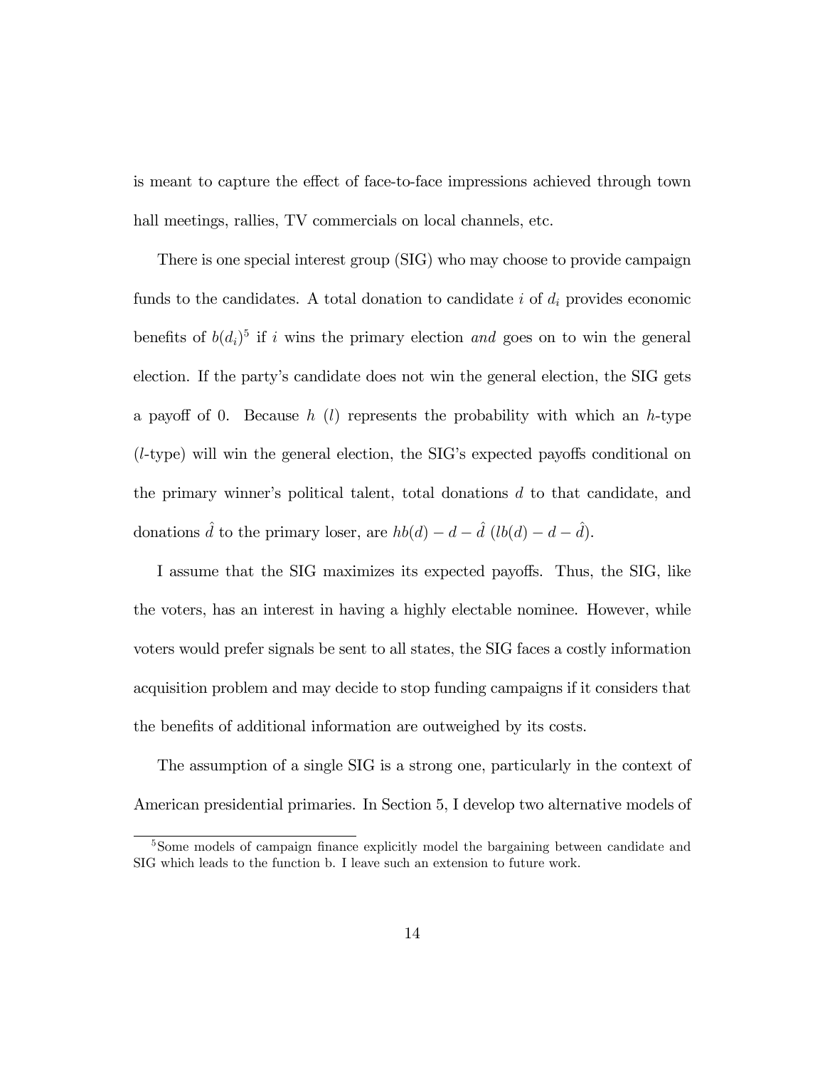is meant to capture the effect of face-to-face impressions achieved through town hall meetings, rallies, TV commercials on local channels, etc.

There is one special interest group (SIG) who may choose to provide campaign funds to the candidates. A total donation to candidate $i$ of $d_i$ provides economic benefits of $b(d_i)$[5] if $i$ wins the primary election *and* goes on to win the general election. If the party's candidate does not win the general election, the SIG gets a payoff of 0. Because $h$ ($l$) represents the probability with which an $h$-type ($l$-type) will win the general election, the SIG's expected payoffs conditional on the primary winner's political talent, total donations $d$ to that candidate, and donations $\hat{d}$ to the primary loser, are $hb(d) - d - \hat{d}$ ($lb(d) - d - \hat{d}$).

I assume that the SIG maximizes its expected payoffs. Thus, the SIG, like the voters, has an interest in having a highly electable nominee. However, while voters would prefer signals be sent to all states, the SIG faces a costly information acquisition problem and may decide to stop funding campaigns if it considers that the benefits of additional information are outweighed by its costs.

The assumption of a single SIG is a strong one, particularly in the context of American presidential primaries. In Section 5, I develop two alternative models of

[5] Some models of campaign finance explicitly model the bargaining between candidate and SIG which leads to the function b. I leave such an extension to future work.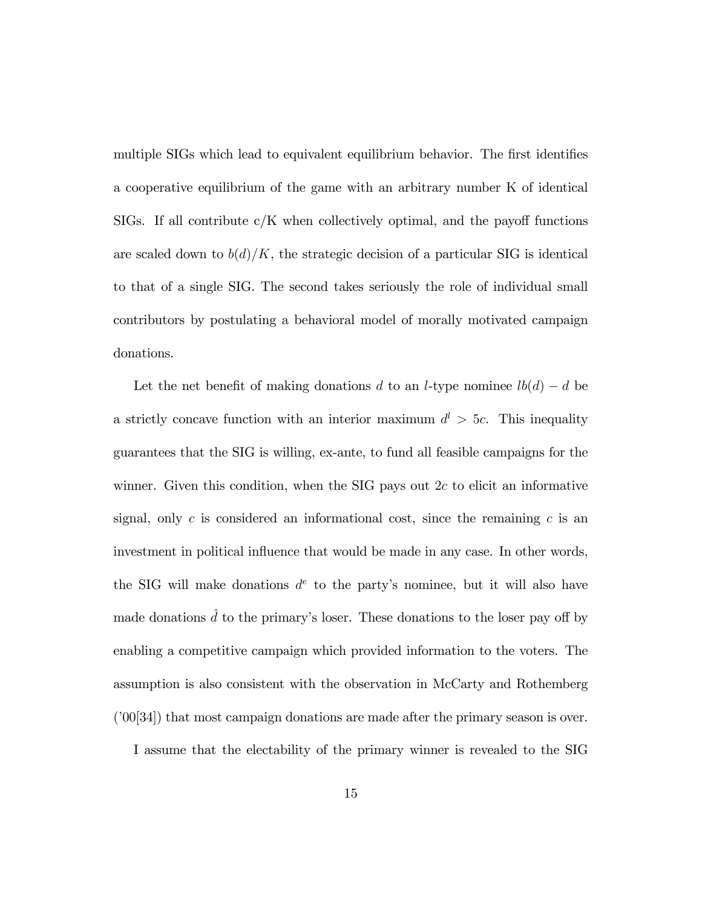multiple SIGs which lead to equivalent equilibrium behavior. The first identifies a cooperative equilibrium of the game with an arbitrary number K of identical SIGs. If all contribute c/K when collectively optimal, and the payoff functions are scaled down to $b(d)/K$, the strategic decision of a particular SIG is identical to that of a single SIG. The second takes seriously the role of individual small contributors by postulating a behavioral model of morally motivated campaign donations.

Let the net benefit of making donations $d$ to an $l$-type nominee $lb(d) - d$ be a strictly concave function with an interior maximum $d^l > 5c$. This inequality guarantees that the SIG is willing, ex-ante, to fund all feasible campaigns for the winner. Given this condition, when the SIG pays out $2c$ to elicit an informative signal, only $c$ is considered an informational cost, since the remaining $c$ is an investment in political influence that would be made in any case. In other words, the SIG will make donations $d^e$ to the party's nominee, but it will also have made donations $\hat{d}$ to the primary's loser. These donations to the loser pay off by enabling a competitive campaign which provided information to the voters. The assumption is also consistent with the observation in McCarty and Rothemberg ('00[34]) that most campaign donations are made after the primary season is over.

I assume that the electability of the primary winner is revealed to the SIG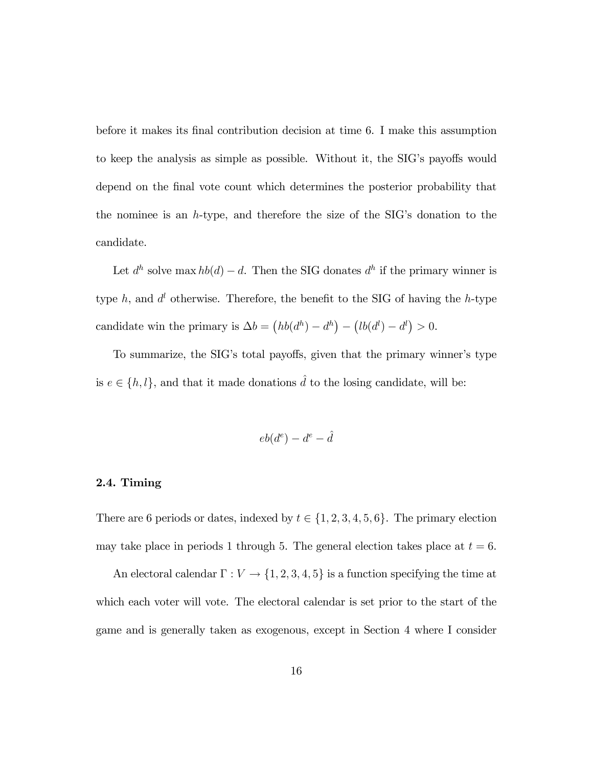before it makes its final contribution decision at time 6. I make this assumption to keep the analysis as simple as possible. Without it, the SIG's payoffs would depend on the final vote count which determines the posterior probability that the nominee is an $h$-type, and therefore the size of the SIG's donation to the candidate.

Let $d^h$ solve $\max hb(d) - d$. Then the SIG donates $d^h$ if the primary winner is type $h$, and $d^l$ otherwise. Therefore, the benefit to the SIG of having the $h$-type candidate win the primary is $\Delta b = \left(hb(d^h) - d^h\right) - \left(lb(d^l) - d^l\right) > 0$.

To summarize, the SIG's total payoffs, given that the primary winner's type is $e \in \{h, l\}$, and that it made donations $\hat{d}$ to the losing candidate, will be:

$$eb(d^e) - d^e - \hat{d}$$

### 2.4. Timing

There are 6 periods or dates, indexed by $t \in \{1, 2, 3, 4, 5, 6\}$. The primary election may take place in periods 1 through 5. The general election takes place at $t = 6$.

An electoral calendar $\Gamma : V \rightarrow \{1, 2, 3, 4, 5\}$ is a function specifying the time at which each voter will vote. The electoral calendar is set prior to the start of the game and is generally taken as exogenous, except in Section 4 where I consider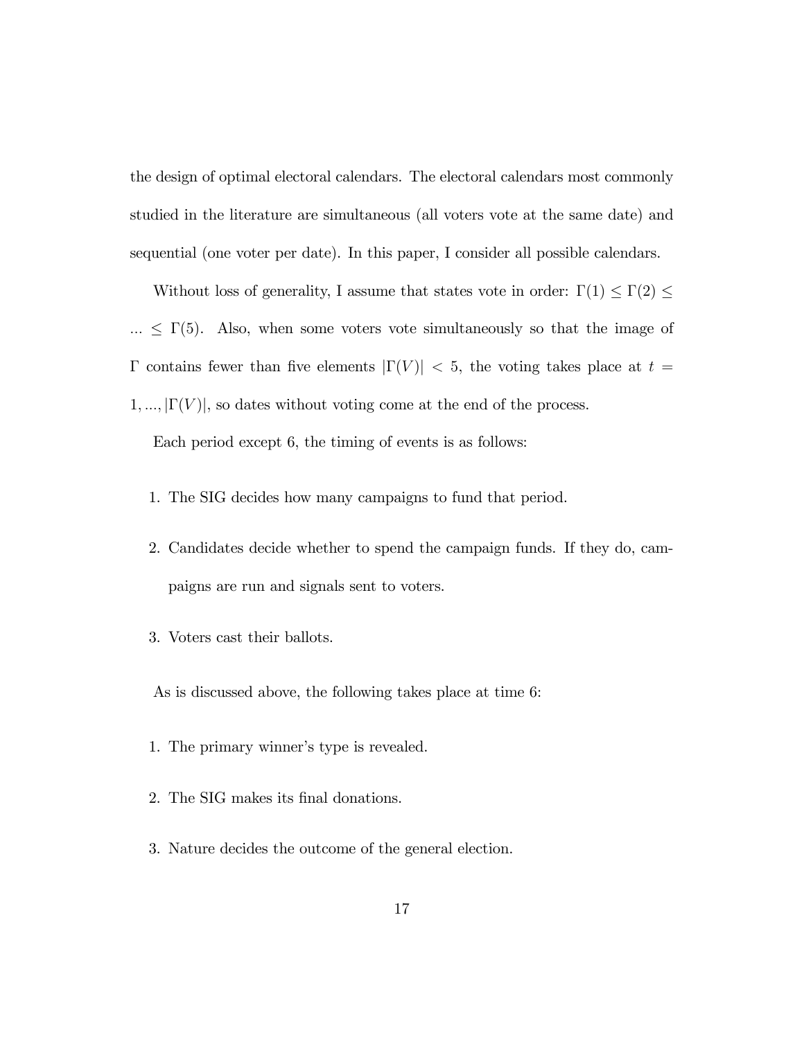the design of optimal electoral calendars. The electoral calendars most commonly studied in the literature are simultaneous (all voters vote at the same date) and sequential (one voter per date). In this paper, I consider all possible calendars.

Without loss of generality, I assume that states vote in order: $\Gamma(1) \leq \Gamma(2) \leq ... \leq \Gamma(5)$. Also, when some voters vote simultaneously so that the image of $\Gamma$ contains fewer than five elements $|\Gamma(V)| < 5$, the voting takes place at $t = 1, ..., |\Gamma(V)|$, so dates without voting come at the end of the process.

Each period except 6, the timing of events is as follows:

1. The SIG decides how many campaigns to fund that period.
2. Candidates decide whether to spend the campaign funds. If they do, campaigns are run and signals sent to voters.
3. Voters cast their ballots.

As is discussed above, the following takes place at time 6:

1. The primary winner's type is revealed.
2. The SIG makes its final donations.
3. Nature decides the outcome of the general election.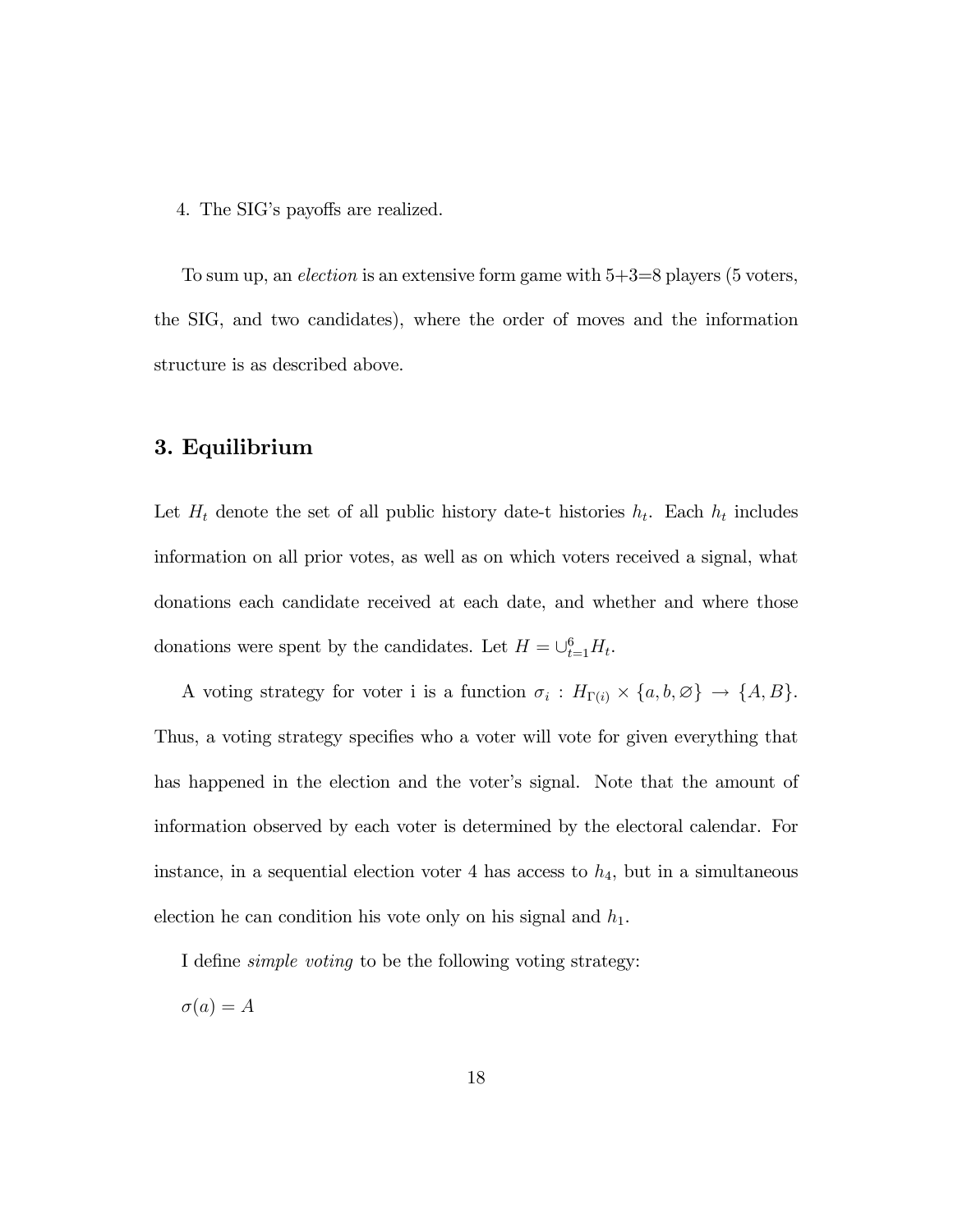4. The SIG's payoffs are realized.

To sum up, an *election* is an extensive form game with 5+3=8 players (5 voters, the SIG, and two candidates), where the order of moves and the information structure is as described above.

## 3. Equilibrium

Let $H_t$ denote the set of all public history date-t histories $h_t$. Each $h_t$ includes information on all prior votes, as well as on which voters received a signal, what donations each candidate received at each date, and whether and where those donations were spent by the candidates. Let $H = \cup_{t=1}^{6} H_t$.

A voting strategy for voter i is a function $\sigma_i : H_{\Gamma(i)} \times \{a, b, \varnothing\} \rightarrow \{A, B\}$. Thus, a voting strategy specifies who a voter will vote for given everything that has happened in the election and the voter's signal. Note that the amount of information observed by each voter is determined by the electoral calendar. For instance, in a sequential election voter 4 has access to $h_4$, but in a simultaneous election he can condition his vote only on his signal and $h_1$.

I define *simple voting* to be the following voting strategy:

$\sigma(a) = A$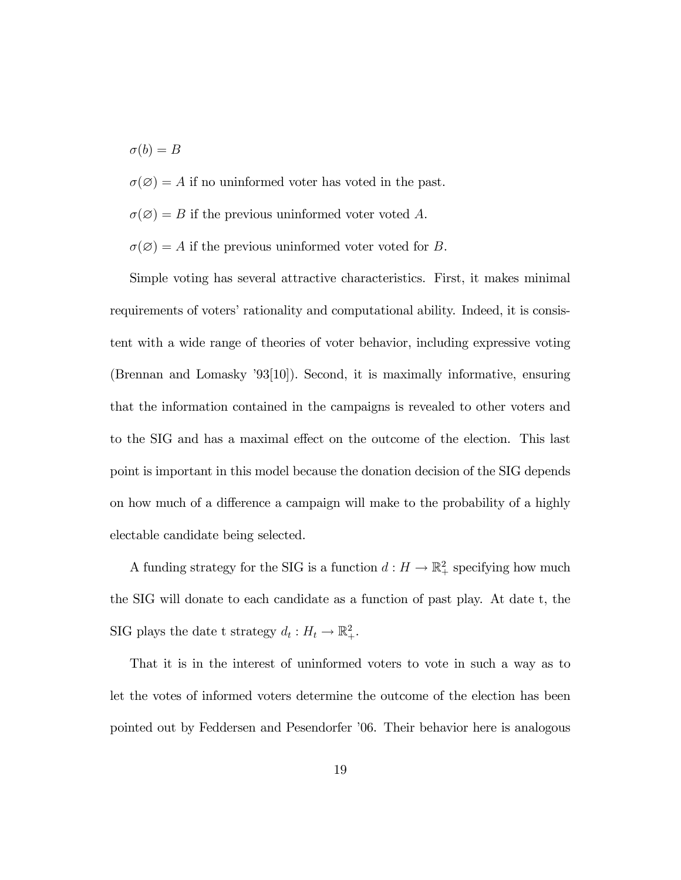$\sigma(b) = B$

$\sigma(\varnothing) = A$ if no uninformed voter has voted in the past.

$\sigma(\varnothing) = B$ if the previous uninformed voter voted $A$.

$\sigma(\varnothing) = A$ if the previous uninformed voter voted for $B$.

Simple voting has several attractive characteristics. First, it makes minimal requirements of voters' rationality and computational ability. Indeed, it is consistent with a wide range of theories of voter behavior, including expressive voting (Brennan and Lomasky '93[10]). Second, it is maximally informative, ensuring that the information contained in the campaigns is revealed to other voters and to the SIG and has a maximal effect on the outcome of the election. This last point is important in this model because the donation decision of the SIG depends on how much of a difference a campaign will make to the probability of a highly electable candidate being selected.

A funding strategy for the SIG is a function $d : H \to \mathbb{R}^2_+$ specifying how much the SIG will donate to each candidate as a function of past play. At date t, the SIG plays the date t strategy $d_t : H_t \to \mathbb{R}^2_+$.

That it is in the interest of uninformed voters to vote in such a way as to let the votes of informed voters determine the outcome of the election has been pointed out by Feddersen and Pesendorfer '06. Their behavior here is analogous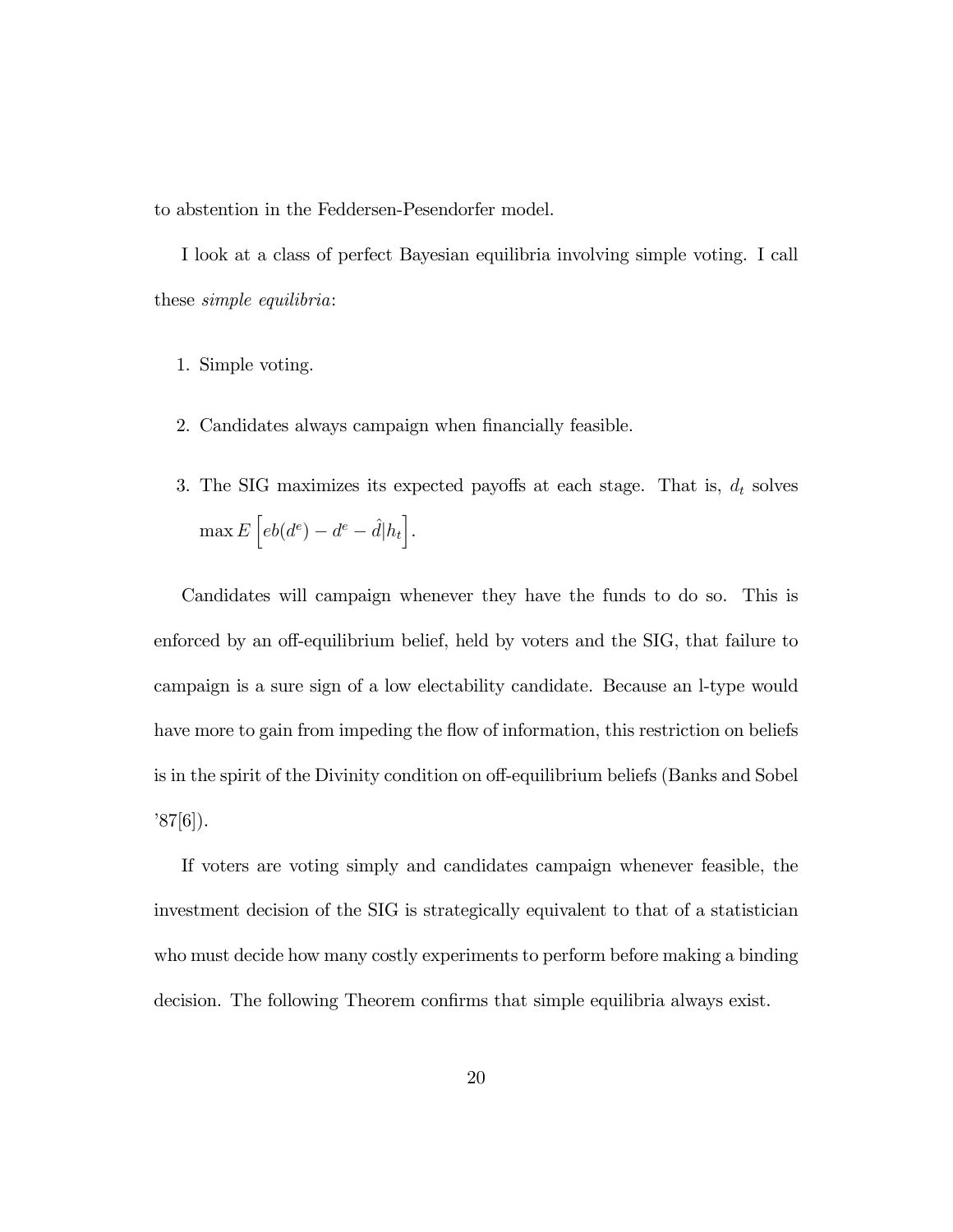to abstention in the Feddersen-Pesendorfer model.

I look at a class of perfect Bayesian equilibria involving simple voting. I call these *simple equilibria*:

1. Simple voting.

2. Candidates always campaign when financially feasible.

3. The SIG maximizes its expected payoffs at each stage. That is, $d_t$ solves $\max E\left[eb(d^e) - d^e - \hat{d}|h_t\right]$.

Candidates will campaign whenever they have the funds to do so. This is enforced by an off-equilibrium belief, held by voters and the SIG, that failure to campaign is a sure sign of a low electability candidate. Because an l-type would have more to gain from impeding the flow of information, this restriction on beliefs is in the spirit of the Divinity condition on off-equilibrium beliefs (Banks and Sobel '87[6]).

If voters are voting simply and candidates campaign whenever feasible, the investment decision of the SIG is strategically equivalent to that of a statistician who must decide how many costly experiments to perform before making a binding decision. The following Theorem confirms that simple equilibria always exist.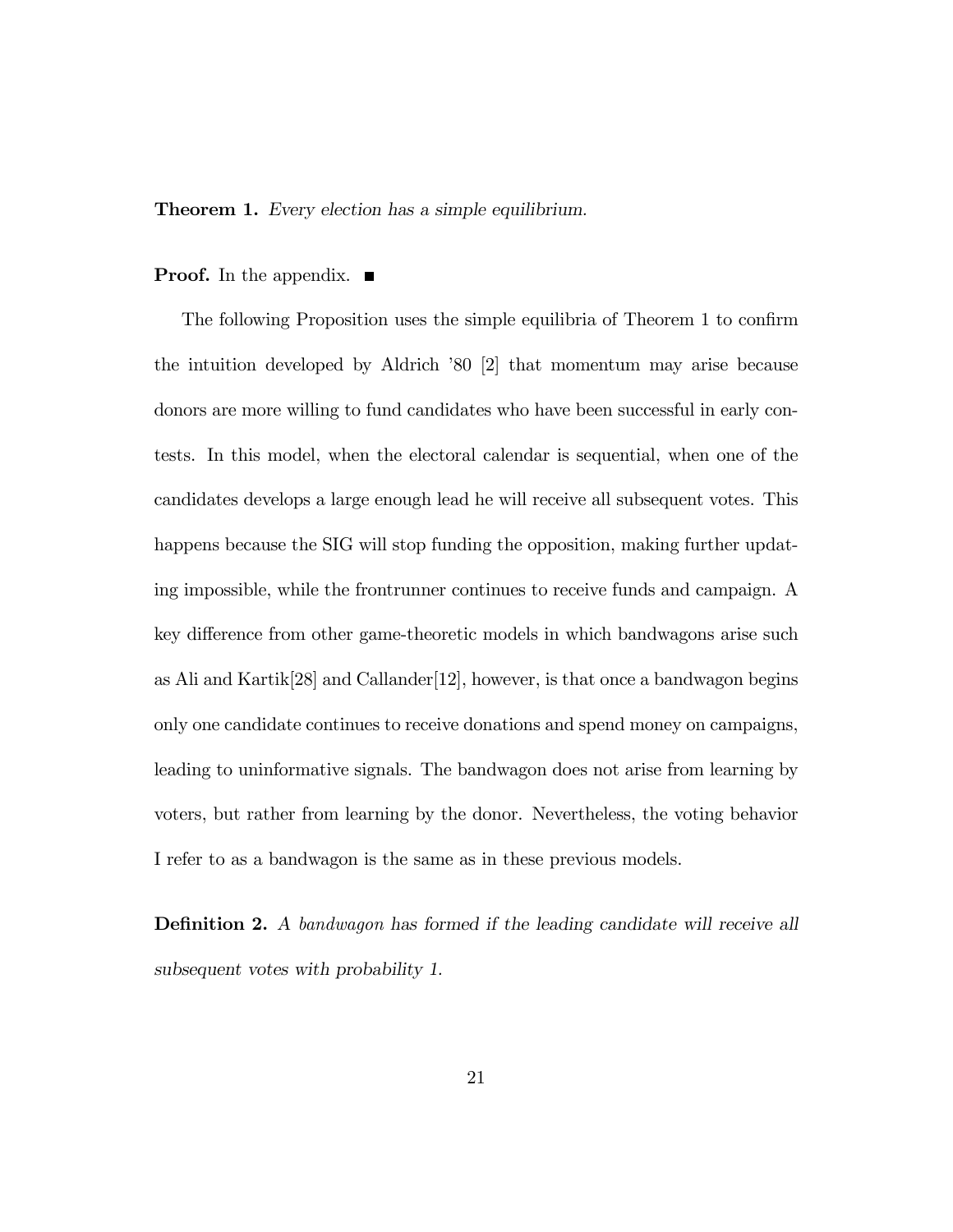**Theorem 1.** *Every election has a simple equilibrium.*

**Proof.** In the appendix. ■

The following Proposition uses the simple equilibria of Theorem 1 to confirm the intuition developed by Aldrich '80 [2] that momentum may arise because donors are more willing to fund candidates who have been successful in early contests. In this model, when the electoral calendar is sequential, when one of the candidates develops a large enough lead he will receive all subsequent votes. This happens because the SIG will stop funding the opposition, making further updating impossible, while the frontrunner continues to receive funds and campaign. A key difference from other game-theoretic models in which bandwagons arise such as Ali and Kartik[28] and Callander[12], however, is that once a bandwagon begins only one candidate continues to receive donations and spend money on campaigns, leading to uninformative signals. The bandwagon does not arise from learning by voters, but rather from learning by the donor. Nevertheless, the voting behavior I refer to as a bandwagon is the same as in these previous models.

**Definition 2.** *A bandwagon has formed if the leading candidate will receive all subsequent votes with probability 1.*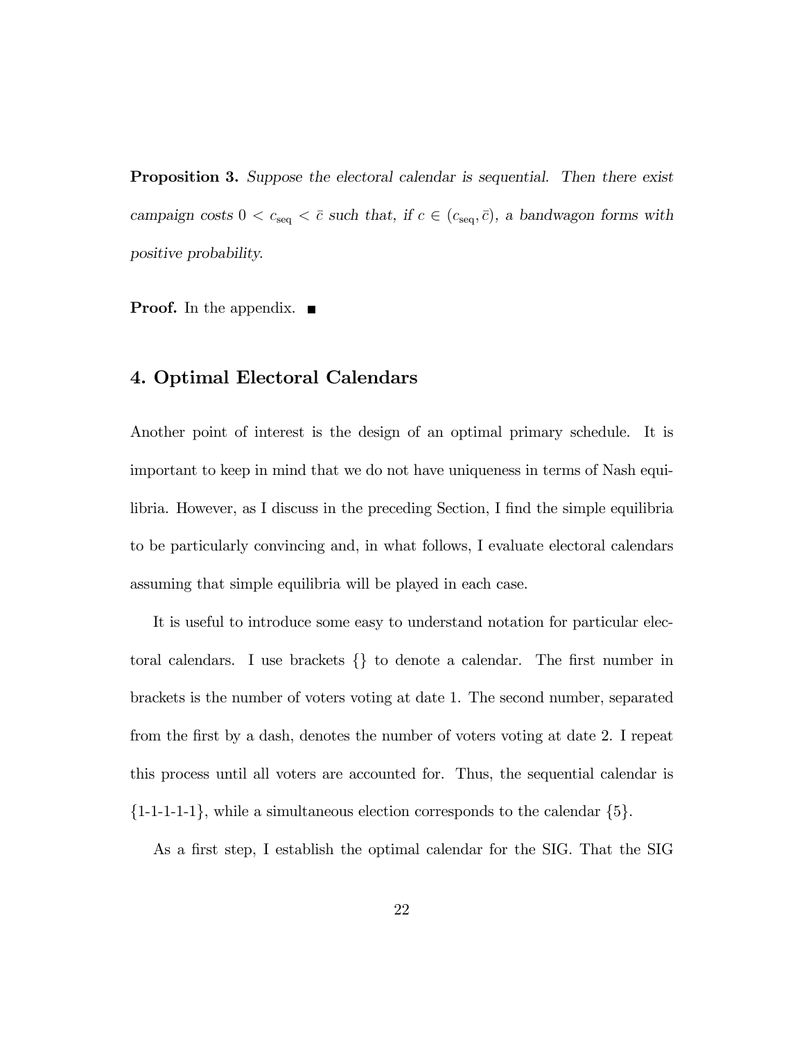**Proposition 3.** *Suppose the electoral calendar is sequential. Then there exist campaign costs $0 < c_{\text{seq}} < \bar{c}$ such that, if $c \in (c_{\text{seq}}, \bar{c})$, a bandwagon forms with positive probability.*

**Proof.** In the appendix. ■

## 4. Optimal Electoral Calendars

Another point of interest is the design of an optimal primary schedule. It is important to keep in mind that we do not have uniqueness in terms of Nash equilibria. However, as I discuss in the preceding Section, I find the simple equilibria to be particularly convincing and, in what follows, I evaluate electoral calendars assuming that simple equilibria will be played in each case.

It is useful to introduce some easy to understand notation for particular electoral calendars. I use brackets {} to denote a calendar. The first number in brackets is the number of voters voting at date 1. The second number, separated from the first by a dash, denotes the number of voters voting at date 2. I repeat this process until all voters are accounted for. Thus, the sequential calendar is {1-1-1-1-1}, while a simultaneous election corresponds to the calendar {5}.

As a first step, I establish the optimal calendar for the SIG. That the SIG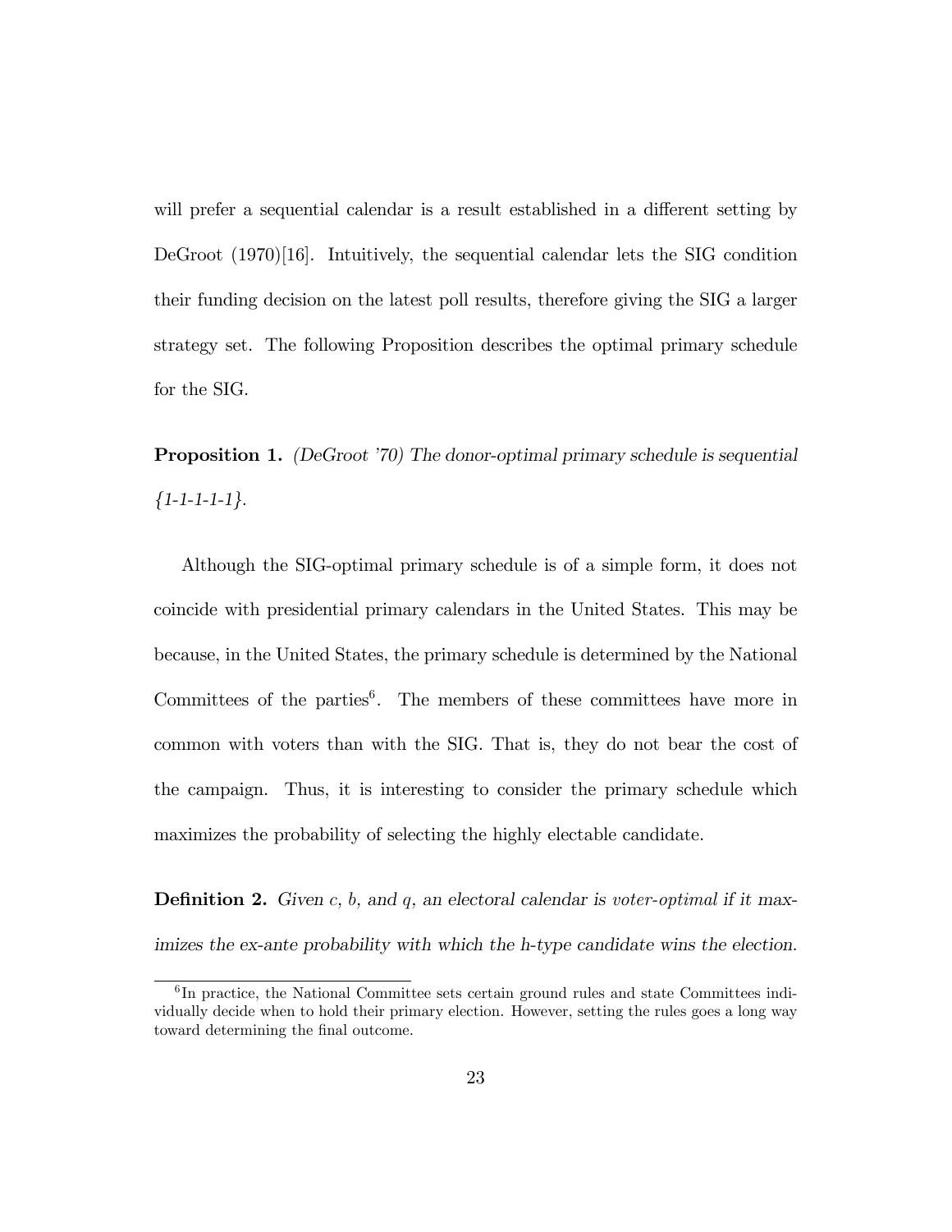will prefer a sequential calendar is a result established in a different setting by DeGroot (1970)[16]. Intuitively, the sequential calendar lets the SIG condition their funding decision on the latest poll results, therefore giving the SIG a larger strategy set. The following Proposition describes the optimal primary schedule for the SIG.

**Proposition 1.** *(DeGroot '70) The donor-optimal primary schedule is sequential {1-1-1-1-1}.*

Although the SIG-optimal primary schedule is of a simple form, it does not coincide with presidential primary calendars in the United States. This may be because, in the United States, the primary schedule is determined by the National Committees of the parties[6]. The members of these committees have more in common with voters than with the SIG. That is, they do not bear the cost of the campaign. Thus, it is interesting to consider the primary schedule which maximizes the probability of selecting the highly electable candidate.

**Definition 2.** *Given $c$, $b$, and $q$, an electoral calendar is voter-optimal if it maximizes the ex-ante probability with which the h-type candidate wins the election.*

[6] In practice, the National Committee sets certain ground rules and state Committees individually decide when to hold their primary election. However, setting the rules goes a long way toward determining the final outcome.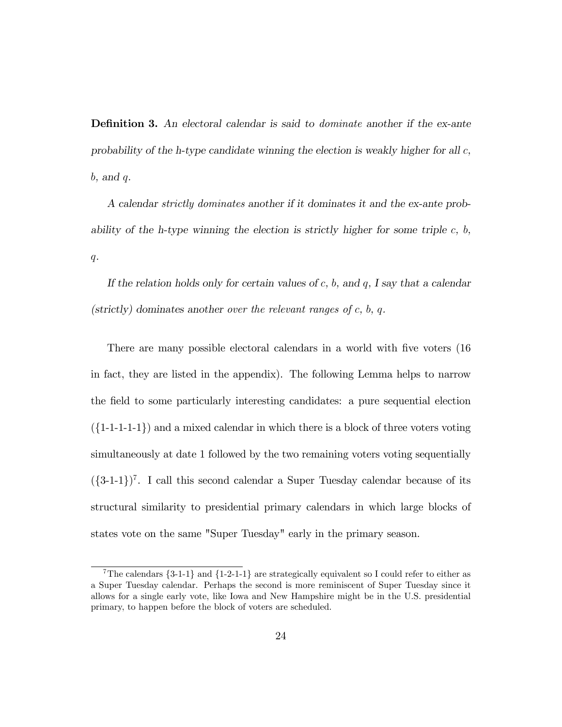**Definition 3.** *An electoral calendar is said to dominate another if the ex-ante probability of the h-type candidate winning the election is weakly higher for all $c$, $b$, and $q$.*

*A calendar strictly dominates another if it dominates it and the ex-ante probability of the h-type winning the election is strictly higher for some triple $c$, $b$, $q$.*

*If the relation holds only for certain values of $c$, $b$, and $q$, I say that a calendar (strictly) dominates another over the relevant ranges of $c$, $b$, $q$.*

There are many possible electoral calendars in a world with five voters (16 in fact, they are listed in the appendix). The following Lemma helps to narrow the field to some particularly interesting candidates: a pure sequential election ({1-1-1-1-1}) and a mixed calendar in which there is a block of three voters voting simultaneously at date 1 followed by the two remaining voters voting sequentially ({3-1-1})[7]. I call this second calendar a Super Tuesday calendar because of its structural similarity to presidential primary calendars in which large blocks of states vote on the same "Super Tuesday" early in the primary season.

[7] The calendars {3-1-1} and {1-2-1-1} are strategically equivalent so I could refer to either as a Super Tuesday calendar. Perhaps the second is more reminiscent of Super Tuesday since it allows for a single early vote, like Iowa and New Hampshire might be in the U.S. presidential primary, to happen before the block of voters are scheduled.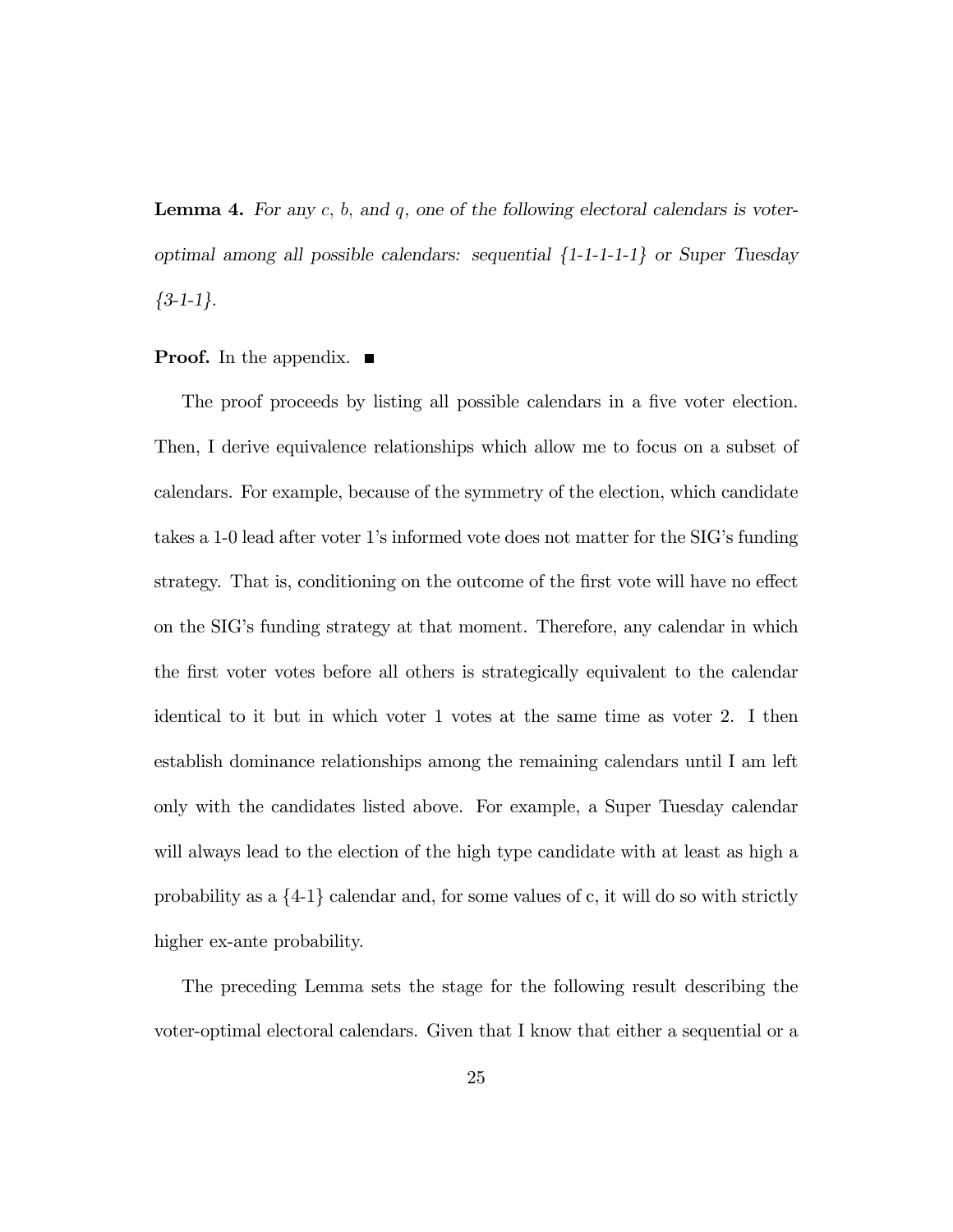**Lemma 4.** *For any $c$, $b$, and $q$, one of the following electoral calendars is voter-optimal among all possible calendars: sequential {1-1-1-1-1} or Super Tuesday {3-1-1}.*

**Proof.** In the appendix. ■

The proof proceeds by listing all possible calendars in a five voter election. Then, I derive equivalence relationships which allow me to focus on a subset of calendars. For example, because of the symmetry of the election, which candidate takes a 1-0 lead after voter 1's informed vote does not matter for the SIG's funding strategy. That is, conditioning on the outcome of the first vote will have no effect on the SIG's funding strategy at that moment. Therefore, any calendar in which the first voter votes before all others is strategically equivalent to the calendar identical to it but in which voter 1 votes at the same time as voter 2. I then establish dominance relationships among the remaining calendars until I am left only with the candidates listed above. For example, a Super Tuesday calendar will always lead to the election of the high type candidate with at least as high a probability as a {4-1} calendar and, for some values of c, it will do so with strictly higher ex-ante probability.

The preceding Lemma sets the stage for the following result describing the voter-optimal electoral calendars. Given that I know that either a sequential or a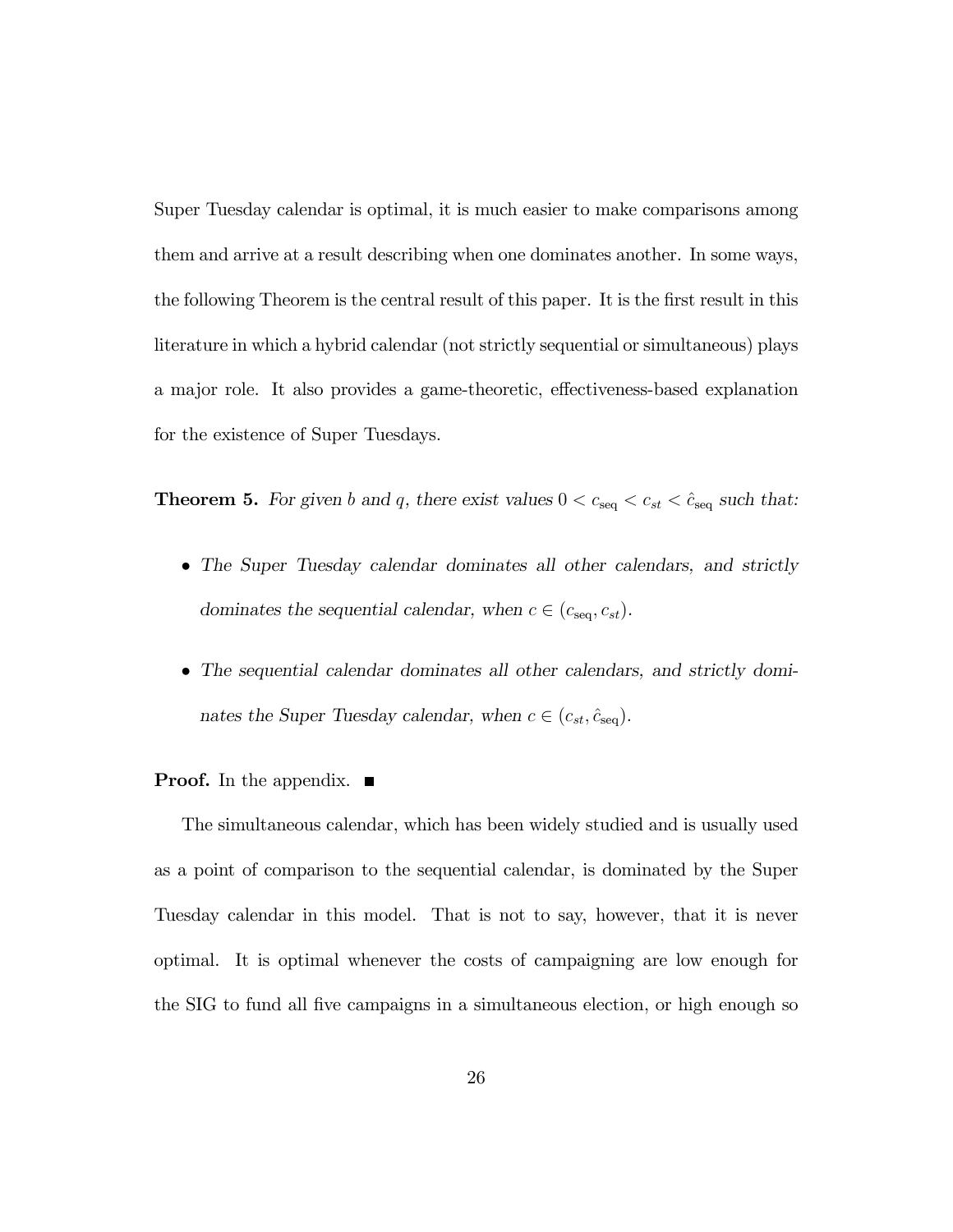Super Tuesday calendar is optimal, it is much easier to make comparisons among them and arrive at a result describing when one dominates another. In some ways, the following Theorem is the central result of this paper. It is the first result in this literature in which a hybrid calendar (not strictly sequential or simultaneous) plays a major role. It also provides a game-theoretic, effectiveness-based explanation for the existence of Super Tuesdays.

**Theorem 5.** *For given $b$ and $q$, there exist values $0 < c_{\text{seq}} < c_{st} < \hat{c}_{\text{seq}}$ such that:*

- *The Super Tuesday calendar dominates all other calendars, and strictly dominates the sequential calendar, when $c \in (c_{\text{seq}}, c_{st})$.*
- *The sequential calendar dominates all other calendars, and strictly dominates the Super Tuesday calendar, when $c \in (c_{st}, \hat{c}_{\text{seq}})$.*

**Proof.** In the appendix. ■

The simultaneous calendar, which has been widely studied and is usually used as a point of comparison to the sequential calendar, is dominated by the Super Tuesday calendar in this model. That is not to say, however, that it is never optimal. It is optimal whenever the costs of campaigning are low enough for the SIG to fund all five campaigns in a simultaneous election, or high enough so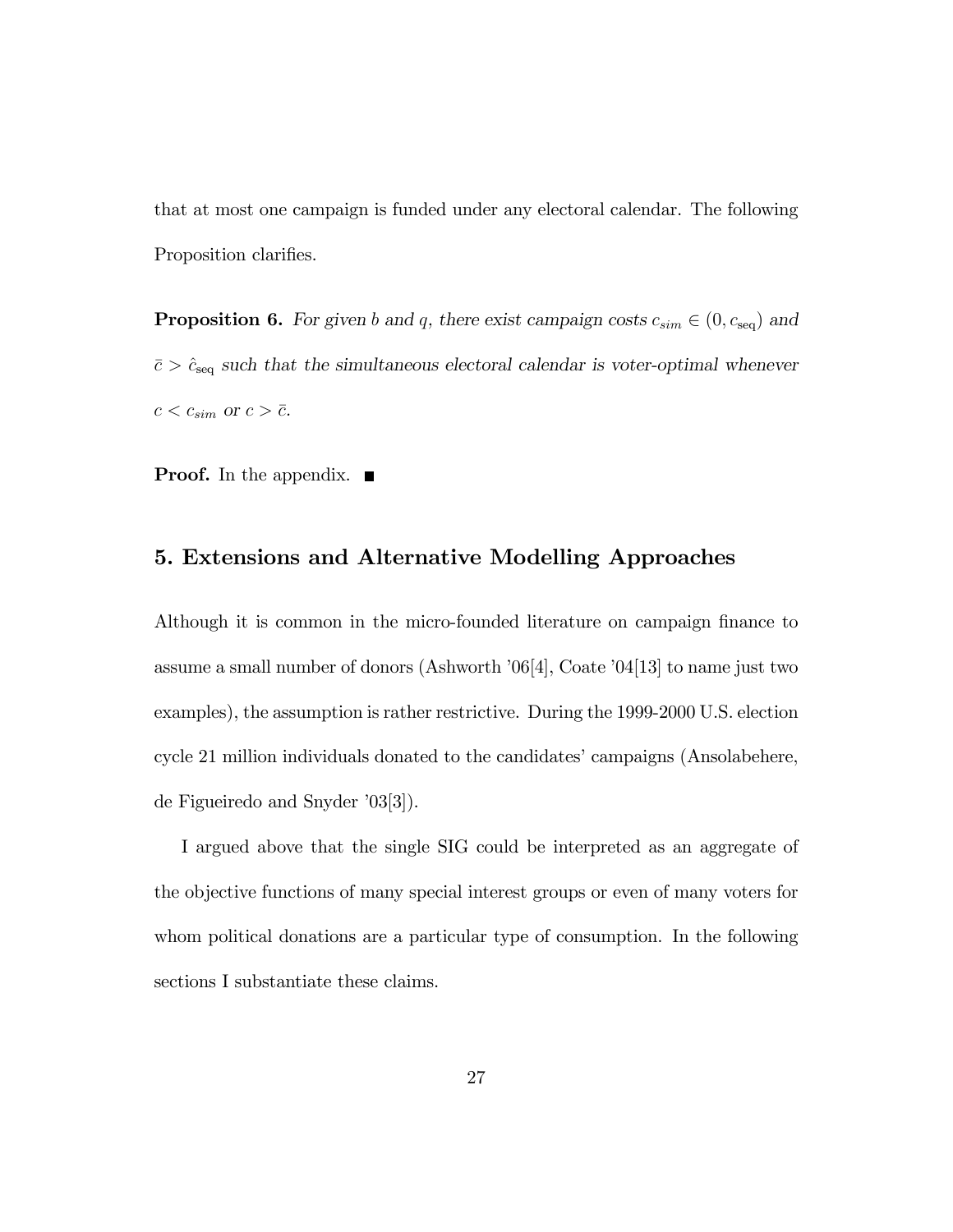that at most one campaign is funded under any electoral calendar. The following Proposition clarifies.

**Proposition 6.** *For given $b$ and $q$, there exist campaign costs $c_{sim} \in (0, c_{\text{seq}})$ and $\bar{c} > \hat{c}_{\text{seq}}$ such that the simultaneous electoral calendar is voter-optimal whenever $c < c_{sim}$ or $c > \bar{c}$.*

**Proof.** In the appendix. ■

## 5. Extensions and Alternative Modelling Approaches

Although it is common in the micro-founded literature on campaign finance to assume a small number of donors (Ashworth '06[4], Coate '04[13] to name just two examples), the assumption is rather restrictive. During the 1999-2000 U.S. election cycle 21 million individuals donated to the candidates' campaigns (Ansolabehere, de Figueiredo and Snyder '03[3]).

I argued above that the single SIG could be interpreted as an aggregate of the objective functions of many special interest groups or even of many voters for whom political donations are a particular type of consumption. In the following sections I substantiate these claims.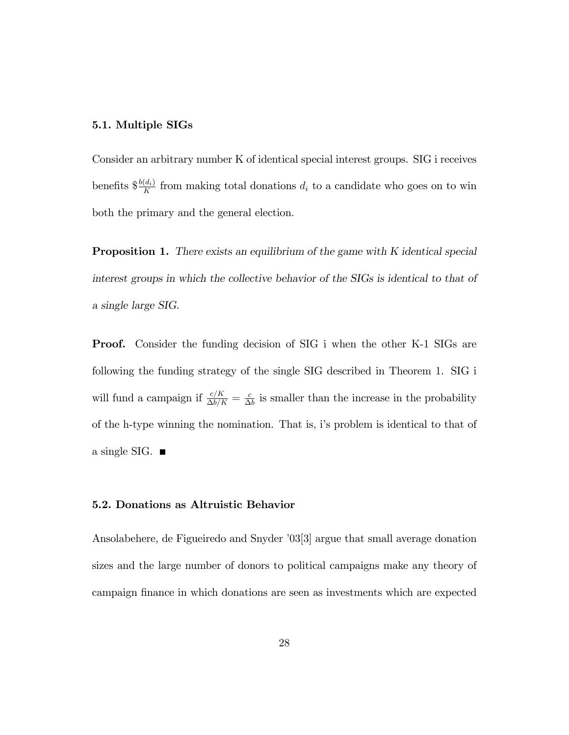### 5.1. Multiple SIGs

Consider an arbitrary number K of identical special interest groups. SIG i receives benefits $\$\frac{b(d_i)}{K}$ from making total donations $d_i$ to a candidate who goes on to win both the primary and the general election.

**Proposition 1.** *There exists an equilibrium of the game with K identical special interest groups in which the collective behavior of the SIGs is identical to that of a single large SIG.*

**Proof.** Consider the funding decision of SIG i when the other K-1 SIGs are following the funding strategy of the single SIG described in Theorem 1. SIG i will fund a campaign if $\frac{c/K}{\Delta b/K} = \frac{c}{\Delta b}$ is smaller than the increase in the probability of the h-type winning the nomination. That is, i's problem is identical to that of a single SIG. ■

### 5.2. Donations as Altruistic Behavior

Ansolabehere, de Figueiredo and Snyder '03[3] argue that small average donation sizes and the large number of donors to political campaigns make any theory of campaign finance in which donations are seen as investments which are expected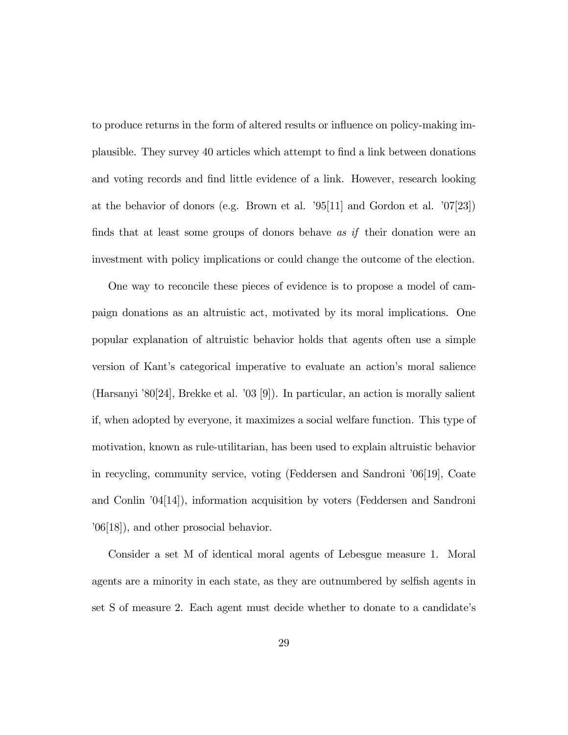to produce returns in the form of altered results or influence on policy-making implausible. They survey 40 articles which attempt to find a link between donations and voting records and find little evidence of a link. However, research looking at the behavior of donors (e.g. Brown et al. '95[11] and Gordon et al. '07[23]) finds that at least some groups of donors behave *as if* their donation were an investment with policy implications or could change the outcome of the election.

One way to reconcile these pieces of evidence is to propose a model of campaign donations as an altruistic act, motivated by its moral implications. One popular explanation of altruistic behavior holds that agents often use a simple version of Kant's categorical imperative to evaluate an action's moral salience (Harsanyi '80[24], Brekke et al. '03 [9]). In particular, an action is morally salient if, when adopted by everyone, it maximizes a social welfare function. This type of motivation, known as rule-utilitarian, has been used to explain altruistic behavior in recycling, community service, voting (Feddersen and Sandroni '06[19], Coate and Conlin '04[14]), information acquisition by voters (Feddersen and Sandroni '06[18]), and other prosocial behavior.

Consider a set M of identical moral agents of Lebesgue measure 1. Moral agents are a minority in each state, as they are outnumbered by selfish agents in set S of measure 2. Each agent must decide whether to donate to a candidate's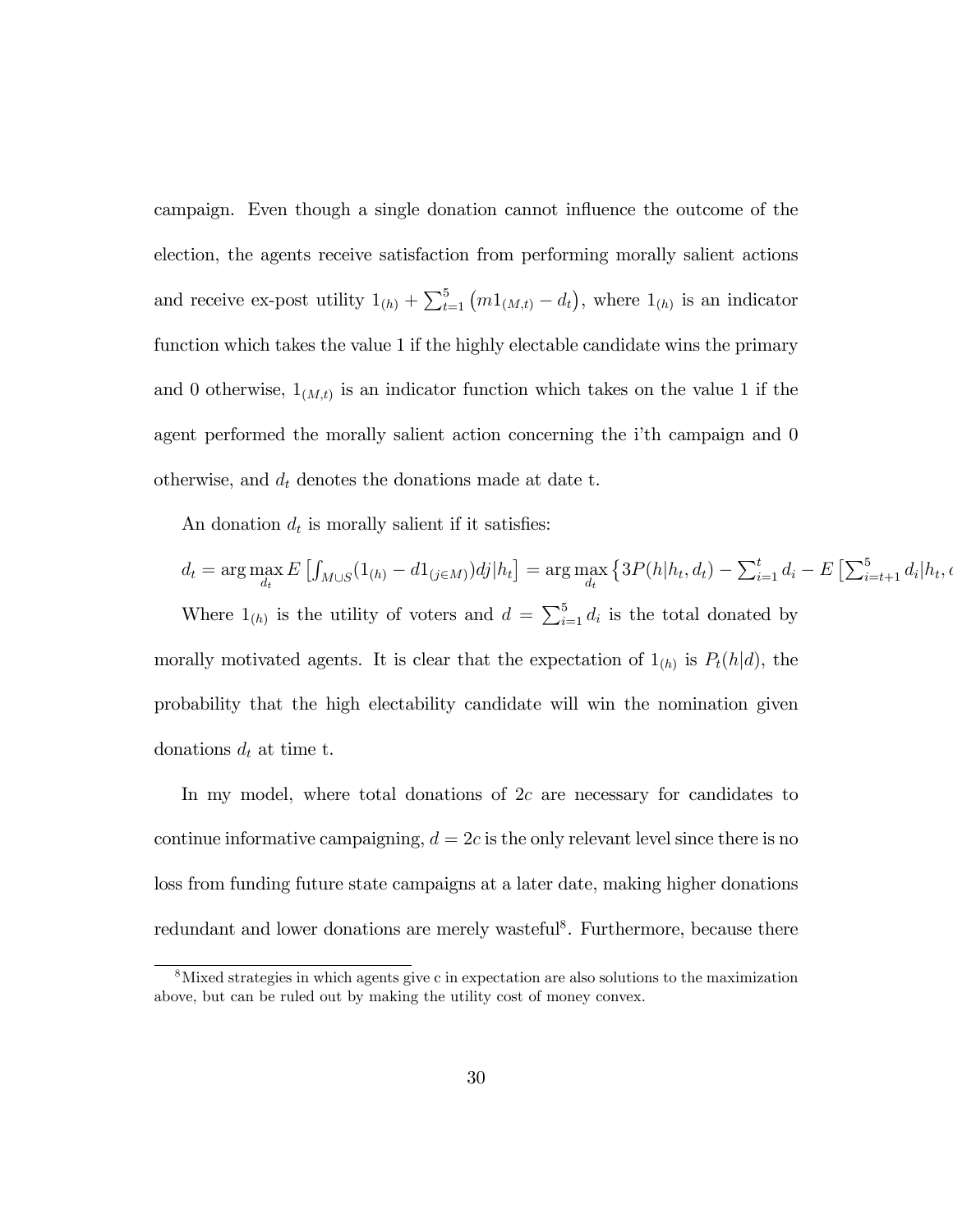campaign. Even though a single donation cannot influence the outcome of the election, the agents receive satisfaction from performing morally salient actions and receive ex-post utility $1_{(h)} + \sum_{t=1}^{5} \left( m 1_{(M,t)} - d_t \right)$, where $1_{(h)}$ is an indicator function which takes the value 1 if the highly electable candidate wins the primary and 0 otherwise, $1_{(M,t)}$ is an indicator function which takes on the value 1 if the agent performed the morally salient action concerning the i'th campaign and 0 otherwise, and $d_t$ denotes the donations made at date t.

An donation $d_t$ is morally salient if it satisfies:

$$d_t = \arg\max_{d_t} E\left[\int_{M \cup S} (1_{(h)} - d 1_{(j \in M)}) dj | h_t\right] = \arg\max_{d_t} \left\{ 3P(h|h_t, d_t) - \sum_{i=1}^{t} d_i - E\left[\sum_{i=t+1}^{5} d_i | h_t, d\right.\right.$$

Where $1_{(h)}$ is the utility of voters and $d = \sum_{i=1}^{5} d_i$ is the total donated by morally motivated agents. It is clear that the expectation of $1_{(h)}$ is $P_t(h|d)$, the probability that the high electability candidate will win the nomination given donations $d_t$ at time t.

In my model, where total donations of $2c$ are necessary for candidates to continue informative campaigning, $d = 2c$ is the only relevant level since there is no loss from funding future state campaigns at a later date, making higher donations redundant and lower donations are merely wasteful[8]. Furthermore, because there

[8] Mixed strategies in which agents give c in expectation are also solutions to the maximization above, but can be ruled out by making the utility cost of money convex.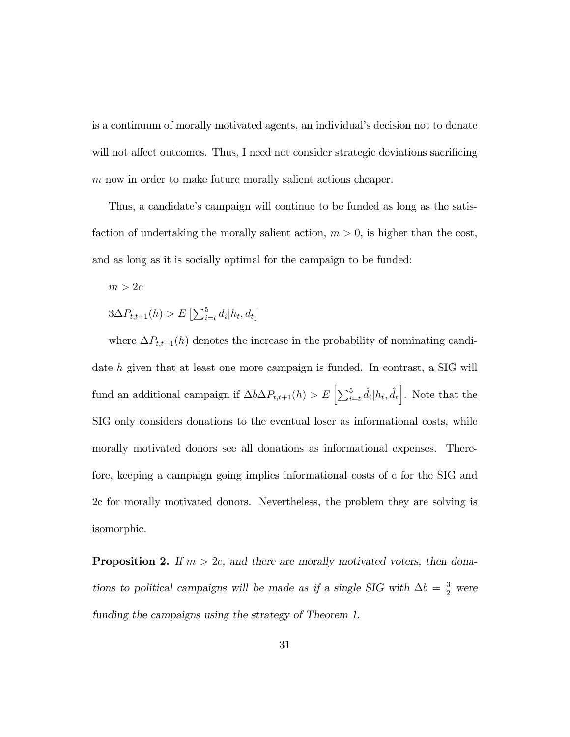is a continuum of morally motivated agents, an individual's decision not to donate will not affect outcomes. Thus, I need not consider strategic deviations sacrificing $m$ now in order to make future morally salient actions cheaper.

Thus, a candidate's campaign will continue to be funded as long as the satisfaction of undertaking the morally salient action, $m > 0$, is higher than the cost, and as long as it is socially optimal for the campaign to be funded:

$m > 2c$

$3\Delta P_{t,t+1}(h) > E\left[\sum_{i=t}^{5} d_i | h_t, d_t\right]$

where $\Delta P_{t,t+1}(h)$ denotes the increase in the probability of nominating candidate $h$ given that at least one more campaign is funded. In contrast, a SIG will fund an additional campaign if $\Delta b \Delta P_{t,t+1}(h) > E\left[\sum_{i=t}^{5} \hat{d}_i | h_t, \hat{d}_t\right]$. Note that the SIG only considers donations to the eventual loser as informational costs, while morally motivated donors see all donations as informational expenses. Therefore, keeping a campaign going implies informational costs of c for the SIG and 2c for morally motivated donors. Nevertheless, the problem they are solving is isomorphic.

**Proposition 2.** *If $m > 2c$, and there are morally motivated voters, then donations to political campaigns will be made as if a single SIG with $\Delta b = \frac{3}{2}$ were funding the campaigns using the strategy of Theorem 1.*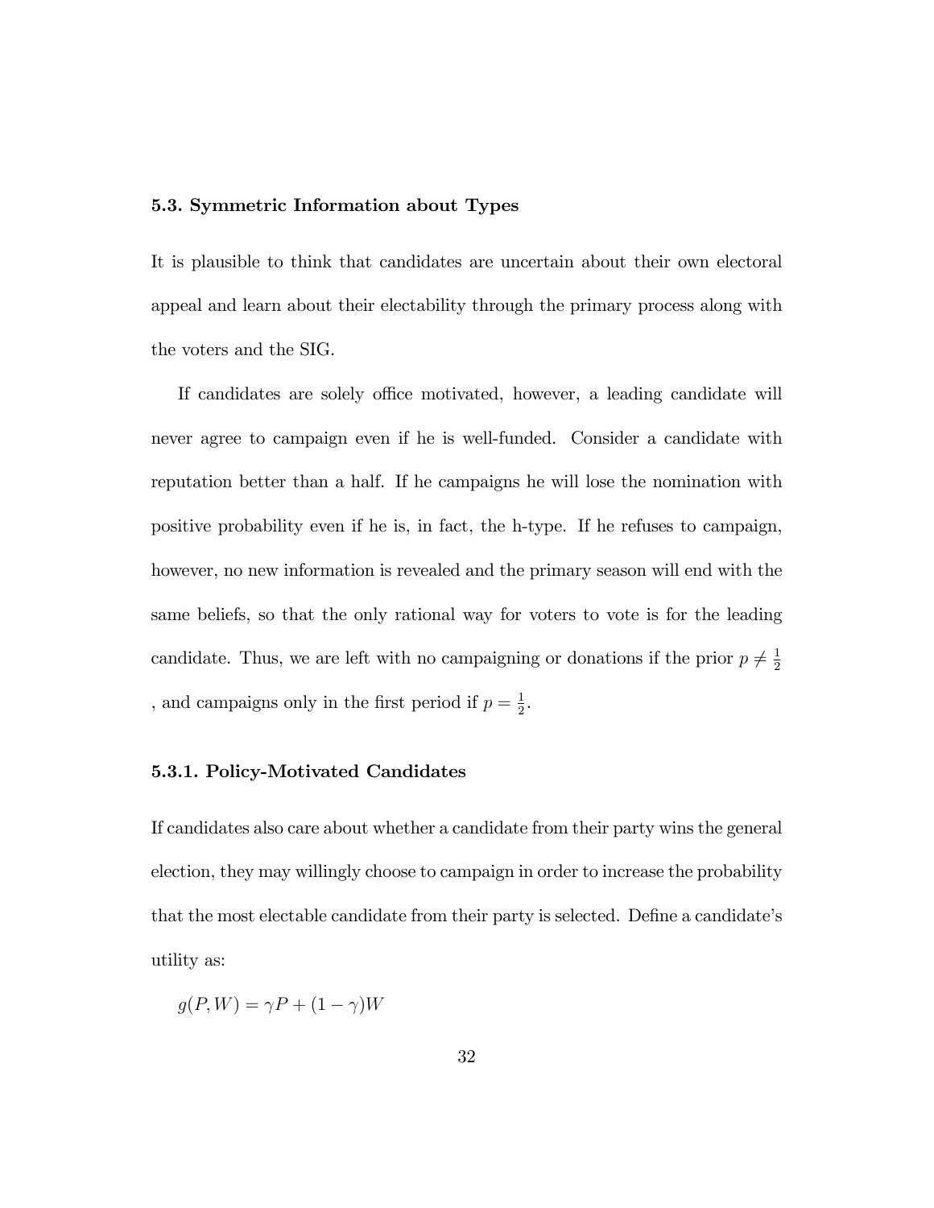### 5.3. Symmetric Information about Types

It is plausible to think that candidates are uncertain about their own electoral appeal and learn about their electability through the primary process along with the voters and the SIG.

If candidates are solely office motivated, however, a leading candidate will never agree to campaign even if he is well-funded. Consider a candidate with reputation better than a half. If he campaigns he will lose the nomination with positive probability even if he is, in fact, the h-type. If he refuses to campaign, however, no new information is revealed and the primary season will end with the same beliefs, so that the only rational way for voters to vote is for the leading candidate. Thus, we are left with no campaigning or donations if the prior $p \neq \frac{1}{2}$ , and campaigns only in the first period if $p = \frac{1}{2}$.

#### 5.3.1. Policy-Motivated Candidates

If candidates also care about whether a candidate from their party wins the general election, they may willingly choose to campaign in order to increase the probability that the most electable candidate from their party is selected. Define a candidate's utility as:

$$g(P, W) = \gamma P + (1 - \gamma)W$$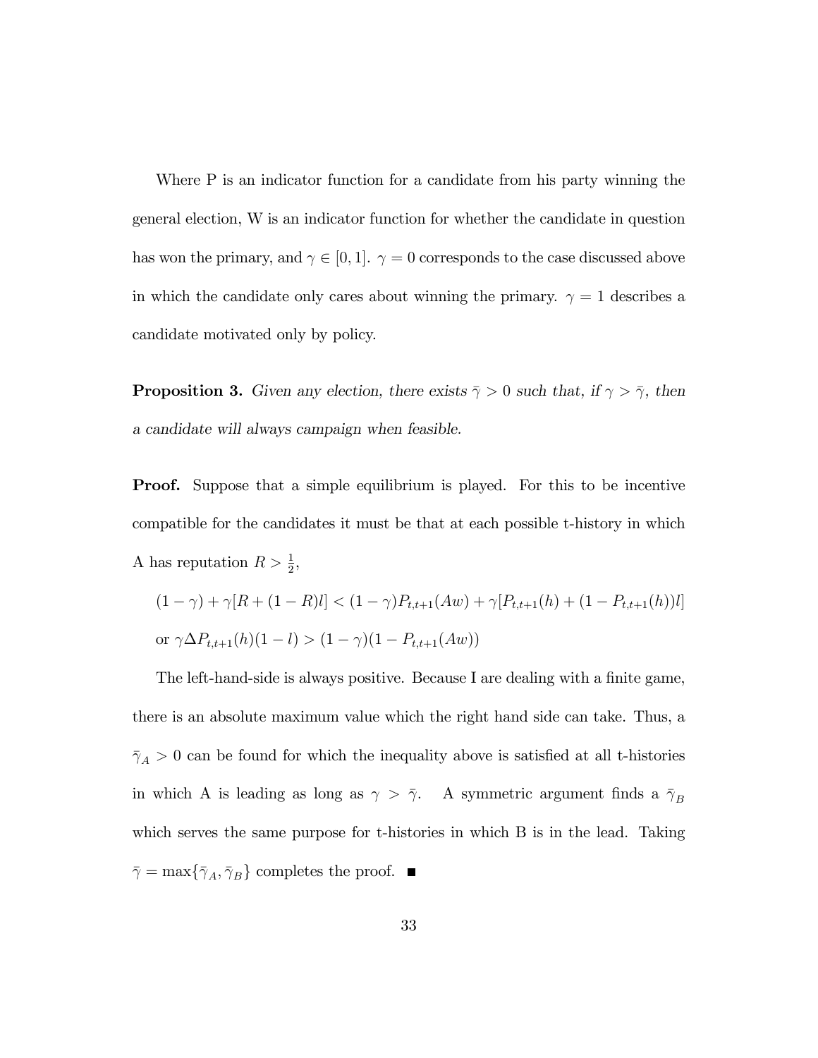Where P is an indicator function for a candidate from his party winning the general election, W is an indicator function for whether the candidate in question has won the primary, and $\gamma \in [0, 1]$. $\gamma = 0$ corresponds to the case discussed above in which the candidate only cares about winning the primary. $\gamma = 1$ describes a candidate motivated only by policy.

**Proposition 3.** *Given any election, there exists $\bar{\gamma} > 0$ such that, if $\gamma > \bar{\gamma}$, then a candidate will always campaign when feasible.*

**Proof.** Suppose that a simple equilibrium is played. For this to be incentive compatible for the candidates it must be that at each possible t-history in which A has reputation $R > \frac{1}{2}$,

$$(1 - \gamma) + \gamma[R + (1 - R)l] < (1 - \gamma)P_{t,t+1}(Aw) + \gamma[P_{t,t+1}(h) + (1 - P_{t,t+1}(h))l]$$

$$\text{or } \gamma \Delta P_{t,t+1}(h)(1 - l) > (1 - \gamma)(1 - P_{t,t+1}(Aw))$$

The left-hand-side is always positive. Because I are dealing with a finite game, there is an absolute maximum value which the right hand side can take. Thus, a $\bar{\gamma}_A > 0$ can be found for which the inequality above is satisfied at all t-histories in which A is leading as long as $\gamma > \bar{\gamma}$. A symmetric argument finds a $\bar{\gamma}_B$ which serves the same purpose for t-histories in which B is in the lead. Taking $\bar{\gamma} = \max\{\bar{\gamma}_A, \bar{\gamma}_B\}$ completes the proof. ■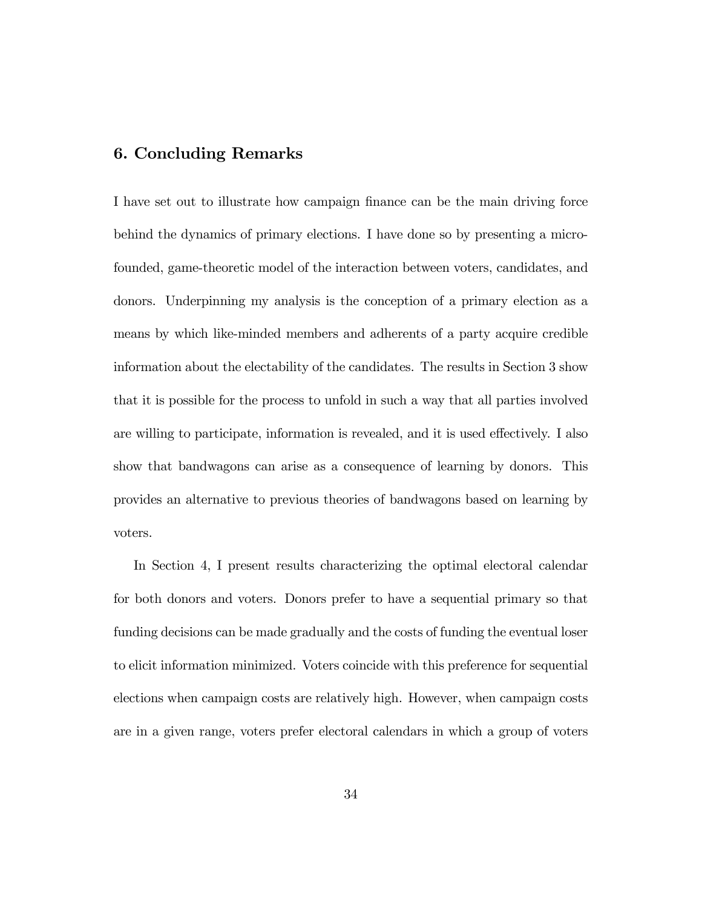## 6. Concluding Remarks

I have set out to illustrate how campaign finance can be the main driving force behind the dynamics of primary elections. I have done so by presenting a micro-founded, game-theoretic model of the interaction between voters, candidates, and donors. Underpinning my analysis is the conception of a primary election as a means by which like-minded members and adherents of a party acquire credible information about the electability of the candidates. The results in Section 3 show that it is possible for the process to unfold in such a way that all parties involved are willing to participate, information is revealed, and it is used effectively. I also show that bandwagons can arise as a consequence of learning by donors. This provides an alternative to previous theories of bandwagons based on learning by voters.

In Section 4, I present results characterizing the optimal electoral calendar for both donors and voters. Donors prefer to have a sequential primary so that funding decisions can be made gradually and the costs of funding the eventual loser to elicit information minimized. Voters coincide with this preference for sequential elections when campaign costs are relatively high. However, when campaign costs are in a given range, voters prefer electoral calendars in which a group of voters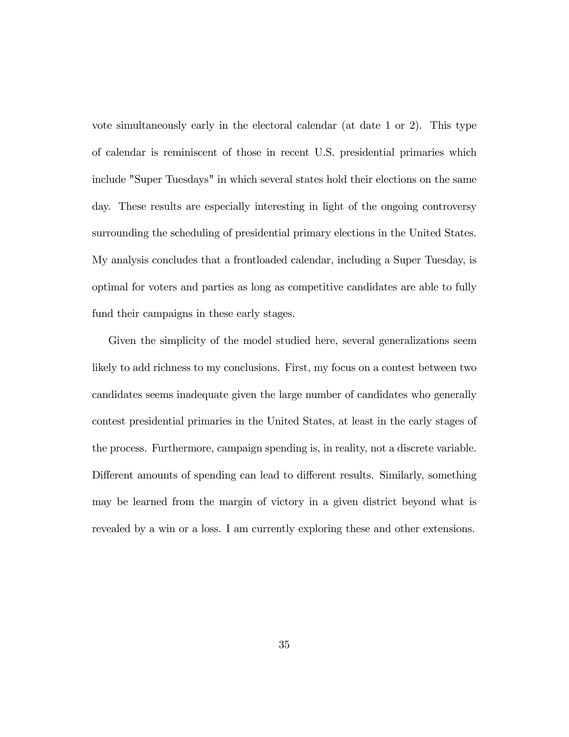vote simultaneously early in the electoral calendar (at date 1 or 2). This type of calendar is reminiscent of those in recent U.S. presidential primaries which include "Super Tuesdays" in which several states hold their elections on the same day. These results are especially interesting in light of the ongoing controversy surrounding the scheduling of presidential primary elections in the United States. My analysis concludes that a frontloaded calendar, including a Super Tuesday, is optimal for voters and parties as long as competitive candidates are able to fully fund their campaigns in these early stages.

Given the simplicity of the model studied here, several generalizations seem likely to add richness to my conclusions. First, my focus on a contest between two candidates seems inadequate given the large number of candidates who generally contest presidential primaries in the United States, at least in the early stages of the process. Furthermore, campaign spending is, in reality, not a discrete variable. Different amounts of spending can lead to different results. Similarly, something may be learned from the margin of victory in a given district beyond what is revealed by a win or a loss. I am currently exploring these and other extensions.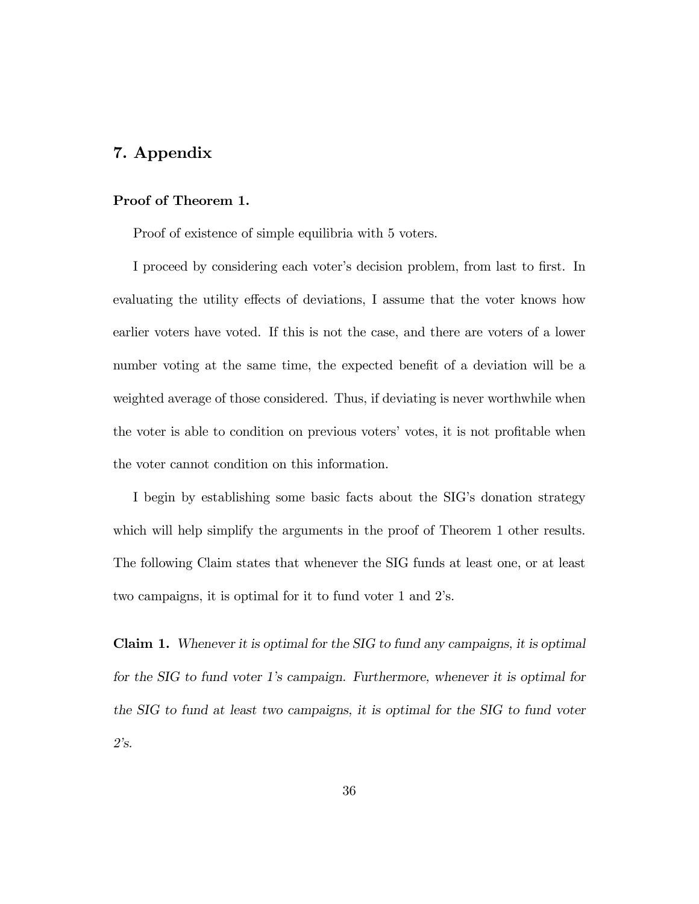# 7. Appendix

**Proof of Theorem 1.**

Proof of existence of simple equilibria with 5 voters.

I proceed by considering each voter's decision problem, from last to first. In evaluating the utility effects of deviations, I assume that the voter knows how earlier voters have voted. If this is not the case, and there are voters of a lower number voting at the same time, the expected benefit of a deviation will be a weighted average of those considered. Thus, if deviating is never worthwhile when the voter is able to condition on previous voters' votes, it is not profitable when the voter cannot condition on this information.

I begin by establishing some basic facts about the SIG's donation strategy which will help simplify the arguments in the proof of Theorem 1 other results. The following Claim states that whenever the SIG funds at least one, or at least two campaigns, it is optimal for it to fund voter 1 and 2's.

**Claim 1.** *Whenever it is optimal for the SIG to fund any campaigns, it is optimal for the SIG to fund voter 1's campaign. Furthermore, whenever it is optimal for the SIG to fund at least two campaigns, it is optimal for the SIG to fund voter 2's.*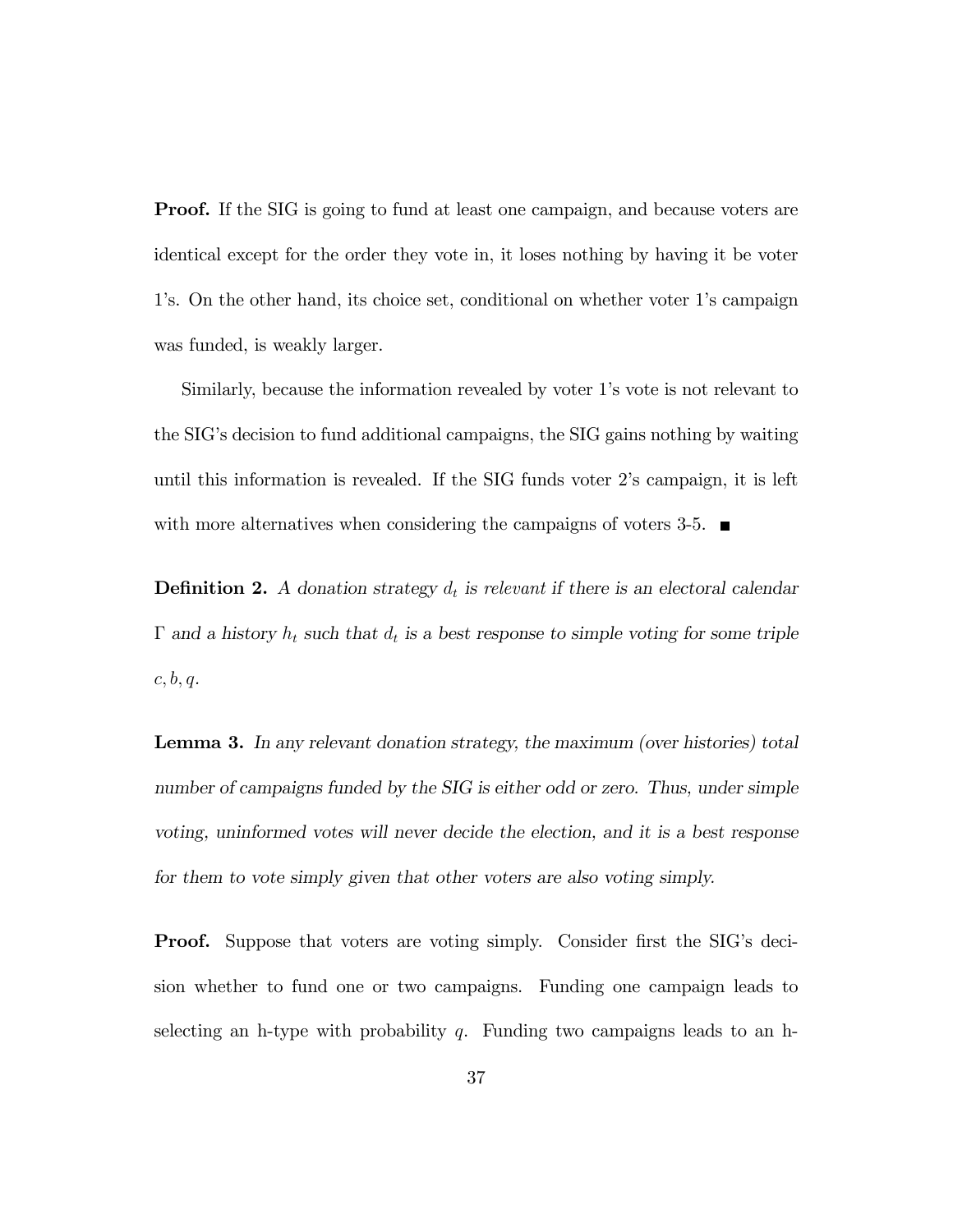**Proof.** If the SIG is going to fund at least one campaign, and because voters are identical except for the order they vote in, it loses nothing by having it be voter 1's. On the other hand, its choice set, conditional on whether voter 1's campaign was funded, is weakly larger.

Similarly, because the information revealed by voter 1's vote is not relevant to the SIG's decision to fund additional campaigns, the SIG gains nothing by waiting until this information is revealed. If the SIG funds voter 2's campaign, it is left with more alternatives when considering the campaigns of voters 3-5. ∎

**Definition 2.** *A donation strategy $d_t$ is relevant if there is an electoral calendar $\Gamma$ and a history $h_t$ such that $d_t$ is a best response to simple voting for some triple $c, b, q$.*

**Lemma 3.** *In any relevant donation strategy, the maximum (over histories) total number of campaigns funded by the SIG is either odd or zero. Thus, under simple voting, uninformed votes will never decide the election, and it is a best response for them to vote simply given that other voters are also voting simply.*

**Proof.** Suppose that voters are voting simply. Consider first the SIG's decision whether to fund one or two campaigns. Funding one campaign leads to selecting an h-type with probability $q$. Funding two campaigns leads to an h-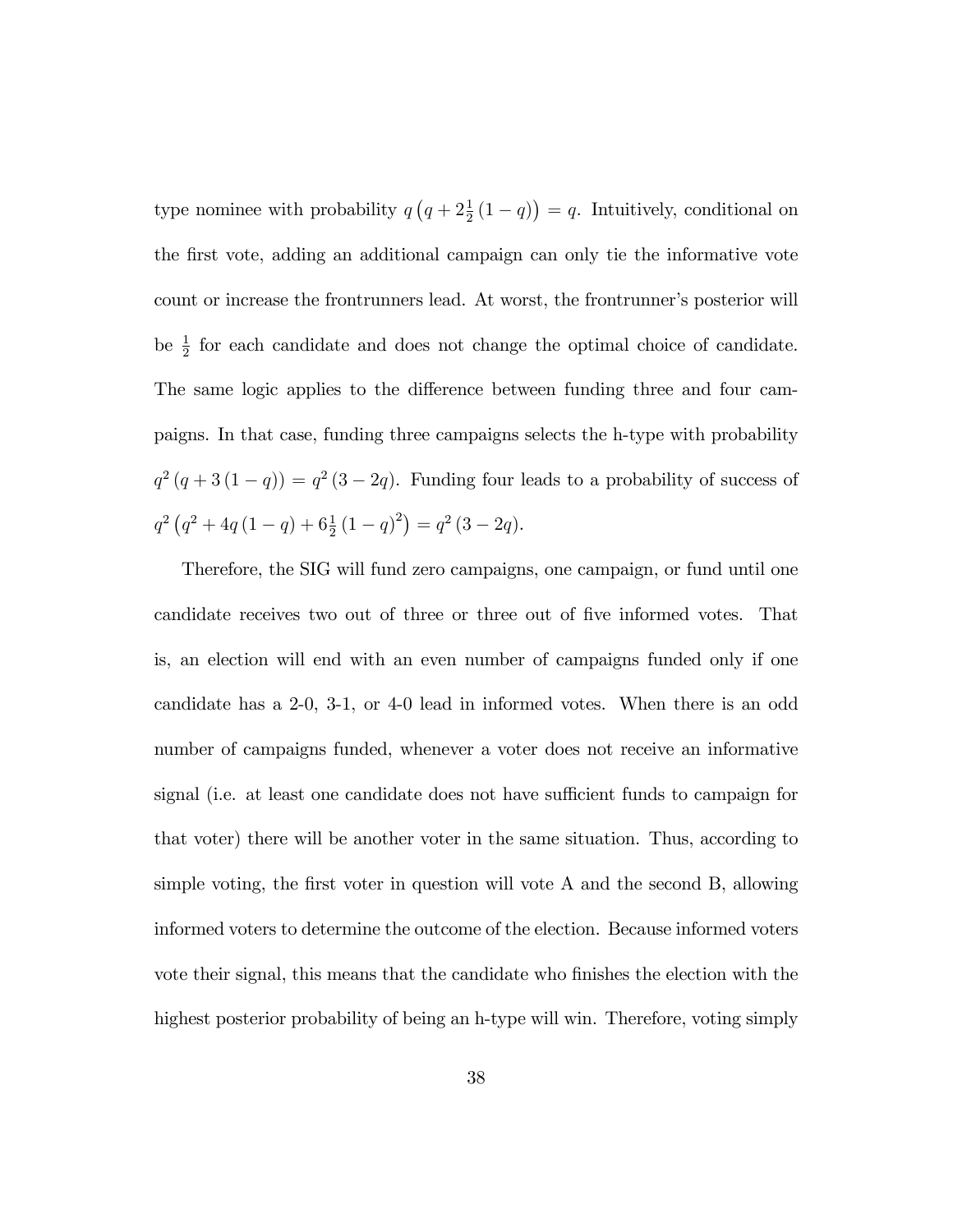type nominee with probability $q\left(q + 2\frac{1}{2}(1-q)\right) = q$. Intuitively, conditional on the first vote, adding an additional campaign can only tie the informative vote count or increase the frontrunners lead. At worst, the frontrunner's posterior will be $\frac{1}{2}$ for each candidate and does not change the optimal choice of candidate. The same logic applies to the difference between funding three and four campaigns. In that case, funding three campaigns selects the h-type with probability $q^2(q + 3(1-q)) = q^2(3-2q)$. Funding four leads to a probability of success of $q^2\left(q^2 + 4q(1-q) + 6\frac{1}{2}(1-q)^2\right) = q^2(3-2q)$.

Therefore, the SIG will fund zero campaigns, one campaign, or fund until one candidate receives two out of three or three out of five informed votes. That is, an election will end with an even number of campaigns funded only if one candidate has a 2-0, 3-1, or 4-0 lead in informed votes. When there is an odd number of campaigns funded, whenever a voter does not receive an informative signal (i.e. at least one candidate does not have sufficient funds to campaign for that voter) there will be another voter in the same situation. Thus, according to simple voting, the first voter in question will vote A and the second B, allowing informed voters to determine the outcome of the election. Because informed voters vote their signal, this means that the candidate who finishes the election with the highest posterior probability of being an h-type will win. Therefore, voting simply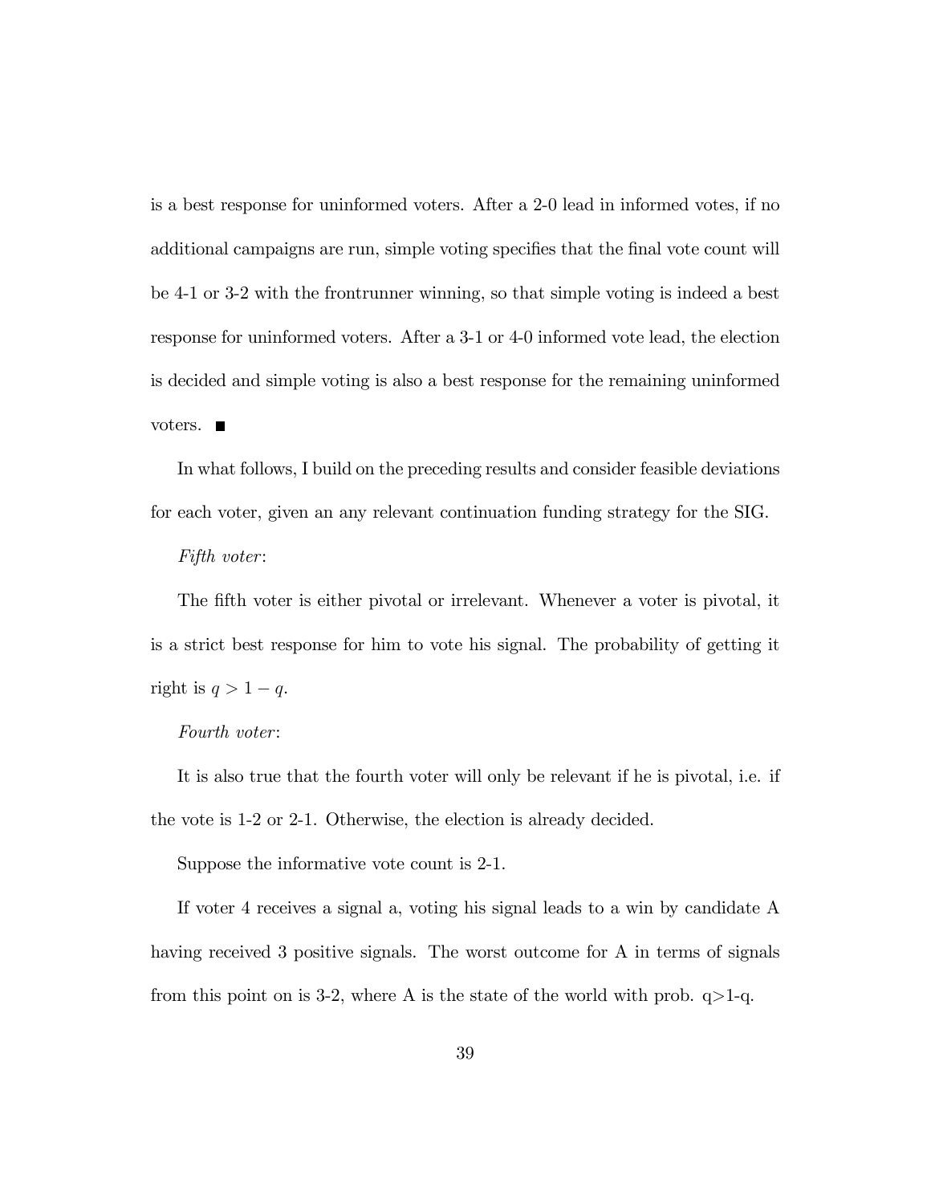is a best response for uninformed voters. After a 2-0 lead in informed votes, if no additional campaigns are run, simple voting specifies that the final vote count will be 4-1 or 3-2 with the frontrunner winning, so that simple voting is indeed a best response for uninformed voters. After a 3-1 or 4-0 informed vote lead, the election is decided and simple voting is also a best response for the remaining uninformed voters. ■

In what follows, I build on the preceding results and consider feasible deviations for each voter, given an any relevant continuation funding strategy for the SIG.

*Fifth voter*:

The fifth voter is either pivotal or irrelevant. Whenever a voter is pivotal, it is a strict best response for him to vote his signal. The probability of getting it right is $q > 1 - q$.

*Fourth voter*:

It is also true that the fourth voter will only be relevant if he is pivotal, i.e. if the vote is 1-2 or 2-1. Otherwise, the election is already decided.

Suppose the informative vote count is 2-1.

If voter 4 receives a signal a, voting his signal leads to a win by candidate A having received 3 positive signals. The worst outcome for A in terms of signals from this point on is 3-2, where A is the state of the world with prob. $q>1-q$.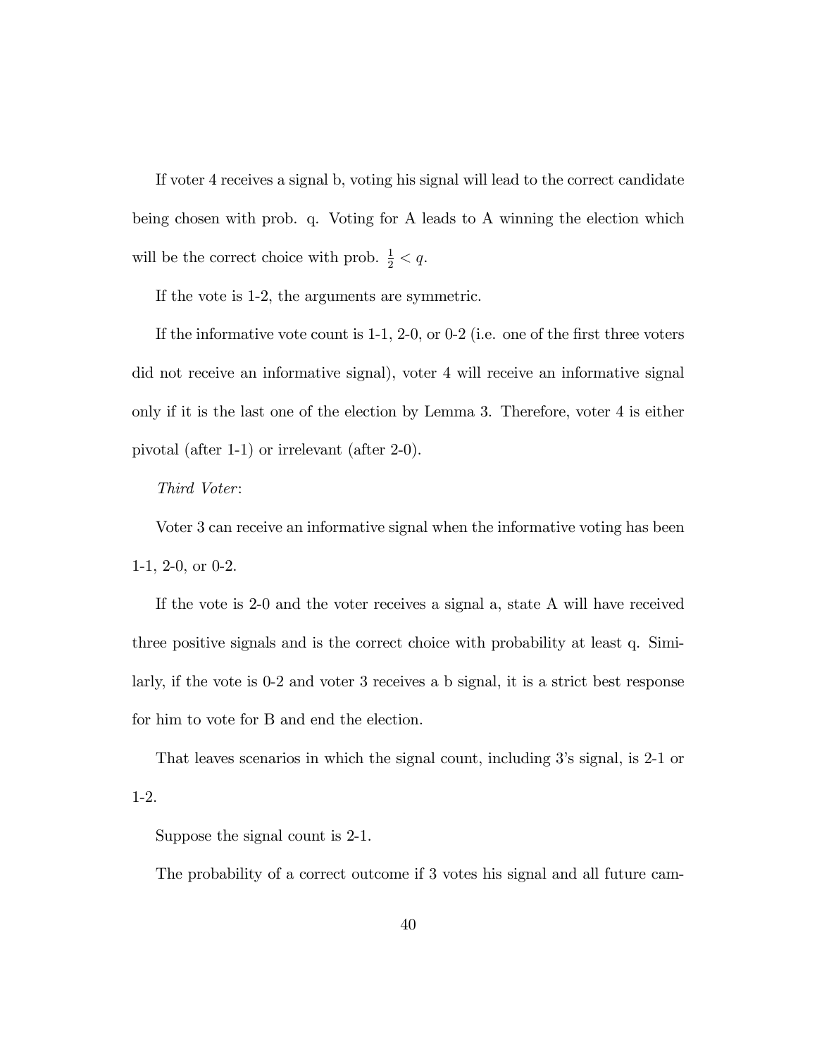If voter 4 receives a signal b, voting his signal will lead to the correct candidate being chosen with prob. q. Voting for A leads to A winning the election which will be the correct choice with prob. $\frac{1}{2} < q$.

If the vote is 1-2, the arguments are symmetric.

If the informative vote count is 1-1, 2-0, or 0-2 (i.e. one of the first three voters did not receive an informative signal), voter 4 will receive an informative signal only if it is the last one of the election by Lemma 3. Therefore, voter 4 is either pivotal (after 1-1) or irrelevant (after 2-0).

*Third Voter*:

Voter 3 can receive an informative signal when the informative voting has been 1-1, 2-0, or 0-2.

If the vote is 2-0 and the voter receives a signal a, state A will have received three positive signals and is the correct choice with probability at least q. Similarly, if the vote is 0-2 and voter 3 receives a b signal, it is a strict best response for him to vote for B and end the election.

That leaves scenarios in which the signal count, including 3's signal, is 2-1 or 1-2.

Suppose the signal count is 2-1.

The probability of a correct outcome if 3 votes his signal and all future cam-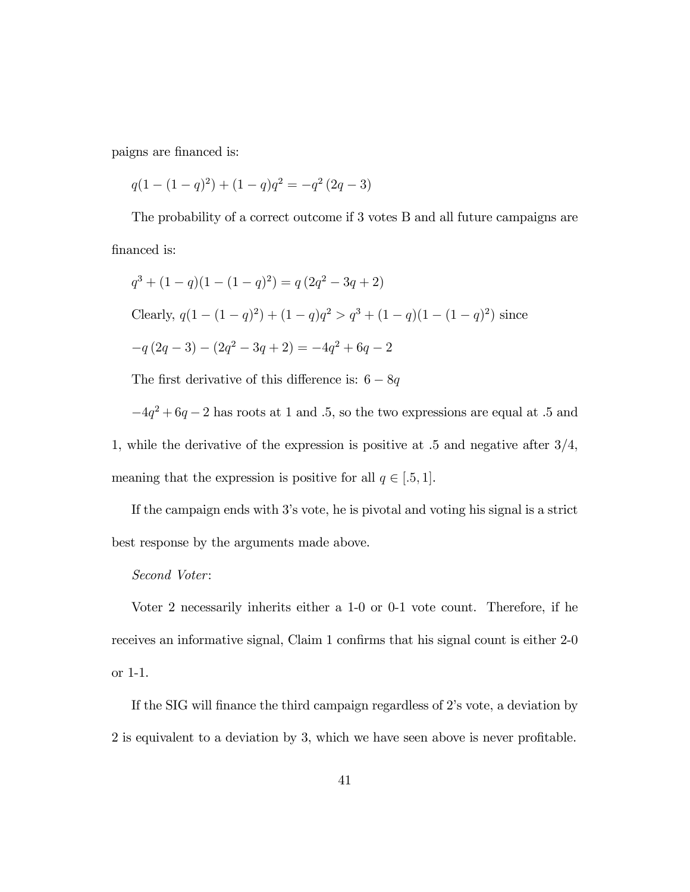paigns are financed is:

$$q(1-(1-q)^2)+(1-q)q^2=-q^2\,(2q-3)$$

The probability of a correct outcome if 3 votes B and all future campaigns are financed is:

$$q^3+(1-q)(1-(1-q)^2)=q\,(2q^2-3q+2)$$

Clearly, $q(1-(1-q)^2)+(1-q)q^2>q^3+(1-q)(1-(1-q)^2)$ since

$$-q\,(2q-3)-(2q^2-3q+2)=-4q^2+6q-2$$

The first derivative of this difference is: $6-8q$

$-4q^2+6q-2$ has roots at 1 and .5, so the two expressions are equal at .5 and 1, while the derivative of the expression is positive at .5 and negative after 3/4, meaning that the expression is positive for all $q\in[.5,1]$.

If the campaign ends with 3's vote, he is pivotal and voting his signal is a strict best response by the arguments made above.

*Second Voter*:

Voter 2 necessarily inherits either a 1-0 or 0-1 vote count. Therefore, if he receives an informative signal, Claim 1 confirms that his signal count is either 2-0 or 1-1.

If the SIG will finance the third campaign regardless of 2's vote, a deviation by 2 is equivalent to a deviation by 3, which we have seen above is never profitable.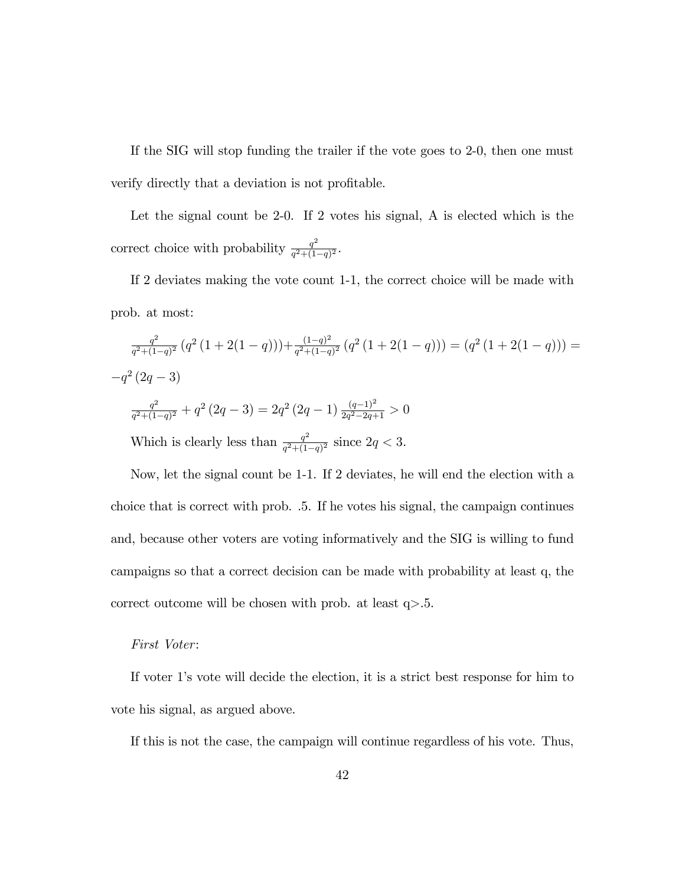If the SIG will stop funding the trailer if the vote goes to 2-0, then one must verify directly that a deviation is not profitable.

Let the signal count be 2-0. If 2 votes his signal, A is elected which is the correct choice with probability $\frac{q^2}{q^2+(1-q)^2}$.

If 2 deviates making the vote count 1-1, the correct choice will be made with prob. at most:

$\frac{q^2}{q^2+(1-q)^2}\left(q^2\left(1+2(1-q)\right)\right)+\frac{(1-q)^2}{q^2+(1-q)^2}\left(q^2\left(1+2(1-q)\right)\right)=\left(q^2\left(1+2(1-q)\right)\right)=$
$-q^2\left(2q-3\right)$

$\frac{q^2}{q^2+(1-q)^2}+q^2\left(2q-3\right)=2q^2\left(2q-1\right)\frac{(q-1)^2}{2q^2-2q+1}>0$

Which is clearly less than $\frac{q^2}{q^2+(1-q)^2}$ since $2q<3$.

Now, let the signal count be 1-1. If 2 deviates, he will end the election with a choice that is correct with prob. .5. If he votes his signal, the campaign continues and, because other voters are voting informatively and the SIG is willing to fund campaigns so that a correct decision can be made with probability at least q, the correct outcome will be chosen with prob. at least q>.5.

*First Voter*:

If voter 1's vote will decide the election, it is a strict best response for him to vote his signal, as argued above.

If this is not the case, the campaign will continue regardless of his vote. Thus,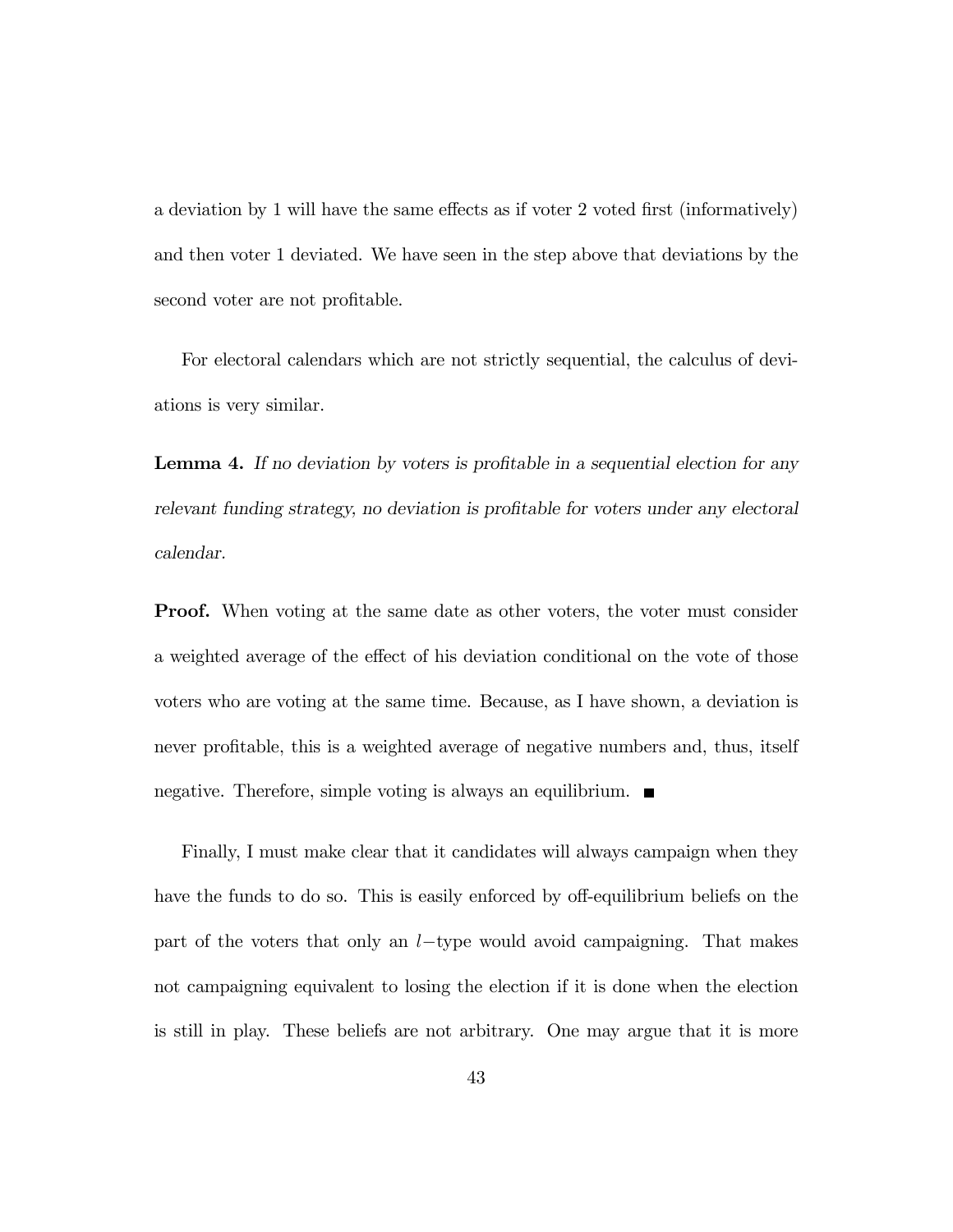a deviation by 1 will have the same effects as if voter 2 voted first (informatively) and then voter 1 deviated. We have seen in the step above that deviations by the second voter are not profitable.

For electoral calendars which are not strictly sequential, the calculus of deviations is very similar.

**Lemma 4.** *If no deviation by voters is profitable in a sequential election for any relevant funding strategy, no deviation is profitable for voters under any electoral calendar.*

**Proof.** When voting at the same date as other voters, the voter must consider a weighted average of the effect of his deviation conditional on the vote of those voters who are voting at the same time. Because, as I have shown, a deviation is never profitable, this is a weighted average of negative numbers and, thus, itself negative. Therefore, simple voting is always an equilibrium. ■

Finally, I must make clear that it candidates will always campaign when they have the funds to do so. This is easily enforced by off-equilibrium beliefs on the part of the voters that only an $l-$type would avoid campaigning. That makes not campaigning equivalent to losing the election if it is done when the election is still in play. These beliefs are not arbitrary. One may argue that it is more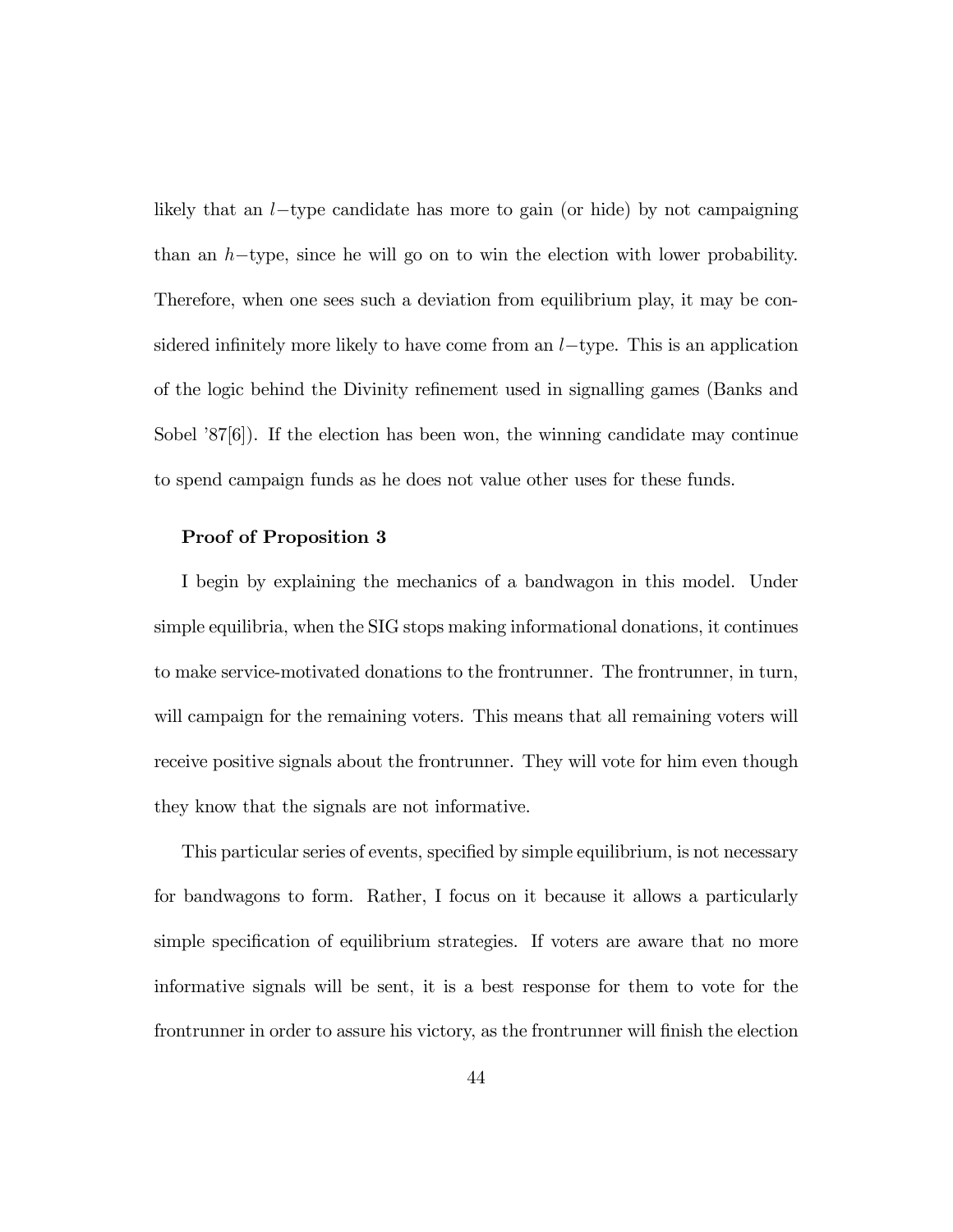likely that an $l-$type candidate has more to gain (or hide) by not campaigning than an $h-$type, since he will go on to win the election with lower probability. Therefore, when one sees such a deviation from equilibrium play, it may be considered infinitely more likely to have come from an $l-$type. This is an application of the logic behind the Divinity refinement used in signalling games (Banks and Sobel '87[6]). If the election has been won, the winning candidate may continue to spend campaign funds as he does not value other uses for these funds.

**Proof of Proposition 3**

I begin by explaining the mechanics of a bandwagon in this model. Under simple equilibria, when the SIG stops making informational donations, it continues to make service-motivated donations to the frontrunner. The frontrunner, in turn, will campaign for the remaining voters. This means that all remaining voters will receive positive signals about the frontrunner. They will vote for him even though they know that the signals are not informative.

This particular series of events, specified by simple equilibrium, is not necessary for bandwagons to form. Rather, I focus on it because it allows a particularly simple specification of equilibrium strategies. If voters are aware that no more informative signals will be sent, it is a best response for them to vote for the frontrunner in order to assure his victory, as the frontrunner will finish the election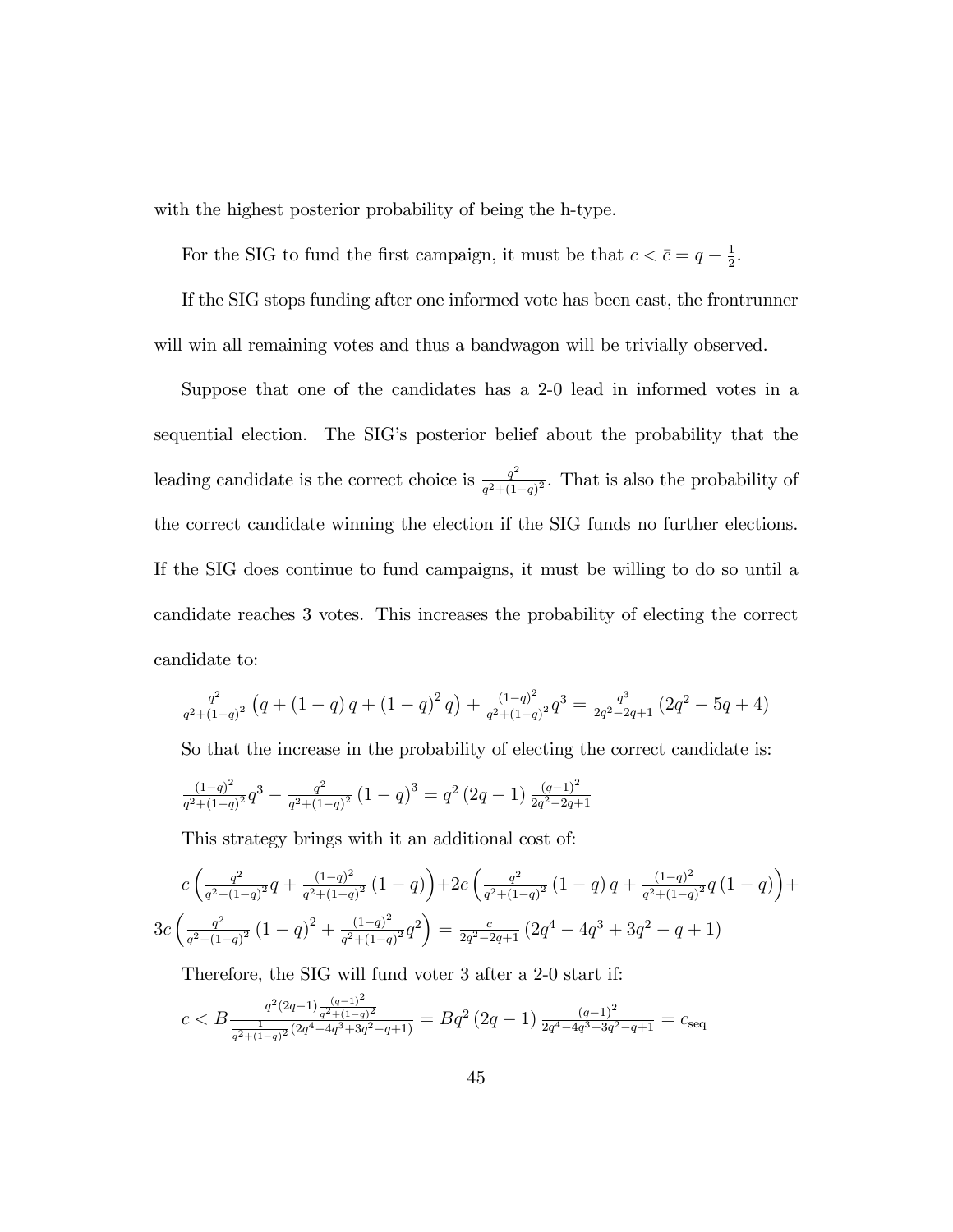with the highest posterior probability of being the h-type.

For the SIG to fund the first campaign, it must be that $c < \bar{c} = q - \frac{1}{2}$.

If the SIG stops funding after one informed vote has been cast, the frontrunner will win all remaining votes and thus a bandwagon will be trivially observed.

Suppose that one of the candidates has a 2-0 lead in informed votes in a sequential election. The SIG's posterior belief about the probability that the leading candidate is the correct choice is $\frac{q^2}{q^2+(1-q)^2}$. That is also the probability of the correct candidate winning the election if the SIG funds no further elections. If the SIG does continue to fund campaigns, it must be willing to do so until a candidate reaches 3 votes. This increases the probability of electing the correct candidate to:

$$\frac{q^2}{q^2+(1-q)^2}\left(q+(1-q)\,q+(1-q)^2\,q\right)+\frac{(1-q)^2}{q^2+(1-q)^2}q^3=\frac{q^3}{2q^2-2q+1}\left(2q^2-5q+4\right)$$

So that the increase in the probability of electing the correct candidate is:

$$\frac{(1-q)^2}{q^2+(1-q)^2}q^3-\frac{q^2}{q^2+(1-q)^2}\left(1-q\right)^3=q^2\left(2q-1\right)\frac{(q-1)^2}{2q^2-2q+1}$$

This strategy brings with it an additional cost of:

$$c\left(\frac{q^2}{q^2+(1-q)^2}q+\frac{(1-q)^2}{q^2+(1-q)^2}\left(1-q\right)\right)+2c\left(\frac{q^2}{q^2+(1-q)^2}\left(1-q\right)q+\frac{(1-q)^2}{q^2+(1-q)^2}q\left(1-q\right)\right)+$$
$$3c\left(\frac{q^2}{q^2+(1-q)^2}\left(1-q\right)^2+\frac{(1-q)^2}{q^2+(1-q)^2}q^2\right)=\frac{c}{2q^2-2q+1}\left(2q^4-4q^3+3q^2-q+1\right)$$

Therefore, the SIG will fund voter 3 after a 2-0 start if:

$$c<B\frac{q^2(2q-1)\frac{(q-1)^2}{q^2+(1-q)^2}}{\frac{1}{q^2+(1-q)^2}\left(2q^4-4q^3+3q^2-q+1\right)}=Bq^2\left(2q-1\right)\frac{(q-1)^2}{2q^4-4q^3+3q^2-q+1}=c_{\text{seq}}$$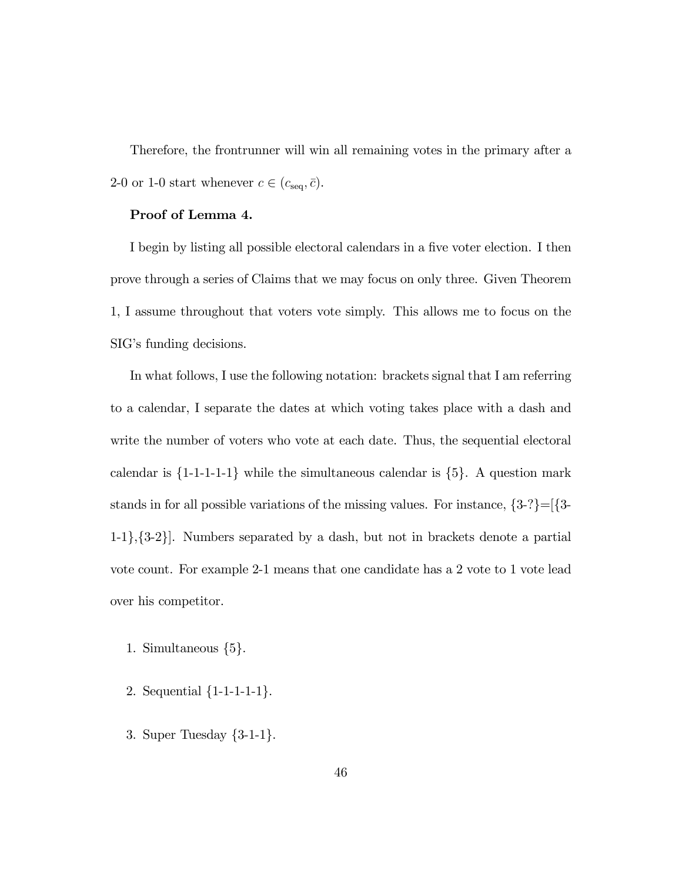Therefore, the frontrunner will win all remaining votes in the primary after a 2-0 or 1-0 start whenever $c \in (c_{\text{seq}}, \bar{c})$.

**Proof of Lemma 4.**

I begin by listing all possible electoral calendars in a five voter election. I then prove through a series of Claims that we may focus on only three. Given Theorem 1, I assume throughout that voters vote simply. This allows me to focus on the SIG's funding decisions.

In what follows, I use the following notation: brackets signal that I am referring to a calendar, I separate the dates at which voting takes place with a dash and write the number of voters who vote at each date. Thus, the sequential electoral calendar is {1-1-1-1-1} while the simultaneous calendar is {5}. A question mark stands in for all possible variations of the missing values. For instance, {3-?}=[{3-1-1},{3-2}]. Numbers separated by a dash, but not in brackets denote a partial vote count. For example 2-1 means that one candidate has a 2 vote to 1 vote lead over his competitor.

1. Simultaneous {5}.
2. Sequential {1-1-1-1-1}.
3. Super Tuesday {3-1-1}.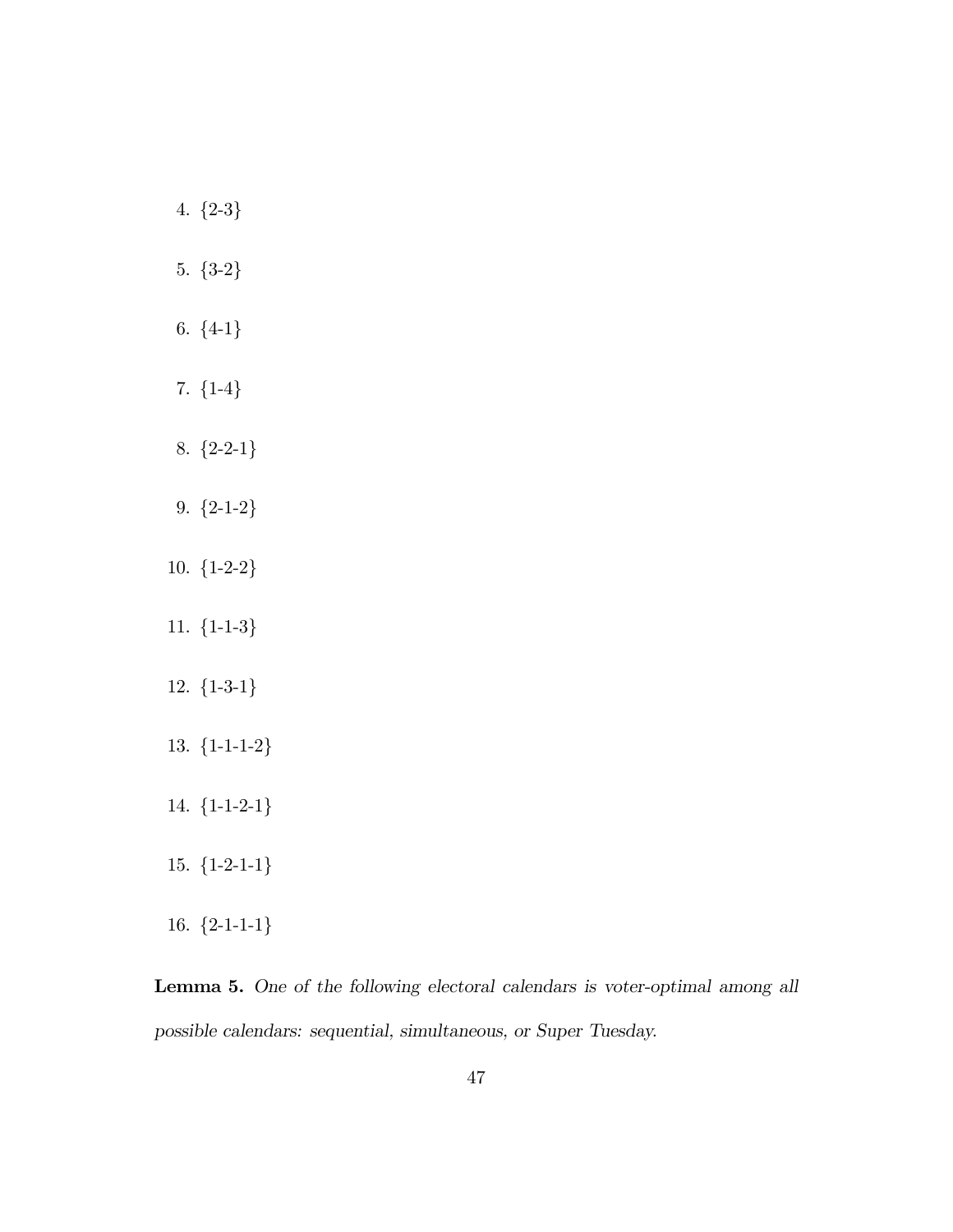4. {2-3}

5. {3-2}

6. {4-1}

7. {1-4}

8. {2-2-1}

9. {2-1-2}

10. {1-2-2}

11. {1-1-3}

12. {1-3-1}

13. {1-1-1-2}

14. {1-1-2-1}

15. {1-2-1-1}

16. {2-1-1-1}

**Lemma 5.** *One of the following electoral calendars is voter-optimal among all possible calendars: sequential, simultaneous, or Super Tuesday.*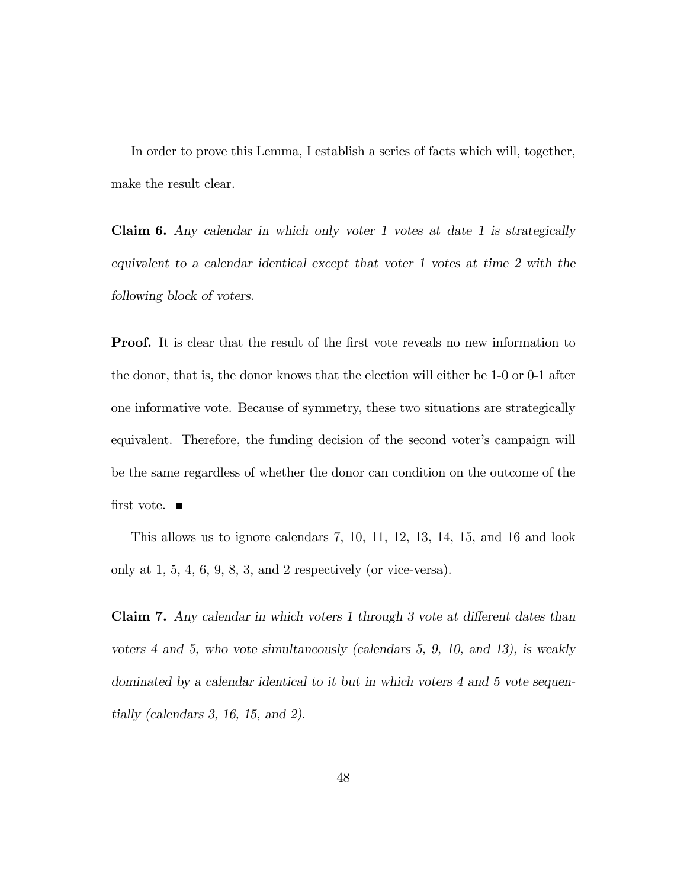In order to prove this Lemma, I establish a series of facts which will, together, make the result clear.

**Claim 6.** *Any calendar in which only voter 1 votes at date 1 is strategically equivalent to a calendar identical except that voter 1 votes at time 2 with the following block of voters.*

**Proof.** It is clear that the result of the first vote reveals no new information to the donor, that is, the donor knows that the election will either be 1-0 or 0-1 after one informative vote. Because of symmetry, these two situations are strategically equivalent. Therefore, the funding decision of the second voter's campaign will be the same regardless of whether the donor can condition on the outcome of the first vote. ■

This allows us to ignore calendars 7, 10, 11, 12, 13, 14, 15, and 16 and look only at 1, 5, 4, 6, 9, 8, 3, and 2 respectively (or vice-versa).

**Claim 7.** *Any calendar in which voters 1 through 3 vote at different dates than voters 4 and 5, who vote simultaneously (calendars 5, 9, 10, and 13), is weakly dominated by a calendar identical to it but in which voters 4 and 5 vote sequentially (calendars 3, 16, 15, and 2).*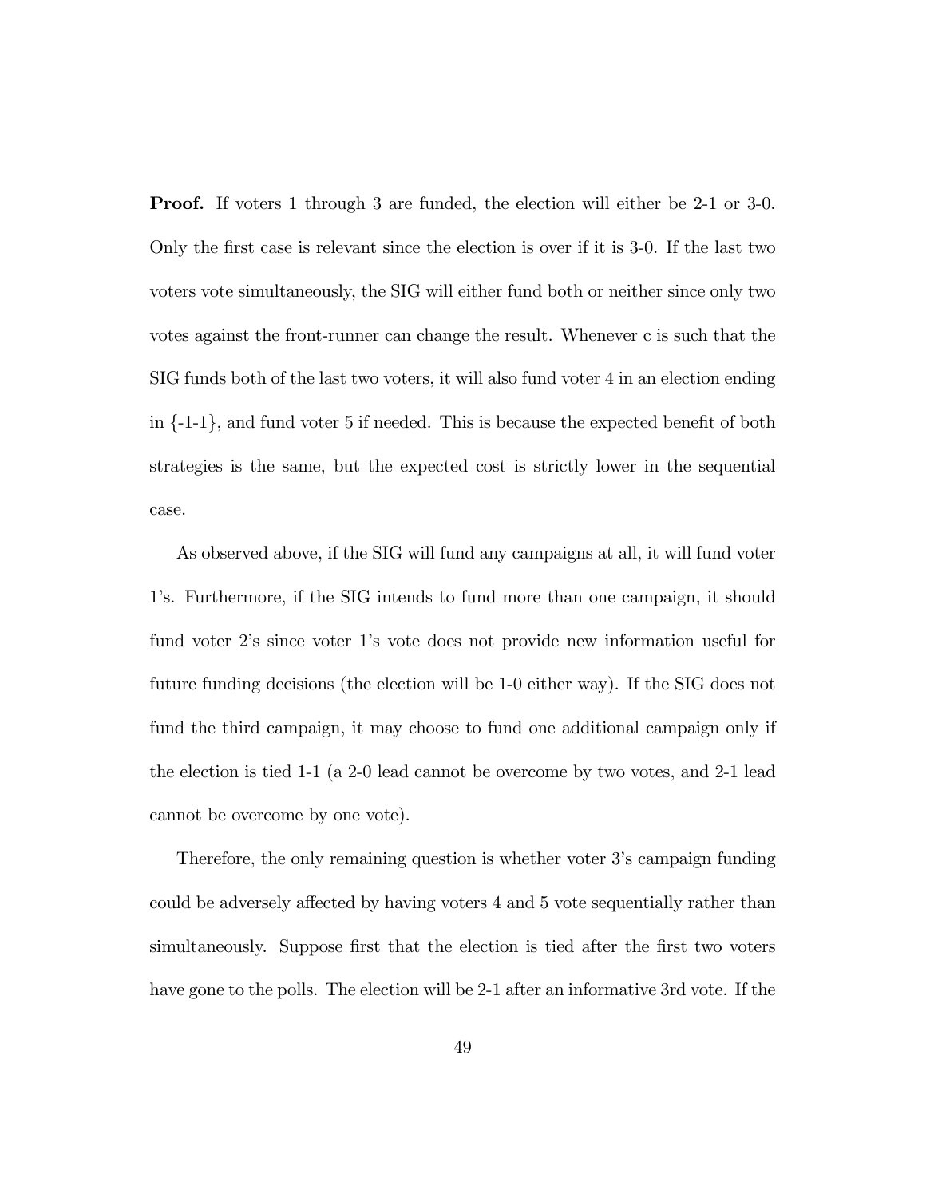**Proof.** If voters 1 through 3 are funded, the election will either be 2-1 or 3-0. Only the first case is relevant since the election is over if it is 3-0. If the last two voters vote simultaneously, the SIG will either fund both or neither since only two votes against the front-runner can change the result. Whenever c is such that the SIG funds both of the last two voters, it will also fund voter 4 in an election ending in {-1-1}, and fund voter 5 if needed. This is because the expected benefit of both strategies is the same, but the expected cost is strictly lower in the sequential case.

As observed above, if the SIG will fund any campaigns at all, it will fund voter 1's. Furthermore, if the SIG intends to fund more than one campaign, it should fund voter 2's since voter 1's vote does not provide new information useful for future funding decisions (the election will be 1-0 either way). If the SIG does not fund the third campaign, it may choose to fund one additional campaign only if the election is tied 1-1 (a 2-0 lead cannot be overcome by two votes, and 2-1 lead cannot be overcome by one vote).

Therefore, the only remaining question is whether voter 3's campaign funding could be adversely affected by having voters 4 and 5 vote sequentially rather than simultaneously. Suppose first that the election is tied after the first two voters have gone to the polls. The election will be 2-1 after an informative 3rd vote. If the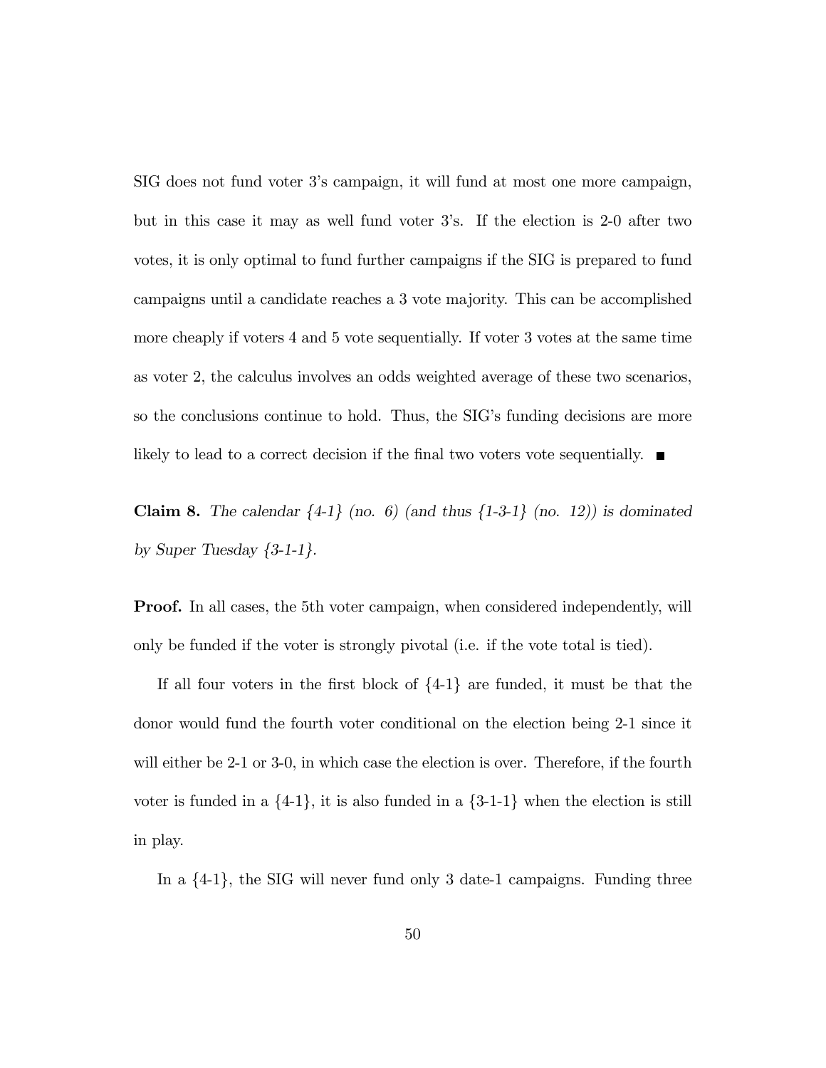SIG does not fund voter 3's campaign, it will fund at most one more campaign, but in this case it may as well fund voter 3's. If the election is 2-0 after two votes, it is only optimal to fund further campaigns if the SIG is prepared to fund campaigns until a candidate reaches a 3 vote majority. This can be accomplished more cheaply if voters 4 and 5 vote sequentially. If voter 3 votes at the same time as voter 2, the calculus involves an odds weighted average of these two scenarios, so the conclusions continue to hold. Thus, the SIG's funding decisions are more likely to lead to a correct decision if the final two voters vote sequentially. ∎

**Claim 8.** *The calendar {4-1} (no. 6) (and thus {1-3-1} (no. 12)) is dominated by Super Tuesday {3-1-1}.*

**Proof.** In all cases, the 5th voter campaign, when considered independently, will only be funded if the voter is strongly pivotal (i.e. if the vote total is tied).

If all four voters in the first block of {4-1} are funded, it must be that the donor would fund the fourth voter conditional on the election being 2-1 since it will either be 2-1 or 3-0, in which case the election is over. Therefore, if the fourth voter is funded in a {4-1}, it is also funded in a {3-1-1} when the election is still in play.

In a {4-1}, the SIG will never fund only 3 date-1 campaigns. Funding three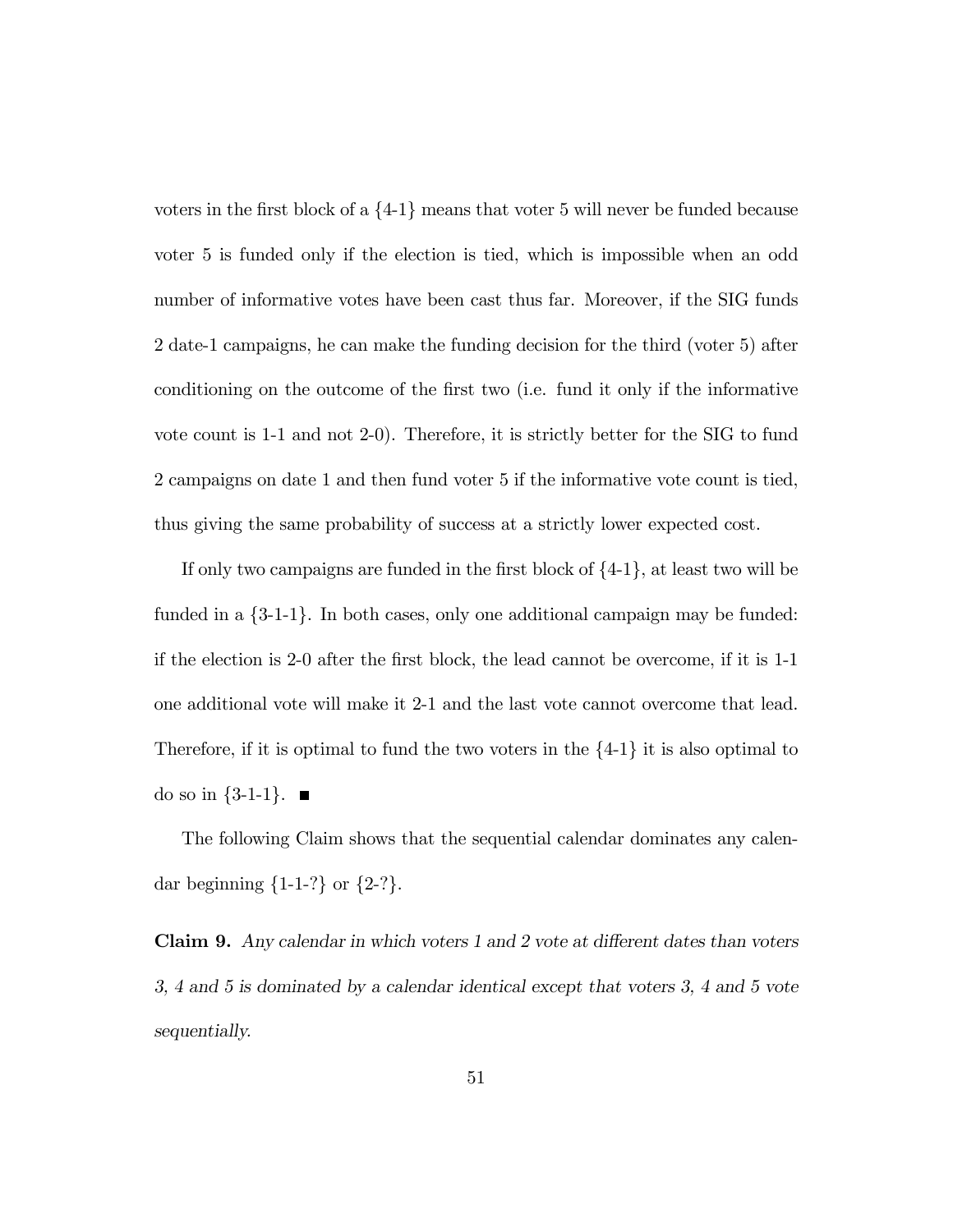voters in the first block of a {4-1} means that voter 5 will never be funded because voter 5 is funded only if the election is tied, which is impossible when an odd number of informative votes have been cast thus far. Moreover, if the SIG funds 2 date-1 campaigns, he can make the funding decision for the third (voter 5) after conditioning on the outcome of the first two (i.e. fund it only if the informative vote count is 1-1 and not 2-0). Therefore, it is strictly better for the SIG to fund 2 campaigns on date 1 and then fund voter 5 if the informative vote count is tied, thus giving the same probability of success at a strictly lower expected cost.

If only two campaigns are funded in the first block of {4-1}, at least two will be funded in a {3-1-1}. In both cases, only one additional campaign may be funded: if the election is 2-0 after the first block, the lead cannot be overcome, if it is 1-1 one additional vote will make it 2-1 and the last vote cannot overcome that lead. Therefore, if it is optimal to fund the two voters in the {4-1} it is also optimal to do so in {3-1-1}. ■

The following Claim shows that the sequential calendar dominates any calendar beginning {1-1-?} or {2-?}.

**Claim 9.** *Any calendar in which voters 1 and 2 vote at different dates than voters 3, 4 and 5 is dominated by a calendar identical except that voters 3, 4 and 5 vote sequentially.*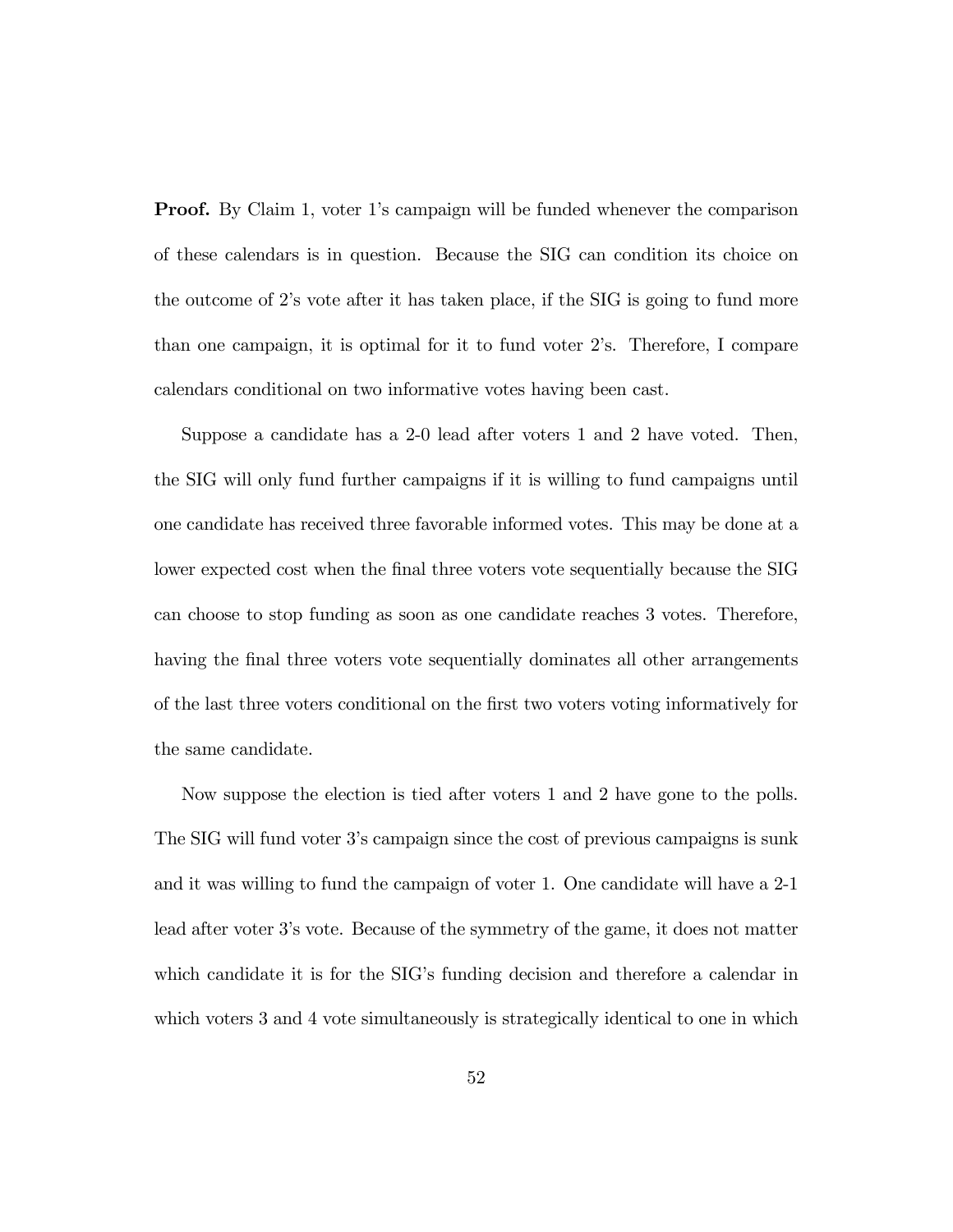**Proof.** By Claim 1, voter 1's campaign will be funded whenever the comparison of these calendars is in question. Because the SIG can condition its choice on the outcome of 2's vote after it has taken place, if the SIG is going to fund more than one campaign, it is optimal for it to fund voter 2's. Therefore, I compare calendars conditional on two informative votes having been cast.

Suppose a candidate has a 2-0 lead after voters 1 and 2 have voted. Then, the SIG will only fund further campaigns if it is willing to fund campaigns until one candidate has received three favorable informed votes. This may be done at a lower expected cost when the final three voters vote sequentially because the SIG can choose to stop funding as soon as one candidate reaches 3 votes. Therefore, having the final three voters vote sequentially dominates all other arrangements of the last three voters conditional on the first two voters voting informatively for the same candidate.

Now suppose the election is tied after voters 1 and 2 have gone to the polls. The SIG will fund voter 3's campaign since the cost of previous campaigns is sunk and it was willing to fund the campaign of voter 1. One candidate will have a 2-1 lead after voter 3's vote. Because of the symmetry of the game, it does not matter which candidate it is for the SIG's funding decision and therefore a calendar in which voters 3 and 4 vote simultaneously is strategically identical to one in which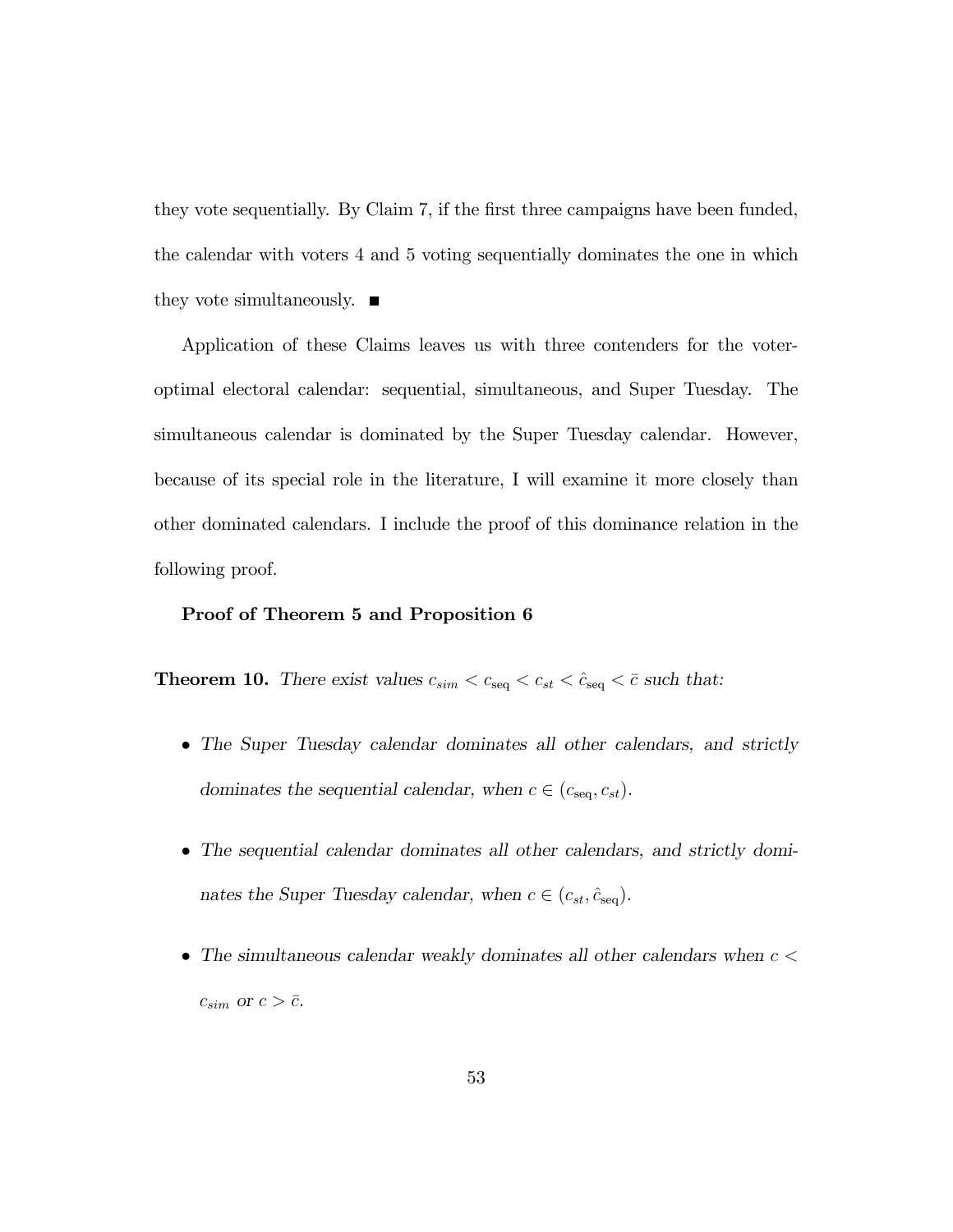they vote sequentially. By Claim 7, if the first three campaigns have been funded, the calendar with voters 4 and 5 voting sequentially dominates the one in which they vote simultaneously. ■

Application of these Claims leaves us with three contenders for the voter-optimal electoral calendar: sequential, simultaneous, and Super Tuesday. The simultaneous calendar is dominated by the Super Tuesday calendar. However, because of its special role in the literature, I will examine it more closely than other dominated calendars. I include the proof of this dominance relation in the following proof.

**Proof of Theorem 5 and Proposition 6**

**Theorem 10.** *There exist values $c_{sim} < c_{\text{seq}} < c_{st} < \hat{c}_{\text{seq}} < \bar{c}$ such that:*

- *The Super Tuesday calendar dominates all other calendars, and strictly dominates the sequential calendar, when $c \in (c_{\text{seq}}, c_{st})$.*
- *The sequential calendar dominates all other calendars, and strictly dominates the Super Tuesday calendar, when $c \in (c_{st}, \hat{c}_{\text{seq}})$.*
- *The simultaneous calendar weakly dominates all other calendars when $c < c_{sim}$ or $c > \bar{c}$.*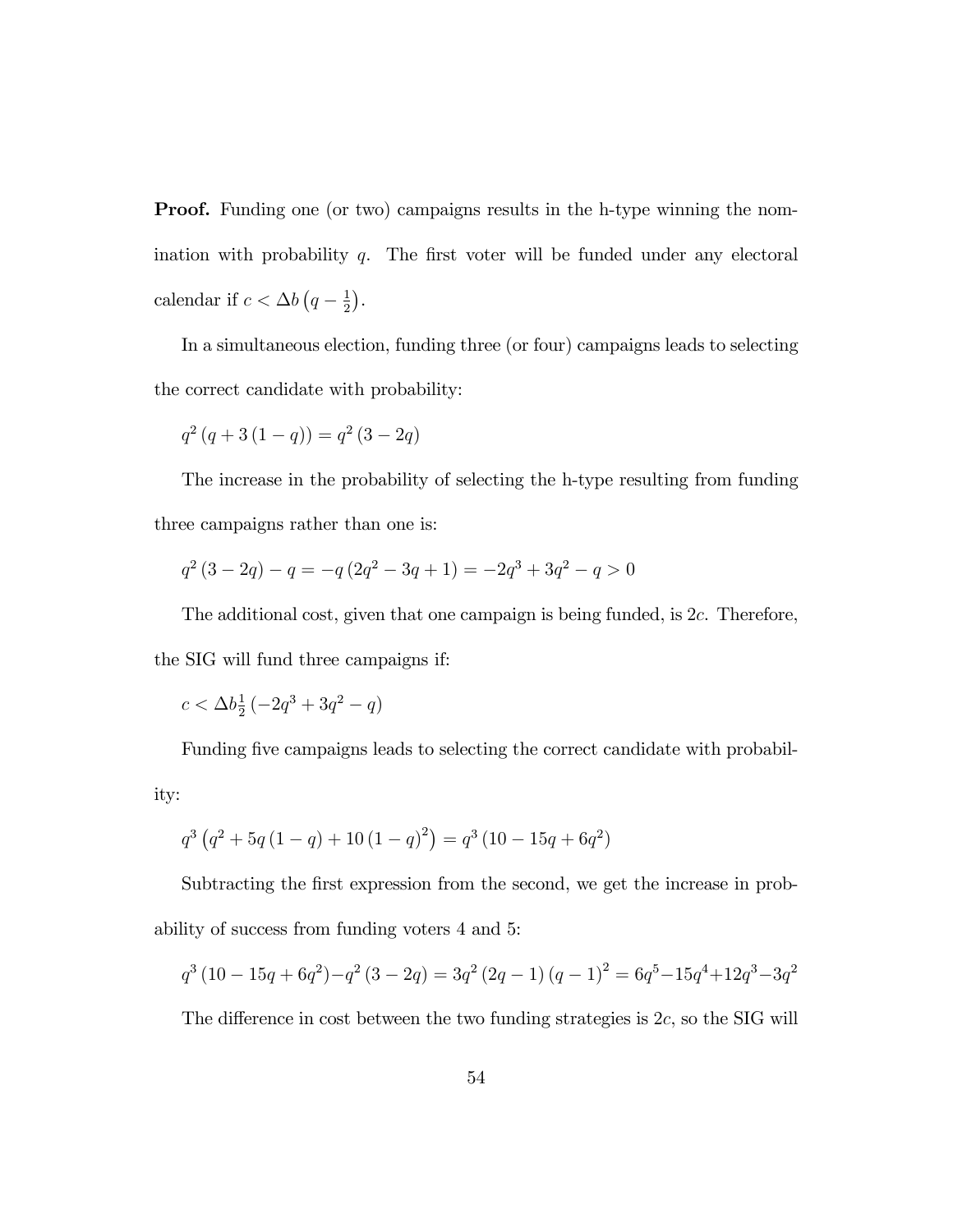**Proof.** Funding one (or two) campaigns results in the h-type winning the nomination with probability $q$. The first voter will be funded under any electoral calendar if $c < \Delta b \left(q - \frac{1}{2}\right)$.

In a simultaneous election, funding three (or four) campaigns leads to selecting the correct candidate with probability:

$$q^2 \left(q + 3\left(1-q\right)\right) = q^2 \left(3 - 2q\right)$$

The increase in the probability of selecting the h-type resulting from funding three campaigns rather than one is:

$$q^2 \left(3 - 2q\right) - q = -q \left(2q^2 - 3q + 1\right) = -2q^3 + 3q^2 - q > 0$$

The additional cost, given that one campaign is being funded, is $2c$. Therefore, the SIG will fund three campaigns if:

$$c < \Delta b \tfrac{1}{2} \left(-2q^3 + 3q^2 - q\right)$$

Funding five campaigns leads to selecting the correct candidate with probability:

$$q^3 \left(q^2 + 5q\left(1-q\right) + 10\left(1-q\right)^2\right) = q^3 \left(10 - 15q + 6q^2\right)$$

Subtracting the first expression from the second, we get the increase in probability of success from funding voters 4 and 5:

$$q^3 \left(10 - 15q + 6q^2\right) - q^2 \left(3 - 2q\right) = 3q^2 \left(2q - 1\right)\left(q - 1\right)^2 = 6q^5 - 15q^4 + 12q^3 - 3q^2$$

The difference in cost between the two funding strategies is $2c$, so the SIG will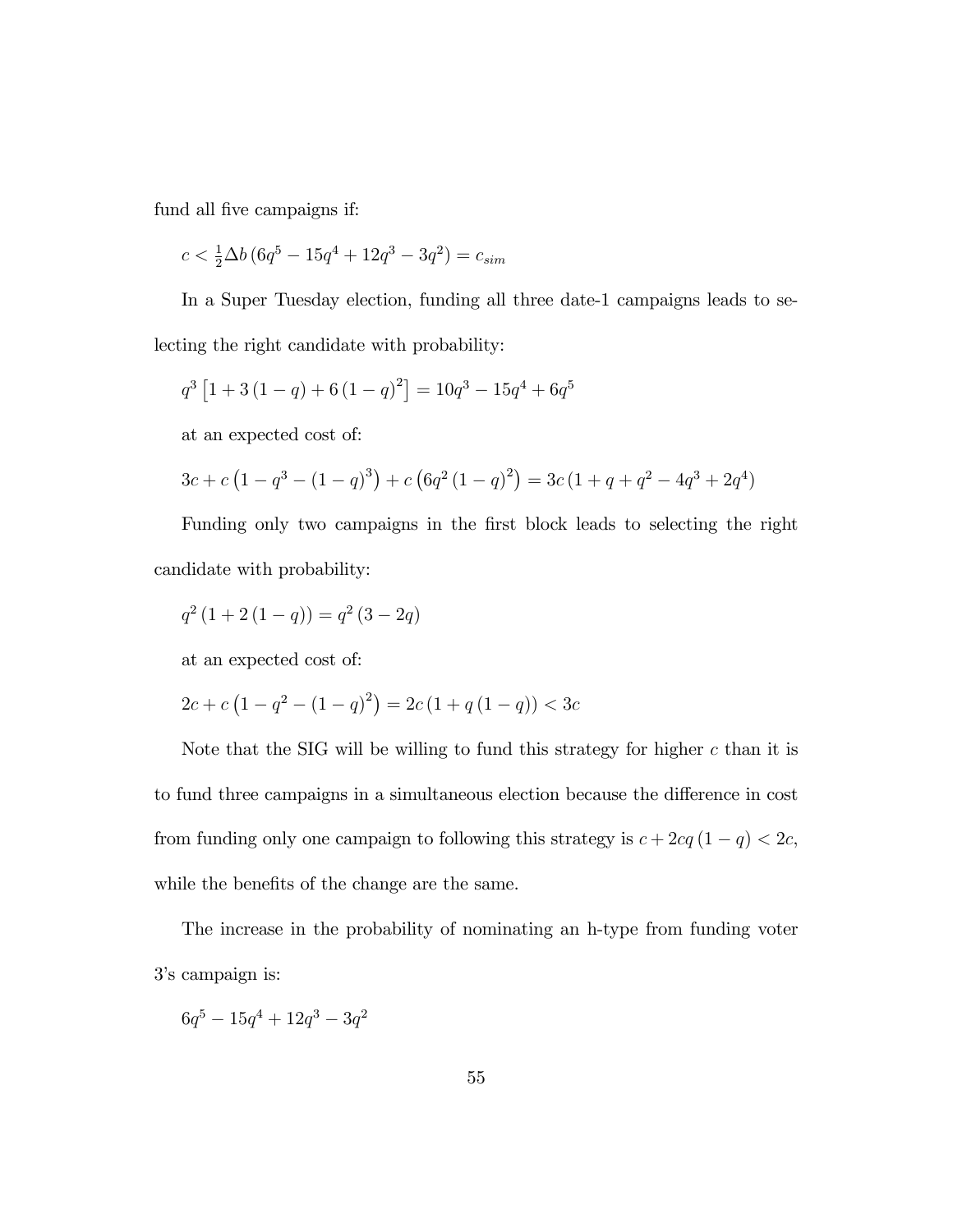fund all five campaigns if:

$$c < \frac{1}{2}\Delta b \left(6q^5 - 15q^4 + 12q^3 - 3q^2\right) = c_{sim}$$

In a Super Tuesday election, funding all three date-1 campaigns leads to selecting the right candidate with probability:

$$q^3 \left[1 + 3(1-q) + 6(1-q)^2\right] = 10q^3 - 15q^4 + 6q^5$$

at an expected cost of:

$$3c + c\left(1 - q^3 - (1-q)^3\right) + c\left(6q^2(1-q)^2\right) = 3c\left(1 + q + q^2 - 4q^3 + 2q^4\right)$$

Funding only two campaigns in the first block leads to selecting the right candidate with probability:

$$q^2\left(1 + 2(1-q)\right) = q^2(3 - 2q)$$

at an expected cost of:

$$2c + c\left(1 - q^2 - (1-q)^2\right) = 2c\left(1 + q(1-q)\right) < 3c$$

Note that the SIG will be willing to fund this strategy for higher $c$ than it is to fund three campaigns in a simultaneous election because the difference in cost from funding only one campaign to following this strategy is $c + 2cq(1-q) < 2c$, while the benefits of the change are the same.

The increase in the probability of nominating an h-type from funding voter 3's campaign is:

$$6q^5 - 15q^4 + 12q^3 - 3q^2$$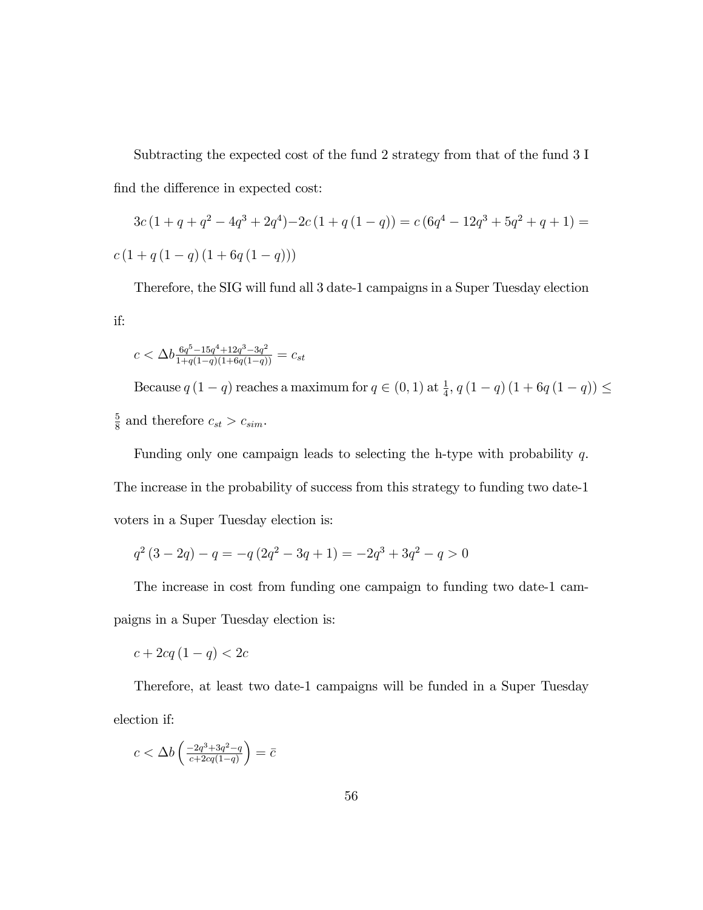Subtracting the expected cost of the fund 2 strategy from that of the fund 3 I find the difference in expected cost:

$$3c\left(1+q+q^2-4q^3+2q^4\right)-2c\left(1+q\left(1-q\right)\right)=c\left(6q^4-12q^3+5q^2+q+1\right)=$$
$$c\left(1+q\left(1-q\right)\left(1+6q\left(1-q\right)\right)\right)$$

Therefore, the SIG will fund all 3 date-1 campaigns in a Super Tuesday election if:

$$c<\Delta b\frac{6q^5-15q^4+12q^3-3q^2}{1+q(1-q)(1+6q(1-q))}=c_{st}$$

Because $q\left(1-q\right)$ reaches a maximum for $q\in(0,1)$ at $\frac{1}{4}$, $q\left(1-q\right)\left(1+6q\left(1-q\right)\right)\leq\frac{5}{8}$ and therefore $c_{st}>c_{sim}$.

Funding only one campaign leads to selecting the h-type with probability $q$. The increase in the probability of success from this strategy to funding two date-1 voters in a Super Tuesday election is:

$$q^2\left(3-2q\right)-q=-q\left(2q^2-3q+1\right)=-2q^3+3q^2-q>0$$

The increase in cost from funding one campaign to funding two date-1 campaigns in a Super Tuesday election is:

$$c+2cq\left(1-q\right)<2c$$

Therefore, at least two date-1 campaigns will be funded in a Super Tuesday election if:

$$c<\Delta b\left(\frac{-2q^3+3q^2-q}{c+2cq(1-q)}\right)=\bar{c}$$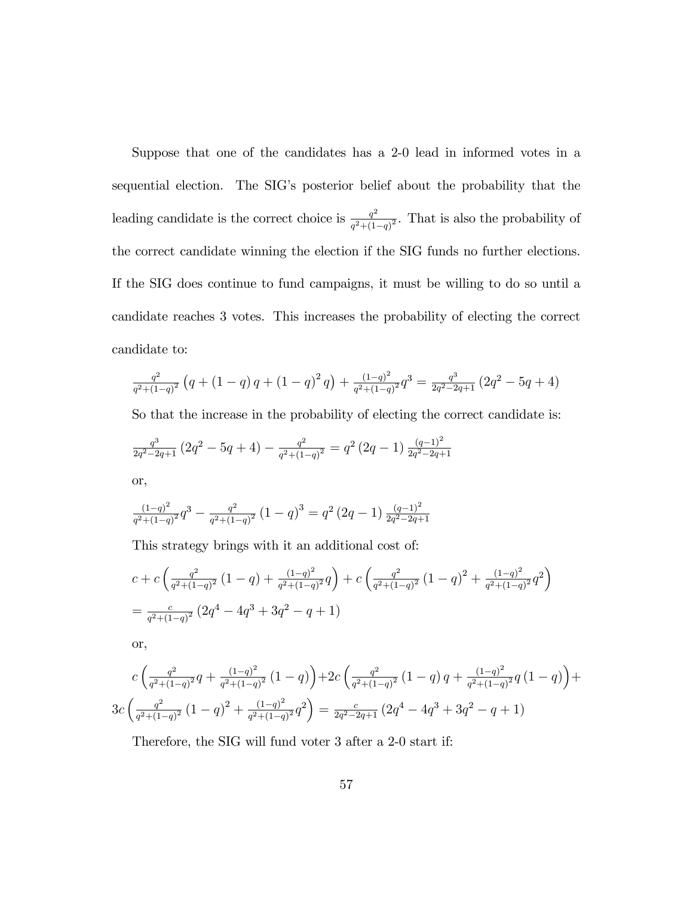Suppose that one of the candidates has a 2-0 lead in informed votes in a sequential election. The SIG's posterior belief about the probability that the leading candidate is the correct choice is $\frac{q^2}{q^2+(1-q)^2}$. That is also the probability of the correct candidate winning the election if the SIG funds no further elections. If the SIG does continue to fund campaigns, it must be willing to do so until a candidate reaches 3 votes. This increases the probability of electing the correct candidate to:

$$\frac{q^2}{q^2+(1-q)^2}\left(q+(1-q)\,q+(1-q)^2\,q\right)+\frac{(1-q)^2}{q^2+(1-q)^2}q^3=\frac{q^3}{2q^2-2q+1}\left(2q^2-5q+4\right)$$

So that the increase in the probability of electing the correct candidate is:

$$\frac{q^3}{2q^2-2q+1}\left(2q^2-5q+4\right)-\frac{q^2}{q^2+(1-q)^2}=q^2\left(2q-1\right)\frac{(q-1)^2}{2q^2-2q+1}$$

or,

$$\frac{(1-q)^2}{q^2+(1-q)^2}q^3-\frac{q^2}{q^2+(1-q)^2}\left(1-q\right)^3=q^2\left(2q-1\right)\frac{(q-1)^2}{2q^2-2q+1}$$

This strategy brings with it an additional cost of:

$$c+c\left(\frac{q^2}{q^2+(1-q)^2}\left(1-q\right)+\frac{(1-q)^2}{q^2+(1-q)^2}q\right)+c\left(\frac{q^2}{q^2+(1-q)^2}\left(1-q\right)^2+\frac{(1-q)^2}{q^2+(1-q)^2}q^2\right)$$

$$=\frac{c}{q^2+(1-q)^2}\left(2q^4-4q^3+3q^2-q+1\right)$$

or,

$$c\left(\frac{q^2}{q^2+(1-q)^2}q+\frac{(1-q)^2}{q^2+(1-q)^2}\left(1-q\right)\right)+2c\left(\frac{q^2}{q^2+(1-q)^2}\left(1-q\right)q+\frac{(1-q)^2}{q^2+(1-q)^2}q\left(1-q\right)\right)+$$
$$3c\left(\frac{q^2}{q^2+(1-q)^2}\left(1-q\right)^2+\frac{(1-q)^2}{q^2+(1-q)^2}q^2\right)=\frac{c}{2q^2-2q+1}\left(2q^4-4q^3+3q^2-q+1\right)$$

Therefore, the SIG will fund voter 3 after a 2-0 start if: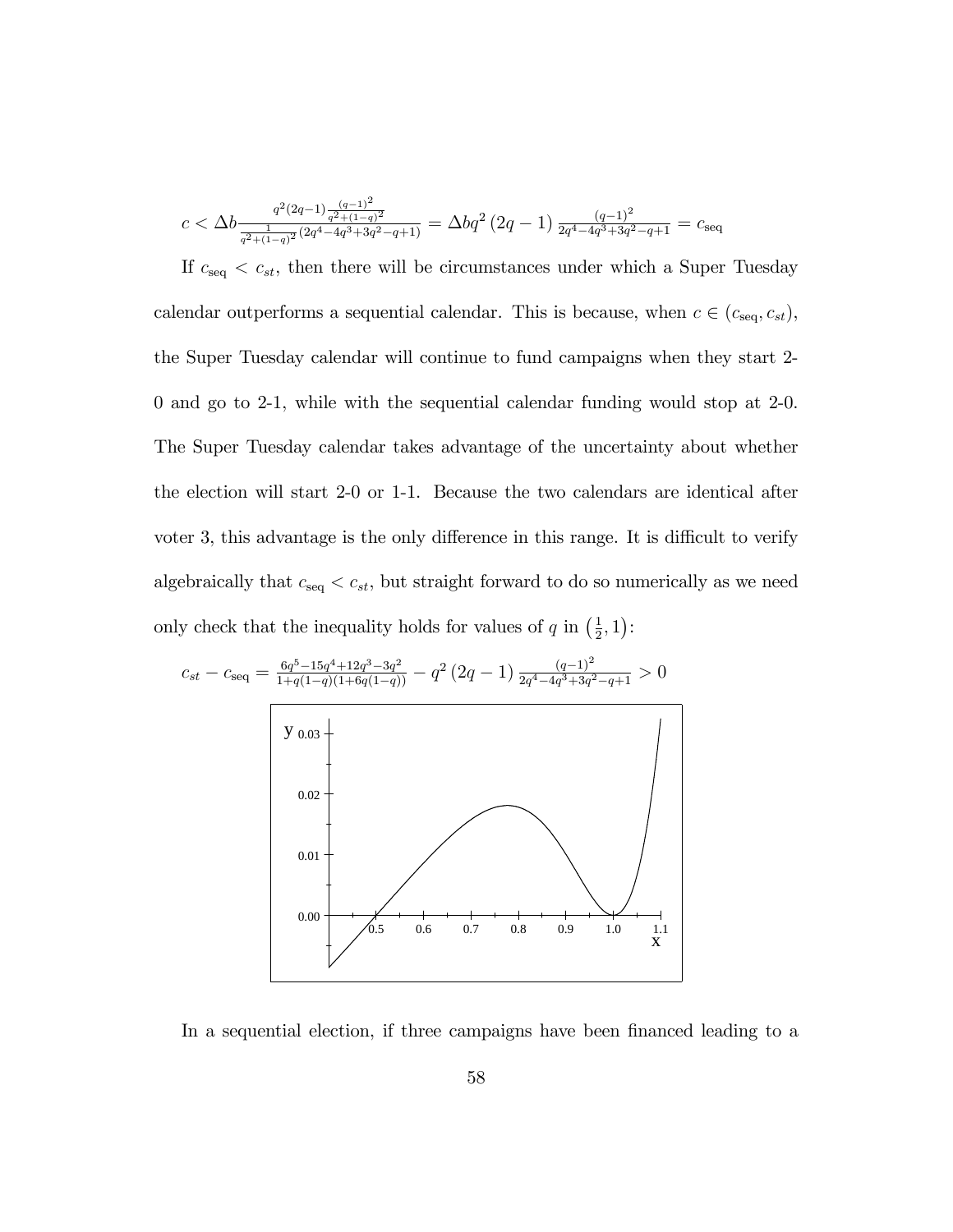$$c < \Delta b \frac{q^2(2q-1)\frac{(q-1)^2}{q^2+(1-q)^2}}{\frac{1}{q^2+(1-q)^2}(2q^4-4q^3+3q^2-q+1)} = \Delta b q^2 (2q-1) \frac{(q-1)^2}{2q^4-4q^3+3q^2-q+1} = c_{\text{seq}}$$

If $c_{\text{seq}} < c_{st}$, then there will be circumstances under which a Super Tuesday calendar outperforms a sequential calendar. This is because, when $c \in (c_{\text{seq}}, c_{st})$, the Super Tuesday calendar will continue to fund campaigns when they start 2-0 and go to 2-1, while with the sequential calendar funding would stop at 2-0. The Super Tuesday calendar takes advantage of the uncertainty about whether the election will start 2-0 or 1-1. Because the two calendars are identical after voter 3, this advantage is the only difference in this range. It is difficult to verify algebraically that $c_{\text{seq}} < c_{st}$, but straight forward to do so numerically as we need only check that the inequality holds for values of $q$ in $\left(\frac{1}{2}, 1\right)$:

$$c_{st} - c_{\text{seq}} = \frac{6q^5-15q^4+12q^3-3q^2}{1+q(1-q)(1+6q(1-q))} - q^2(2q-1)\frac{(q-1)^2}{2q^4-4q^3+3q^2-q+1} > 0$$

In a sequential election, if three campaigns have been financed leading to a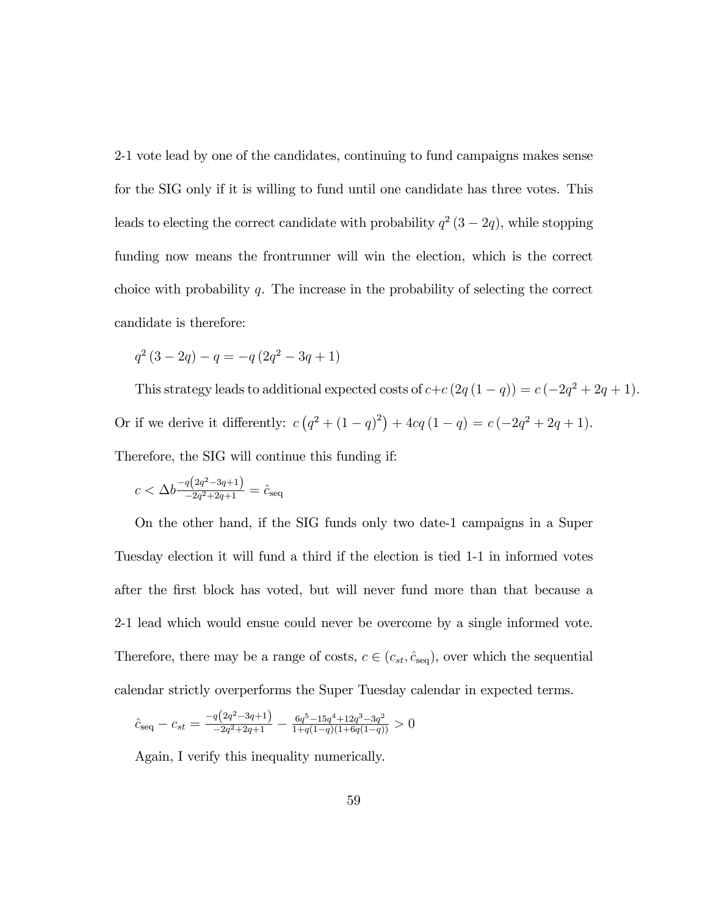2-1 vote lead by one of the candidates, continuing to fund campaigns makes sense for the SIG only if it is willing to fund until one candidate has three votes. This leads to electing the correct candidate with probability $q^2(3-2q)$, while stopping funding now means the frontrunner will win the election, which is the correct choice with probability $q$. The increase in the probability of selecting the correct candidate is therefore:

$$q^2(3-2q) - q = -q\left(2q^2 - 3q + 1\right)$$

This strategy leads to additional expected costs of $c + c\left(2q\left(1-q\right)\right) = c\left(-2q^2 + 2q + 1\right)$. Or if we derive it differently: $c\left(q^2 + (1-q)^2\right) + 4cq\left(1-q\right) = c\left(-2q^2 + 2q + 1\right)$. Therefore, the SIG will continue this funding if:

$$c < \Delta b \frac{-q\left(2q^2-3q+1\right)}{-2q^2+2q+1} = \hat{c}_{\text{seq}}$$

On the other hand, if the SIG funds only two date-1 campaigns in a Super Tuesday election it will fund a third if the election is tied 1-1 in informed votes after the first block has voted, but will never fund more than that because a 2-1 lead which would ensue could never be overcome by a single informed vote. Therefore, there may be a range of costs, $c \in (c_{st}, \hat{c}_{\text{seq}})$, over which the sequential calendar strictly overperforms the Super Tuesday calendar in expected terms.

$$\hat{c}_{\text{seq}} - c_{st} = \frac{-q\left(2q^2-3q+1\right)}{-2q^2+2q+1} - \frac{6q^5-15q^4+12q^3-3q^2}{1+q(1-q)(1+6q(1-q))} > 0$$

Again, I verify this inequality numerically.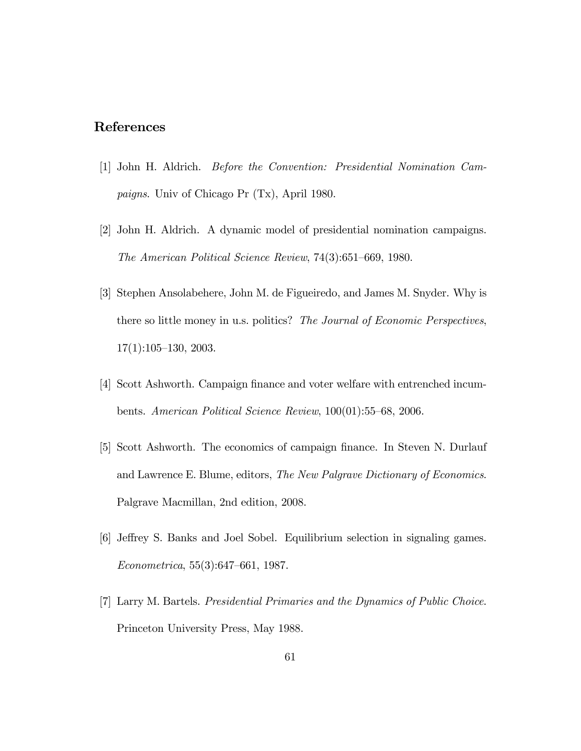## References

[1] John H. Aldrich. *Before the Convention: Presidential Nomination Campaigns*. Univ of Chicago Pr (Tx), April 1980.

[2] John H. Aldrich. A dynamic model of presidential nomination campaigns. *The American Political Science Review*, 74(3):651–669, 1980.

[3] Stephen Ansolabehere, John M. de Figueiredo, and James M. Snyder. Why is there so little money in u.s. politics? *The Journal of Economic Perspectives*, 17(1):105–130, 2003.

[4] Scott Ashworth. Campaign finance and voter welfare with entrenched incumbents. *American Political Science Review*, 100(01):55–68, 2006.

[5] Scott Ashworth. The economics of campaign finance. In Steven N. Durlauf and Lawrence E. Blume, editors, *The New Palgrave Dictionary of Economics*. Palgrave Macmillan, 2nd edition, 2008.

[6] Jeffrey S. Banks and Joel Sobel. Equilibrium selection in signaling games. *Econometrica*, 55(3):647–661, 1987.

[7] Larry M. Bartels. *Presidential Primaries and the Dynamics of Public Choice*. Princeton University Press, May 1988.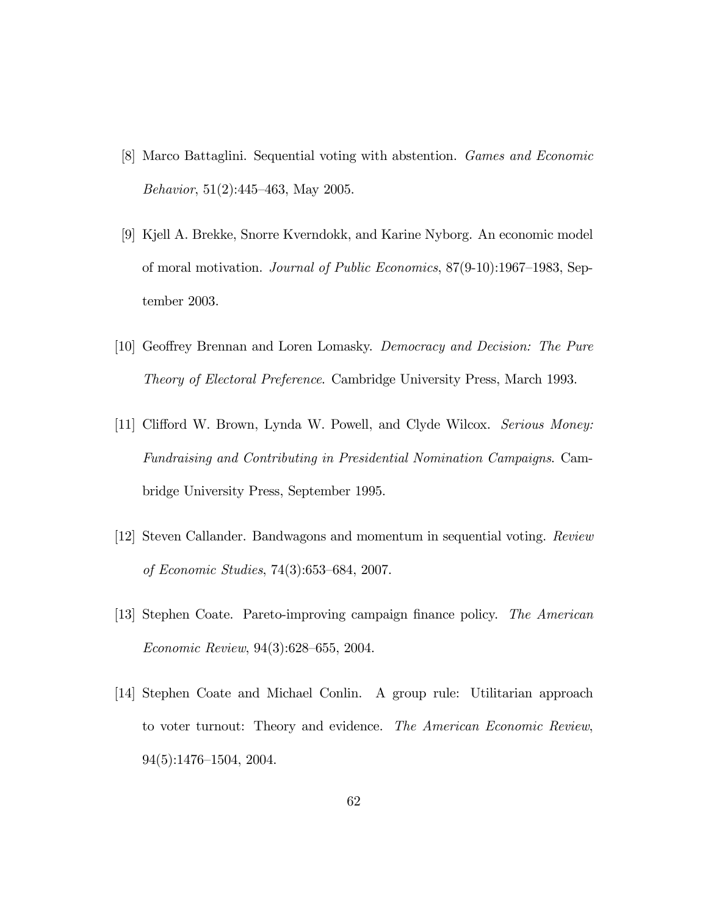[8] Marco Battaglini. Sequential voting with abstention. *Games and Economic Behavior*, 51(2):445–463, May 2005.

[9] Kjell A. Brekke, Snorre Kverndokk, and Karine Nyborg. An economic model of moral motivation. *Journal of Public Economics*, 87(9-10):1967–1983, September 2003.

[10] Geoffrey Brennan and Loren Lomasky. *Democracy and Decision: The Pure Theory of Electoral Preference*. Cambridge University Press, March 1993.

[11] Clifford W. Brown, Lynda W. Powell, and Clyde Wilcox. *Serious Money: Fundraising and Contributing in Presidential Nomination Campaigns*. Cambridge University Press, September 1995.

[12] Steven Callander. Bandwagons and momentum in sequential voting. *Review of Economic Studies*, 74(3):653–684, 2007.

[13] Stephen Coate. Pareto-improving campaign finance policy. *The American Economic Review*, 94(3):628–655, 2004.

[14] Stephen Coate and Michael Conlin. A group rule: Utilitarian approach to voter turnout: Theory and evidence. *The American Economic Review*, 94(5):1476–1504, 2004.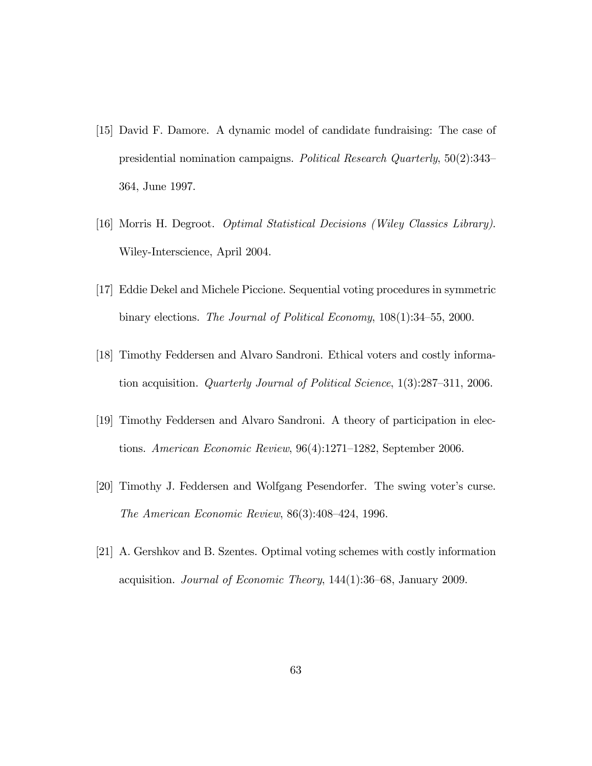[15] David F. Damore. A dynamic model of candidate fundraising: The case of presidential nomination campaigns. *Political Research Quarterly*, 50(2):343–364, June 1997.

[16] Morris H. Degroot. *Optimal Statistical Decisions (Wiley Classics Library)*. Wiley-Interscience, April 2004.

[17] Eddie Dekel and Michele Piccione. Sequential voting procedures in symmetric binary elections. *The Journal of Political Economy*, 108(1):34–55, 2000.

[18] Timothy Feddersen and Alvaro Sandroni. Ethical voters and costly information acquisition. *Quarterly Journal of Political Science*, 1(3):287–311, 2006.

[19] Timothy Feddersen and Alvaro Sandroni. A theory of participation in elections. *American Economic Review*, 96(4):1271–1282, September 2006.

[20] Timothy J. Feddersen and Wolfgang Pesendorfer. The swing voter's curse. *The American Economic Review*, 86(3):408–424, 1996.

[21] A. Gershkov and B. Szentes. Optimal voting schemes with costly information acquisition. *Journal of Economic Theory*, 144(1):36–68, January 2009.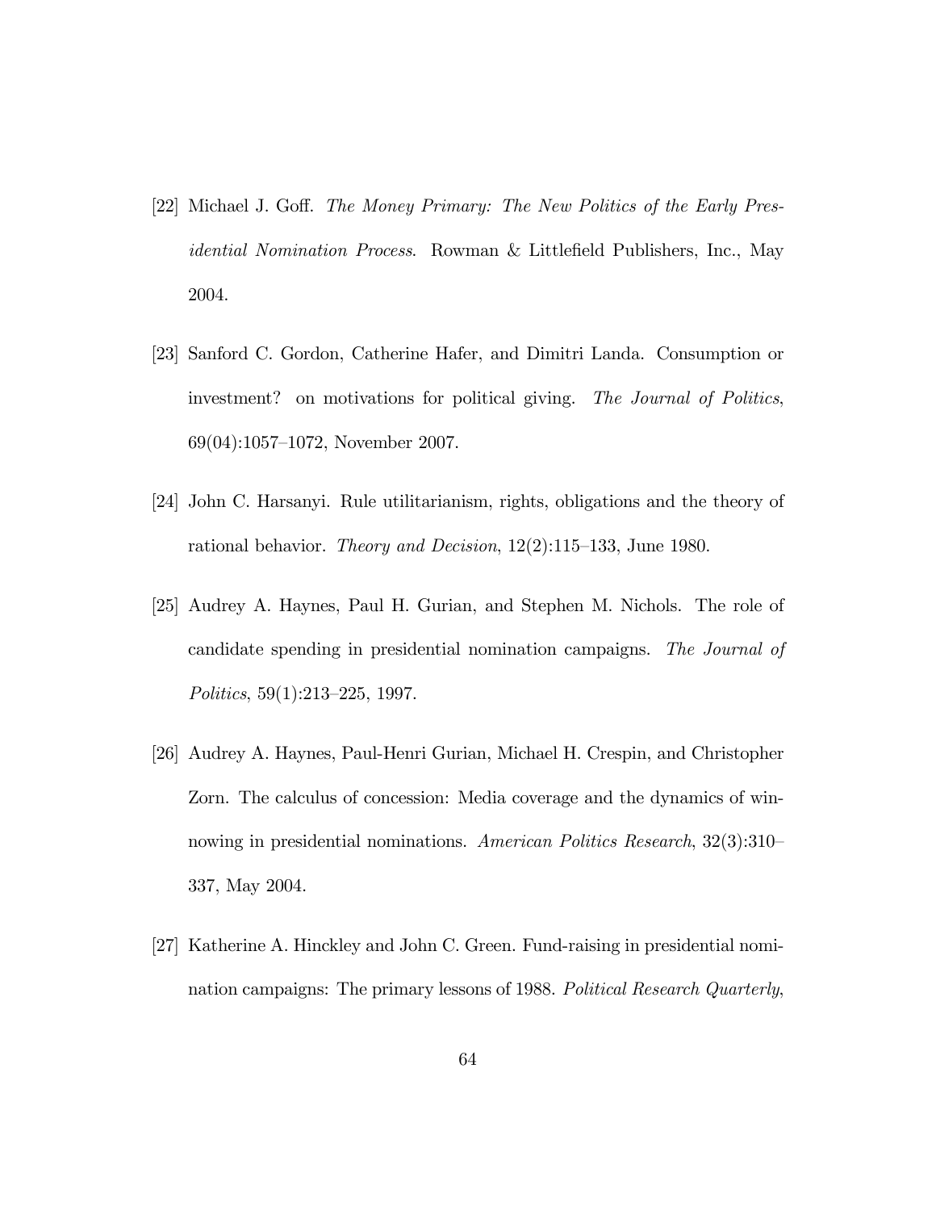[22] Michael J. Goff. *The Money Primary: The New Politics of the Early Presidential Nomination Process*. Rowman & Littlefield Publishers, Inc., May 2004.

[23] Sanford C. Gordon, Catherine Hafer, and Dimitri Landa. Consumption or investment? on motivations for political giving. *The Journal of Politics*, 69(04):1057–1072, November 2007.

[24] John C. Harsanyi. Rule utilitarianism, rights, obligations and the theory of rational behavior. *Theory and Decision*, 12(2):115–133, June 1980.

[25] Audrey A. Haynes, Paul H. Gurian, and Stephen M. Nichols. The role of candidate spending in presidential nomination campaigns. *The Journal of Politics*, 59(1):213–225, 1997.

[26] Audrey A. Haynes, Paul-Henri Gurian, Michael H. Crespin, and Christopher Zorn. The calculus of concession: Media coverage and the dynamics of winnowing in presidential nominations. *American Politics Research*, 32(3):310–337, May 2004.

[27] Katherine A. Hinckley and John C. Green. Fund-raising in presidential nomination campaigns: The primary lessons of 1988. *Political Research Quarterly*,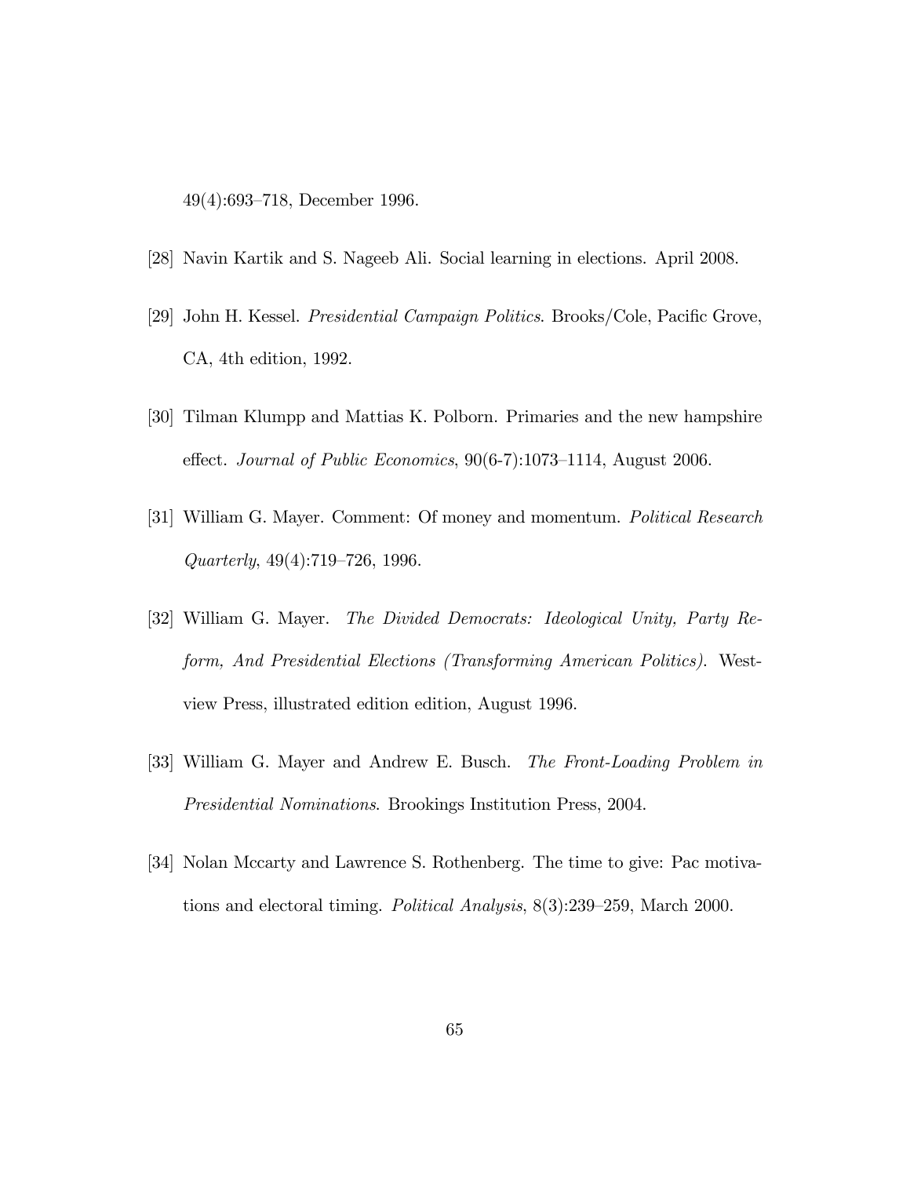49(4):693–718, December 1996.

[28] Navin Kartik and S. Nageeb Ali. Social learning in elections. April 2008.

[29] John H. Kessel. *Presidential Campaign Politics*. Brooks/Cole, Pacific Grove, CA, 4th edition, 1992.

[30] Tilman Klumpp and Mattias K. Polborn. Primaries and the new hampshire effect. *Journal of Public Economics*, 90(6-7):1073–1114, August 2006.

[31] William G. Mayer. Comment: Of money and momentum. *Political Research Quarterly*, 49(4):719–726, 1996.

[32] William G. Mayer. *The Divided Democrats: Ideological Unity, Party Reform, And Presidential Elections (Transforming American Politics)*. Westview Press, illustrated edition edition, August 1996.

[33] William G. Mayer and Andrew E. Busch. *The Front-Loading Problem in Presidential Nominations*. Brookings Institution Press, 2004.

[34] Nolan Mccarty and Lawrence S. Rothenberg. The time to give: Pac motivations and electoral timing. *Political Analysis*, 8(3):239–259, March 2000.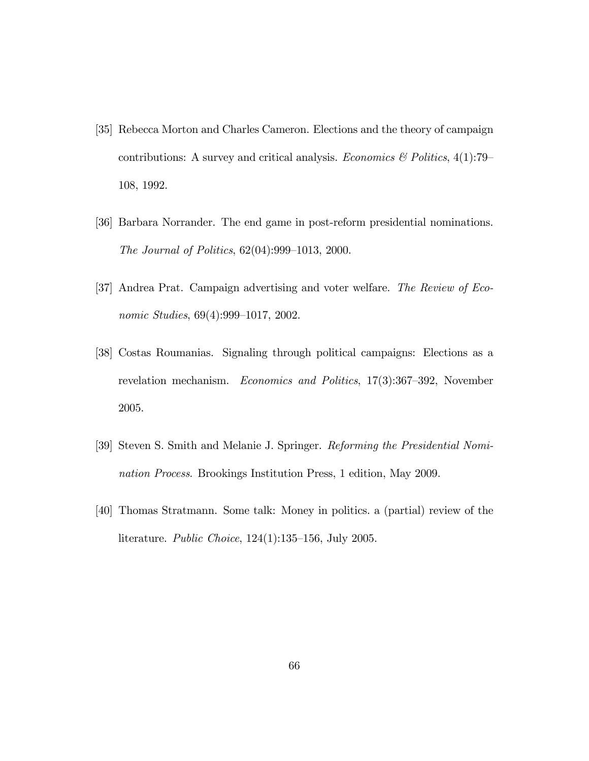[35] Rebecca Morton and Charles Cameron. Elections and the theory of campaign contributions: A survey and critical analysis. *Economics & Politics*, 4(1):79–108, 1992.

[36] Barbara Norrander. The end game in post-reform presidential nominations. *The Journal of Politics*, 62(04):999–1013, 2000.

[37] Andrea Prat. Campaign advertising and voter welfare. *The Review of Economic Studies*, 69(4):999–1017, 2002.

[38] Costas Roumanias. Signaling through political campaigns: Elections as a revelation mechanism. *Economics and Politics*, 17(3):367–392, November 2005.

[39] Steven S. Smith and Melanie J. Springer. *Reforming the Presidential Nomination Process*. Brookings Institution Press, 1 edition, May 2009.

[40] Thomas Stratmann. Some talk: Money in politics. a (partial) review of the literature. *Public Choice*, 124(1):135–156, July 2005.